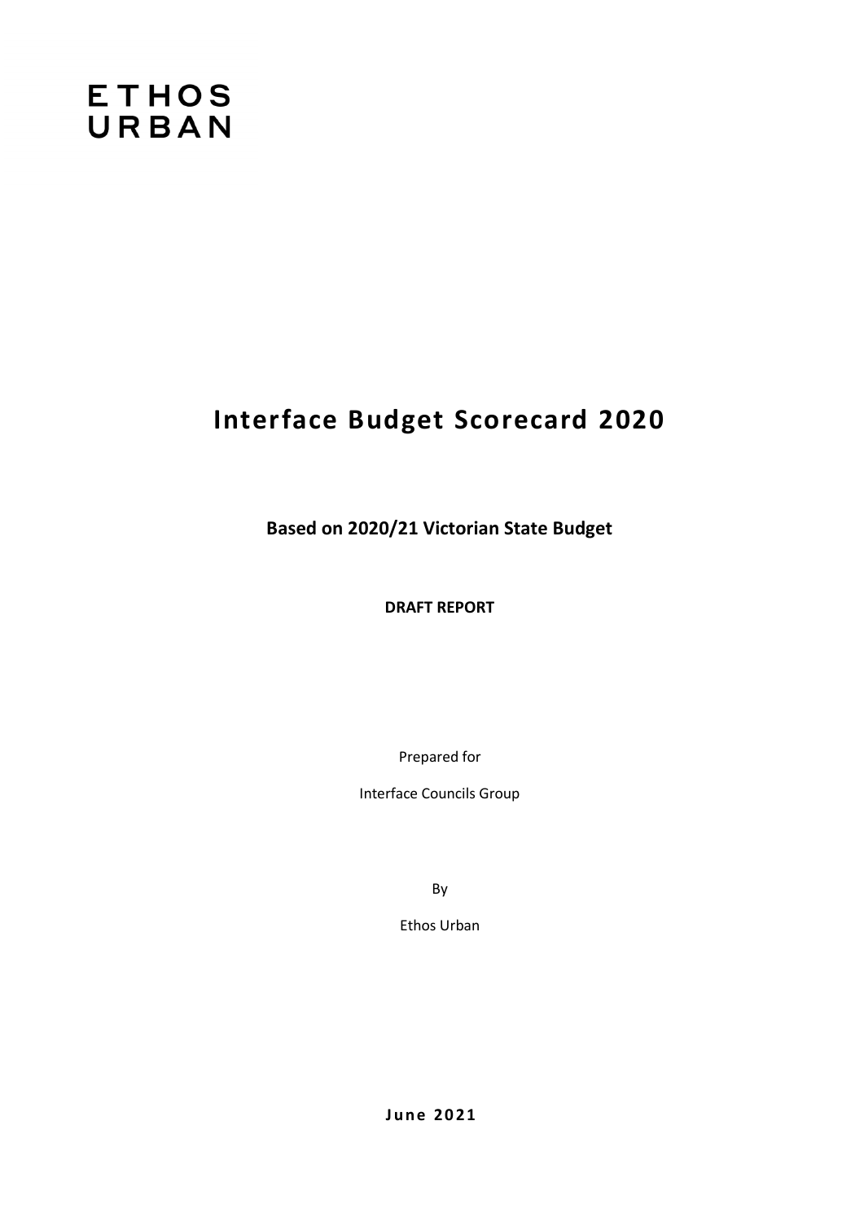ETHOS
URBAN

# Interface Budget Scorecard 2020

**Based on 2020/21 Victorian State Budget**

**DRAFT REPORT**

Prepared for

Interface Councils Group

By

Ethos Urban

**June 2021**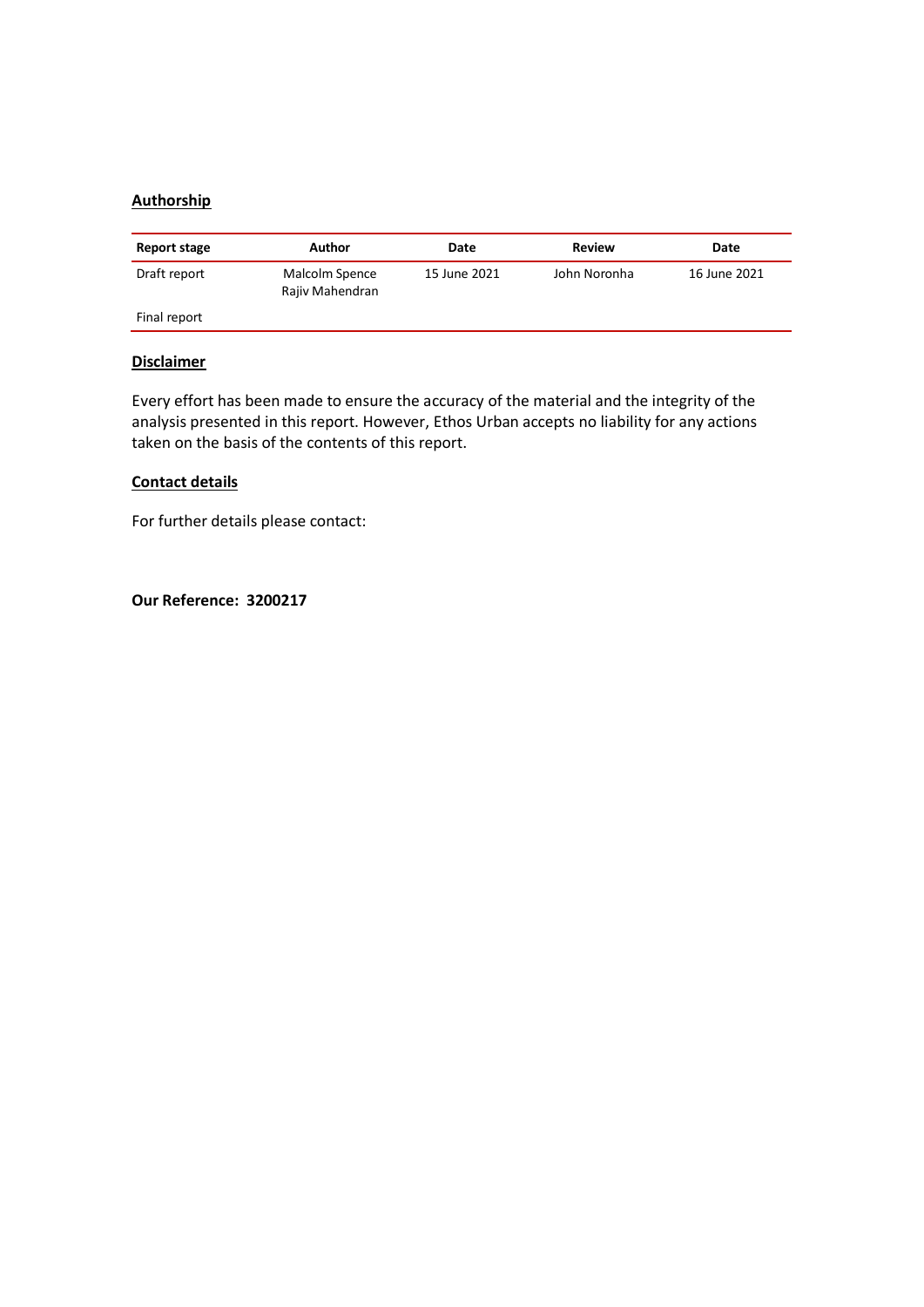**Authorship**

| Report stage | Author | Date | Review | Date |
|---|---|---|---|---|
| Draft report | Malcolm Spence<br>Rajiv Mahendran | 15 June 2021 | John Noronha | 16 June 2021 |
| Final report | | | | |

**Disclaimer**

Every effort has been made to ensure the accuracy of the material and the integrity of the analysis presented in this report. However, Ethos Urban accepts no liability for any actions taken on the basis of the contents of this report.

**Contact details**

For further details please contact:

**Our Reference: 3200217**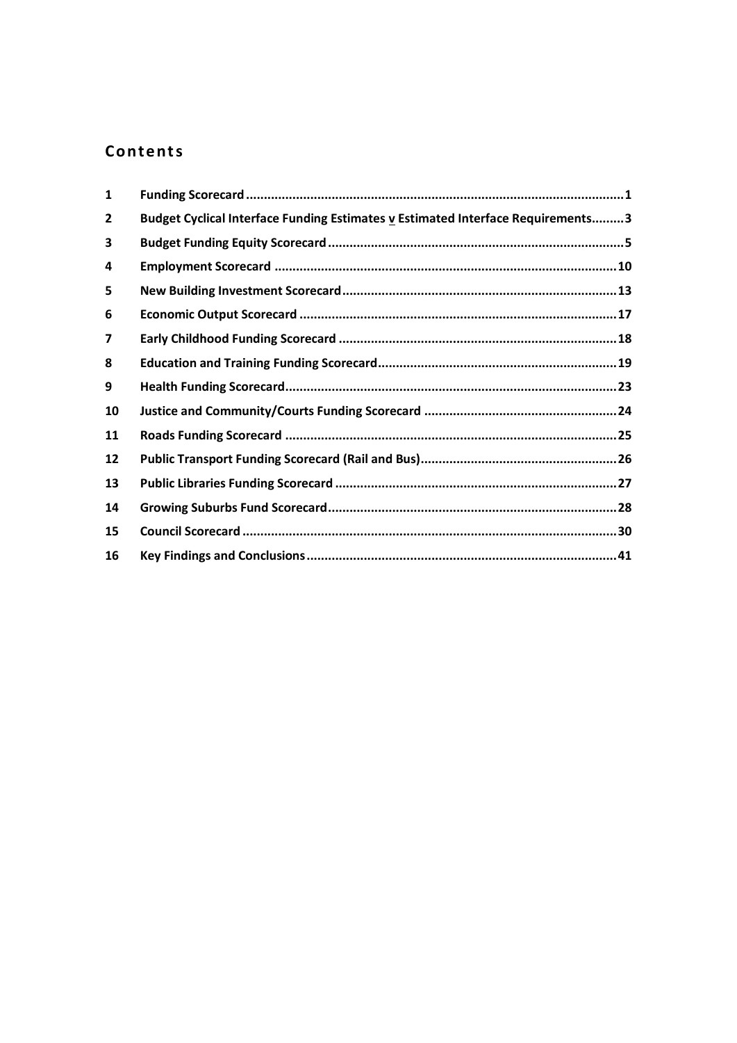## Contents

| | | |
|---|---|---|
| 1 | **Funding Scorecard** | 1 |
| 2 | **Budget Cyclical Interface Funding Estimates v Estimated Interface Requirements** | 3 |
| 3 | **Budget Funding Equity Scorecard** | 5 |
| 4 | **Employment Scorecard** | 10 |
| 5 | **New Building Investment Scorecard** | 13 |
| 6 | **Economic Output Scorecard** | 17 |
| 7 | **Early Childhood Funding Scorecard** | 18 |
| 8 | **Education and Training Funding Scorecard** | 19 |
| 9 | **Health Funding Scorecard** | 23 |
| 10 | **Justice and Community/Courts Funding Scorecard** | 24 |
| 11 | **Roads Funding Scorecard** | 25 |
| 12 | **Public Transport Funding Scorecard (Rail and Bus)** | 26 |
| 13 | **Public Libraries Funding Scorecard** | 27 |
| 14 | **Growing Suburbs Fund Scorecard** | 28 |
| 15 | **Council Scorecard** | 30 |
| 16 | **Key Findings and Conclusions** | 41 |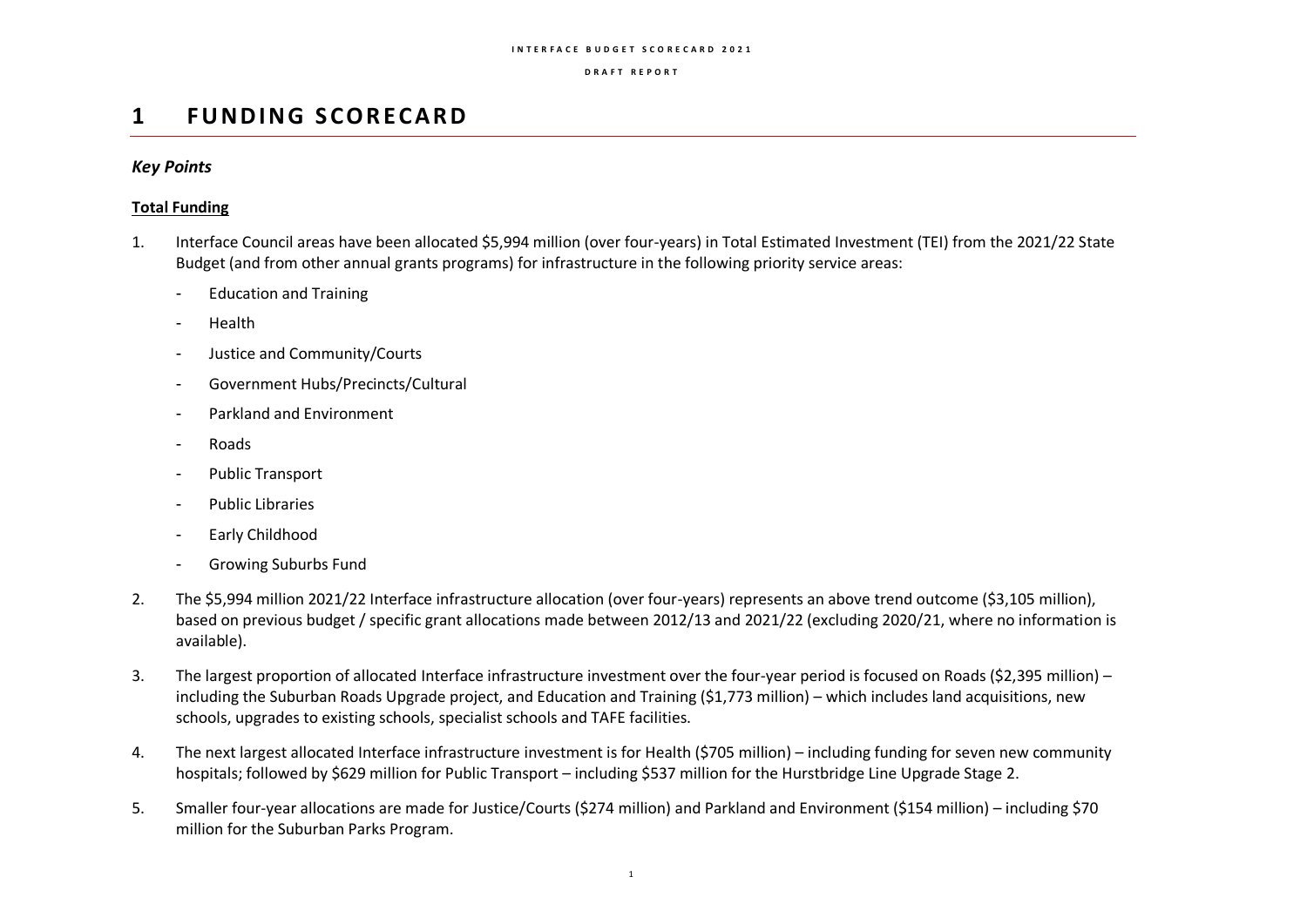# 1 FUNDING SCORECARD

### *Key Points*

**Total Funding**

1. Interface Council areas have been allocated $5,994 million (over four-years) in Total Estimated Investment (TEI) from the 2021/22 State Budget (and from other annual grants programs) for infrastructure in the following priority service areas:
   - Education and Training
   - Health
   - Justice and Community/Courts
   - Government Hubs/Precincts/Cultural
   - Parkland and Environment
   - Roads
   - Public Transport
   - Public Libraries
   - Early Childhood
   - Growing Suburbs Fund

2. The $5,994 million 2021/22 Interface infrastructure allocation (over four-years) represents an above trend outcome ($3,105 million), based on previous budget / specific grant allocations made between 2012/13 and 2021/22 (excluding 2020/21, where no information is available).

3. The largest proportion of allocated Interface infrastructure investment over the four-year period is focused on Roads ($2,395 million) – including the Suburban Roads Upgrade project, and Education and Training ($1,773 million) – which includes land acquisitions, new schools, upgrades to existing schools, specialist schools and TAFE facilities.

4. The next largest allocated Interface infrastructure investment is for Health ($705 million) – including funding for seven new community hospitals; followed by $629 million for Public Transport – including $537 million for the Hurstbridge Line Upgrade Stage 2.

5. Smaller four-year allocations are made for Justice/Courts ($274 million) and Parkland and Environment ($154 million) – including $70 million for the Suburban Parks Program.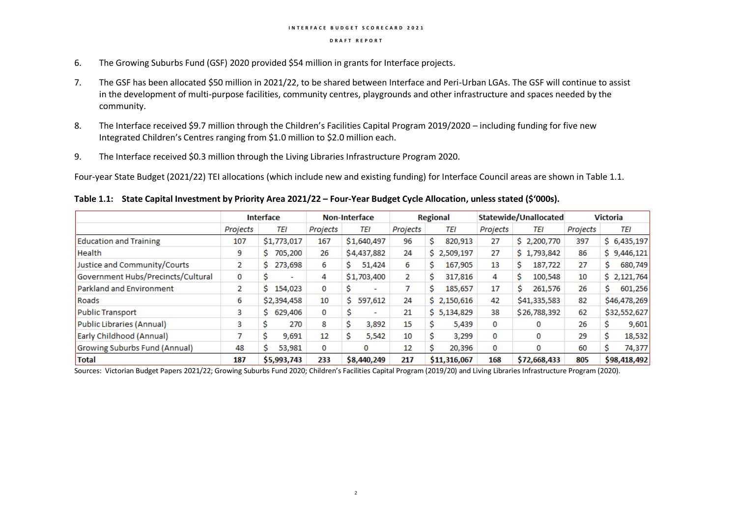6. The Growing Suburbs Fund (GSF) 2020 provided $54 million in grants for Interface projects.

7. The GSF has been allocated $50 million in 2021/22, to be shared between Interface and Peri-Urban LGAs. The GSF will continue to assist in the development of multi-purpose facilities, community centres, playgrounds and other infrastructure and spaces needed by the community.

8. The Interface received $9.7 million through the Children's Facilities Capital Program 2019/2020 – including funding for five new Integrated Children's Centres ranging from $1.0 million to $2.0 million each.

9. The Interface received $0.3 million through the Living Libraries Infrastructure Program 2020.

Four-year State Budget (2021/22) TEI allocations (which include new and existing funding) for Interface Council areas are shown in Table 1.1.

**Table 1.1: State Capital Investment by Priority Area 2021/22 – Four-Year Budget Cycle Allocation, unless stated ($'000s).**

| | Interface | | Non-Interface | | Regional | | Statewide/Unallocated | | Victoria | |
|---|---|---|---|---|---|---|---|---|---|---|
| | *Projects* | *TEI* | *Projects* | *TEI* | *Projects* | *TEI* | *Projects* | *TEI* | *Projects* | *TEI* |
| Education and Training | 107 | $1,773,017 | 167 | $1,640,497 | 96 | $ 820,913 | 27 | $ 2,200,770 | 397 | $ 6,435,197 |
| Health | 9 | $ 705,200 | 26 | $4,437,882 | 24 | $ 2,509,197 | 27 | $ 1,793,842 | 86 | $ 9,446,121 |
| Justice and Community/Courts | 2 | $ 273,698 | 6 | $ 51,424 | 6 | $ 167,905 | 13 | $ 187,722 | 27 | $ 680,749 |
| Government Hubs/Precincts/Cultural | 0 | $ - | 4 | $1,703,400 | 2 | $ 317,816 | 4 | $ 100,548 | 10 | $ 2,121,764 |
| Parkland and Environment | 2 | $ 154,023 | 0 | $ - | 7 | $ 185,657 | 17 | $ 261,576 | 26 | $ 601,256 |
| Roads | 6 | $2,394,458 | 10 | $ 597,612 | 24 | $ 2,150,616 | 42 | $41,335,583 | 82 | $46,478,269 |
| Public Transport | 3 | $ 629,406 | 0 | $ - | 21 | $ 5,134,829 | 38 | $26,788,392 | 62 | $32,552,627 |
| Public Libraries (Annual) | 3 | $ 270 | 8 | $ 3,892 | 15 | $ 5,439 | 0 | 0 | 26 | $ 9,601 |
| Early Childhood (Annual) | 7 | $ 9,691 | 12 | $ 5,542 | 10 | $ 3,299 | 0 | 0 | 29 | $ 18,532 |
| Growing Suburbs Fund (Annual) | 48 | $ 53,981 | 0 | 0 | 12 | $ 20,396 | 0 | 0 | 60 | $ 74,377 |
| **Total** | **187** | **$5,993,743** | **233** | **$8,440,249** | **217** | **$11,316,067** | **168** | **$72,668,433** | **805** | **$98,418,492** |

Sources: Victorian Budget Papers 2021/22; Growing Suburbs Fund 2020; Children's Facilities Capital Program (2019/20) and Living Libraries Infrastructure Program (2020).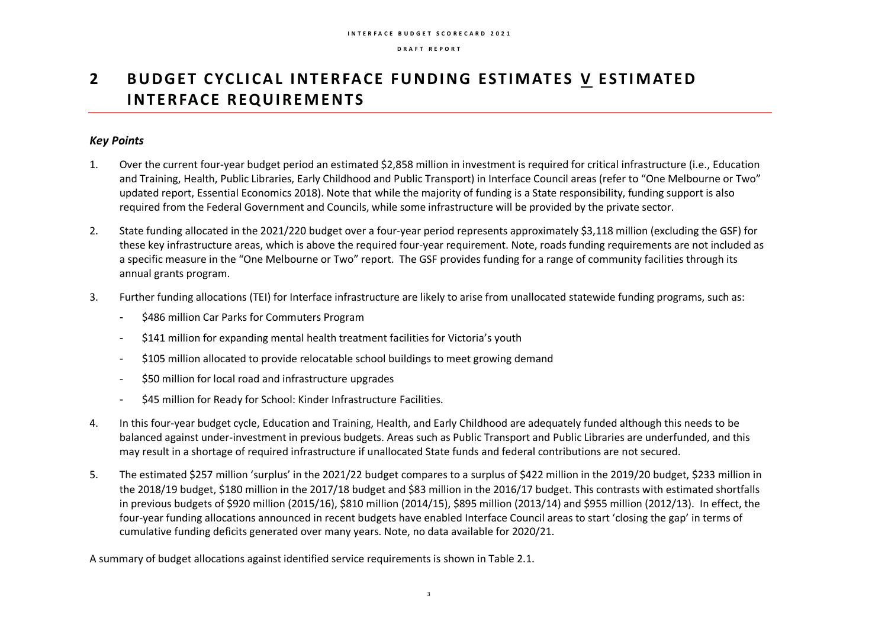# 2 BUDGET CYCLICAL INTERFACE FUNDING ESTIMATES V ESTIMATED INTERFACE REQUIREMENTS

### *Key Points*

1. Over the current four-year budget period an estimated $2,858 million in investment is required for critical infrastructure (i.e., Education and Training, Health, Public Libraries, Early Childhood and Public Transport) in Interface Council areas (refer to "One Melbourne or Two" updated report, Essential Economics 2018). Note that while the majority of funding is a State responsibility, funding support is also required from the Federal Government and Councils, while some infrastructure will be provided by the private sector.

2. State funding allocated in the 2021/220 budget over a four-year period represents approximately $3,118 million (excluding the GSF) for these key infrastructure areas, which is above the required four-year requirement. Note, roads funding requirements are not included as a specific measure in the "One Melbourne or Two" report. The GSF provides funding for a range of community facilities through its annual grants program.

3. Further funding allocations (TEI) for Interface infrastructure are likely to arise from unallocated statewide funding programs, such as:
   - $486 million Car Parks for Commuters Program
   - $141 million for expanding mental health treatment facilities for Victoria's youth
   - $105 million allocated to provide relocatable school buildings to meet growing demand
   - $50 million for local road and infrastructure upgrades
   - $45 million for Ready for School: Kinder Infrastructure Facilities.

4. In this four-year budget cycle, Education and Training, Health, and Early Childhood are adequately funded although this needs to be balanced against under-investment in previous budgets. Areas such as Public Transport and Public Libraries are underfunded, and this may result in a shortage of required infrastructure if unallocated State funds and federal contributions are not secured.

5. The estimated $257 million 'surplus' in the 2021/22 budget compares to a surplus of $422 million in the 2019/20 budget, $233 million in the 2018/19 budget, $180 million in the 2017/18 budget and $83 million in the 2016/17 budget. This contrasts with estimated shortfalls in previous budgets of $920 million (2015/16), $810 million (2014/15), $895 million (2013/14) and $955 million (2012/13). In effect, the four-year funding allocations announced in recent budgets have enabled Interface Council areas to start 'closing the gap' in terms of cumulative funding deficits generated over many years. Note, no data available for 2020/21.

A summary of budget allocations against identified service requirements is shown in Table 2.1.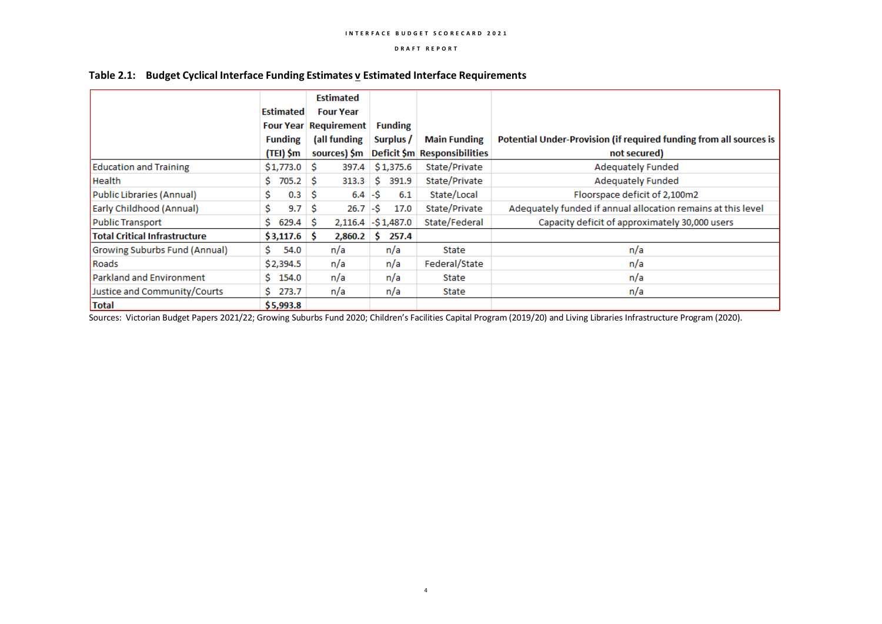**Table 2.1: Budget Cyclical Interface Funding Estimates v Estimated Interface Requirements**

| | Estimated Four Year Funding (TEI) $m | Estimated Four Year Requirement (all funding sources) $m | Funding Surplus / Deficit $m | Main Funding Responsibilities | Potential Under-Provision (if required funding from all sources is not secured) |
|---|---|---|---|---|---|
| Education and Training | $1,773.0 | $ 397.4 | $1,375.6 | State/Private | Adequately Funded |
| Health | $ 705.2 | $ 313.3 | $ 391.9 | State/Private | Adequately Funded |
| Public Libraries (Annual) | $ 0.3 | $ 6.4 | -$ 6.1 | State/Local | Floorspace deficit of 2,100m2 |
| Early Childhood (Annual) | $ 9.7 | $ 26.7 | -$ 17.0 | State/Private | Adequately funded if annual allocation remains at this level |
| Public Transport | $ 629.4 | $ 2,116.4 | -$1,487.0 | State/Federal | Capacity deficit of approximately 30,000 users |
| **Total Critical Infrastructure** | **$3,117.6** | **$ 2,860.2** | **$ 257.4** | | |
| Growing Suburbs Fund (Annual) | $ 54.0 | n/a | n/a | State | n/a |
| Roads | $2,394.5 | n/a | n/a | Federal/State | n/a |
| Parkland and Environment | $ 154.0 | n/a | n/a | State | n/a |
| Justice and Community/Courts | $ 273.7 | n/a | n/a | State | n/a |
| **Total** | **$5,993.8** | | | | |

Sources: Victorian Budget Papers 2021/22; Growing Suburbs Fund 2020; Children's Facilities Capital Program (2019/20) and Living Libraries Infrastructure Program (2020).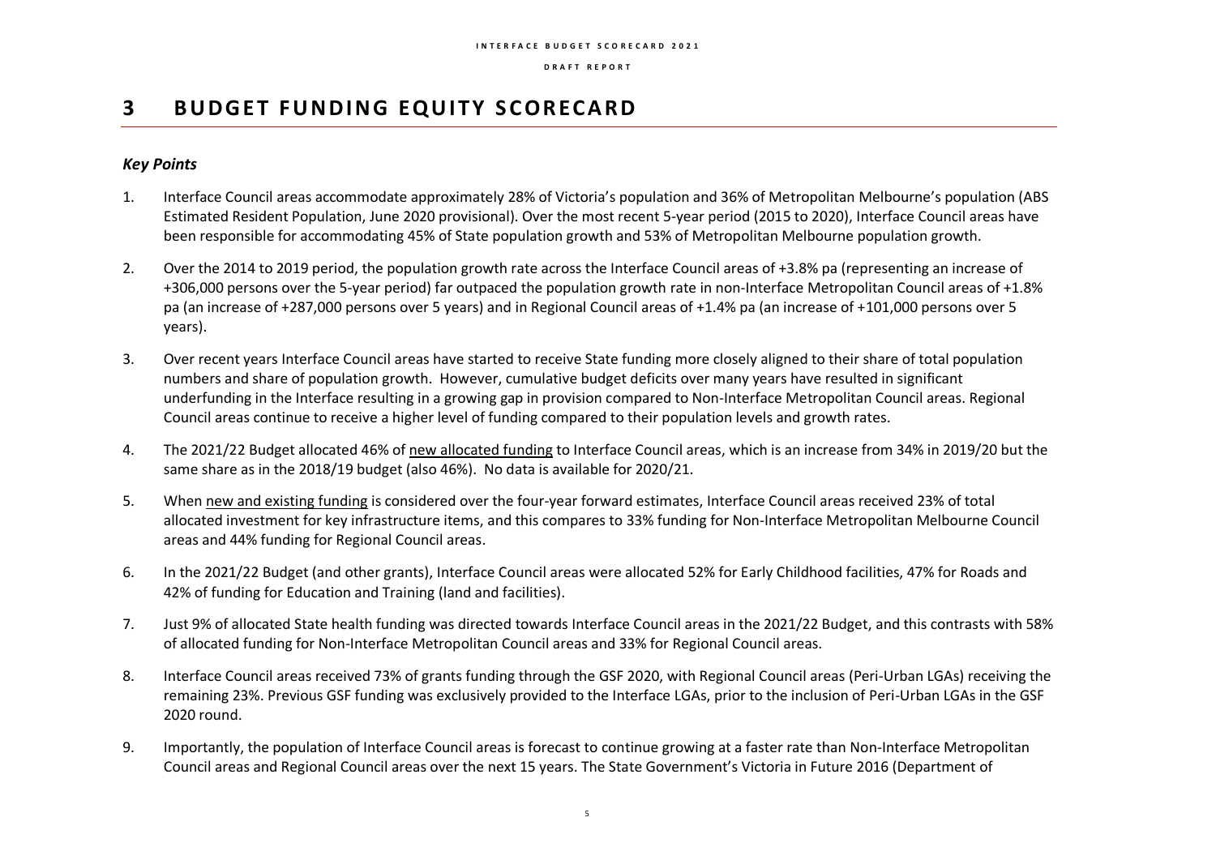# 3 BUDGET FUNDING EQUITY SCORECARD

### *Key Points*

1. Interface Council areas accommodate approximately 28% of Victoria's population and 36% of Metropolitan Melbourne's population (ABS Estimated Resident Population, June 2020 provisional). Over the most recent 5-year period (2015 to 2020), Interface Council areas have been responsible for accommodating 45% of State population growth and 53% of Metropolitan Melbourne population growth.

2. Over the 2014 to 2019 period, the population growth rate across the Interface Council areas of +3.8% pa (representing an increase of +306,000 persons over the 5-year period) far outpaced the population growth rate in non-Interface Metropolitan Council areas of +1.8% pa (an increase of +287,000 persons over 5 years) and in Regional Council areas of +1.4% pa (an increase of +101,000 persons over 5 years).

3. Over recent years Interface Council areas have started to receive State funding more closely aligned to their share of total population numbers and share of population growth. However, cumulative budget deficits over many years have resulted in significant underfunding in the Interface resulting in a growing gap in provision compared to Non-Interface Metropolitan Council areas. Regional Council areas continue to receive a higher level of funding compared to their population levels and growth rates.

4. The 2021/22 Budget allocated 46% of new allocated funding to Interface Council areas, which is an increase from 34% in 2019/20 but the same share as in the 2018/19 budget (also 46%). No data is available for 2020/21.

5. When new and existing funding is considered over the four-year forward estimates, Interface Council areas received 23% of total allocated investment for key infrastructure items, and this compares to 33% funding for Non-Interface Metropolitan Melbourne Council areas and 44% funding for Regional Council areas.

6. In the 2021/22 Budget (and other grants), Interface Council areas were allocated 52% for Early Childhood facilities, 47% for Roads and 42% of funding for Education and Training (land and facilities).

7. Just 9% of allocated State health funding was directed towards Interface Council areas in the 2021/22 Budget, and this contrasts with 58% of allocated funding for Non-Interface Metropolitan Council areas and 33% for Regional Council areas.

8. Interface Council areas received 73% of grants funding through the GSF 2020, with Regional Council areas (Peri-Urban LGAs) receiving the remaining 23%. Previous GSF funding was exclusively provided to the Interface LGAs, prior to the inclusion of Peri-Urban LGAs in the GSF 2020 round.

9. Importantly, the population of Interface Council areas is forecast to continue growing at a faster rate than Non-Interface Metropolitan Council areas and Regional Council areas over the next 15 years. The State Government's Victoria in Future 2016 (Department of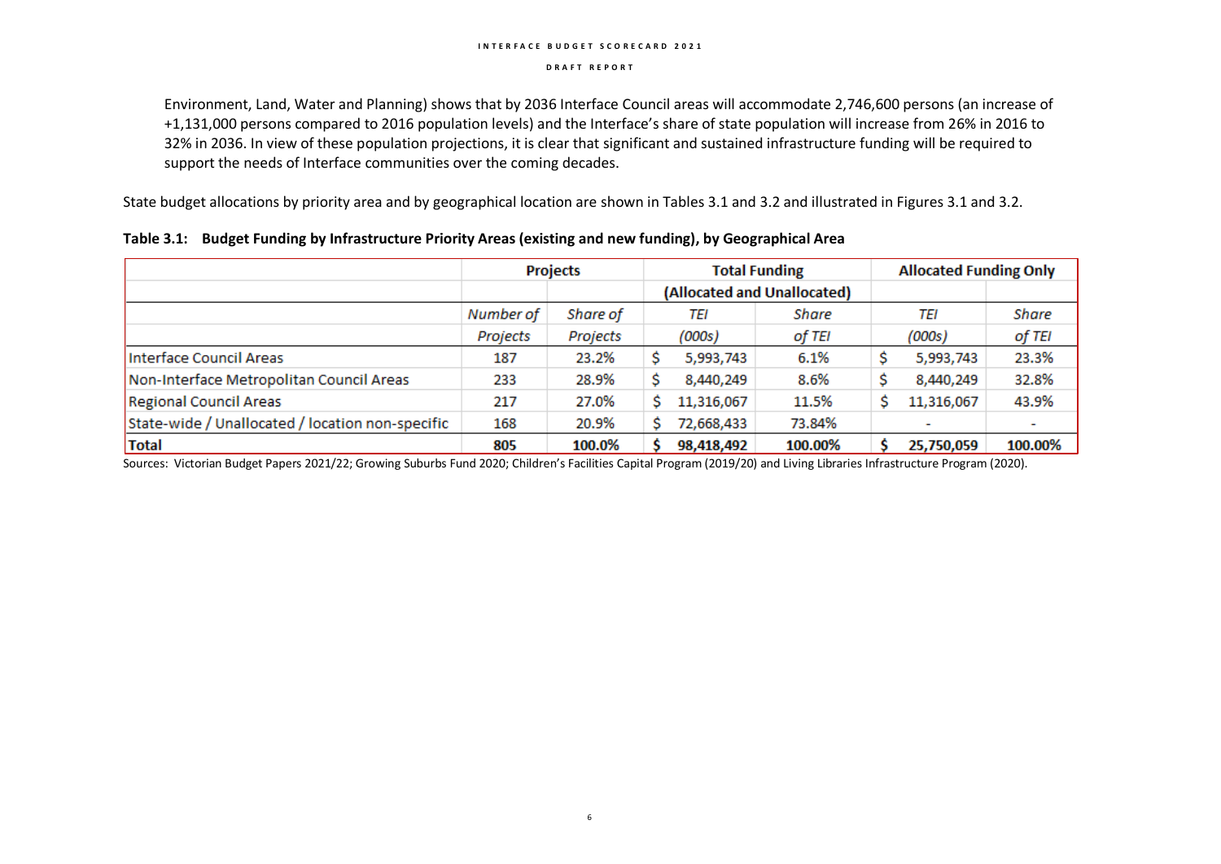Environment, Land, Water and Planning) shows that by 2036 Interface Council areas will accommodate 2,746,600 persons (an increase of +1,131,000 persons compared to 2016 population levels) and the Interface's share of state population will increase from 26% in 2016 to 32% in 2036. In view of these population projections, it is clear that significant and sustained infrastructure funding will be required to support the needs of Interface communities over the coming decades.

State budget allocations by priority area and by geographical location are shown in Tables 3.1 and 3.2 and illustrated in Figures 3.1 and 3.2.

**Table 3.1: Budget Funding by Infrastructure Priority Areas (existing and new funding), by Geographical Area**

| | Projects | | Total Funding (Allocated and Unallocated) | | Allocated Funding Only | |
|---|---|---|---|---|---|---|
| | *Number of Projects* | *Share of Projects* | *TEI (000s)* | *Share of TEI* | *TEI (000s)* | *Share of TEI* |
| Interface Council Areas | 187 | 23.2% | $ 5,993,743 | 6.1% | $ 5,993,743 | 23.3% |
| Non-Interface Metropolitan Council Areas | 233 | 28.9% | $ 8,440,249 | 8.6% | $ 8,440,249 | 32.8% |
| Regional Council Areas | 217 | 27.0% | $ 11,316,067 | 11.5% | $ 11,316,067 | 43.9% |
| State-wide / Unallocated / location non-specific | 168 | 20.9% | $ 72,668,433 | 73.84% | - | - |
| **Total** | **805** | **100.0%** | **$ 98,418,492** | **100.00%** | **$ 25,750,059** | **100.00%** |

Sources: Victorian Budget Papers 2021/22; Growing Suburbs Fund 2020; Children's Facilities Capital Program (2019/20) and Living Libraries Infrastructure Program (2020).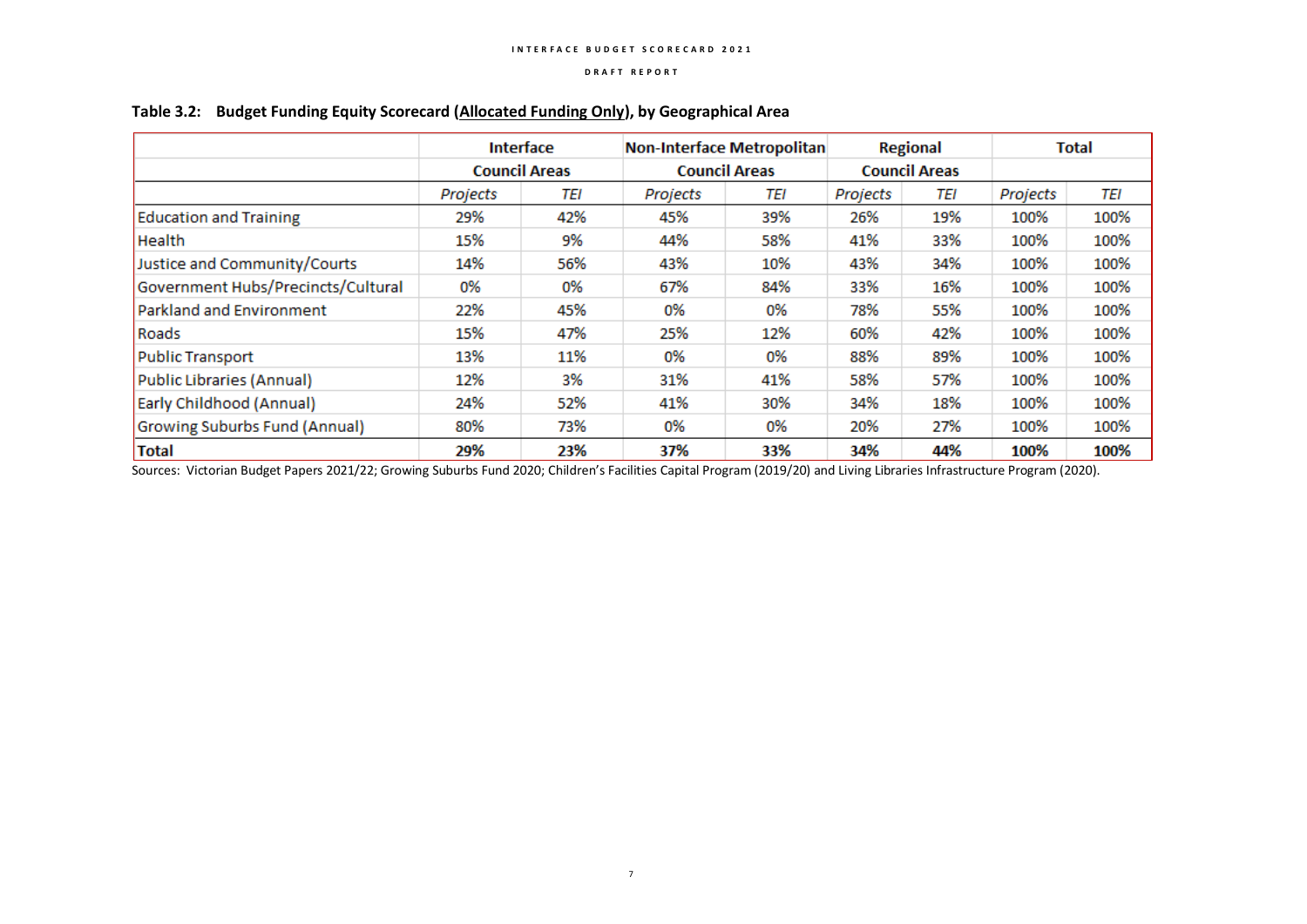**Table 3.2: Budget Funding Equity Scorecard (<u>Allocated Funding Only</u>), by Geographical Area**

| | Interface Council Areas | | Non-Interface Metropolitan Council Areas | | Regional Council Areas | | Total | |
|---|---|---|---|---|---|---|---|---|
| | *Projects* | *TEI* | *Projects* | *TEI* | *Projects* | *TEI* | *Projects* | *TEI* |
| Education and Training | 29% | 42% | 45% | 39% | 26% | 19% | 100% | 100% |
| Health | 15% | 9% | 44% | 58% | 41% | 33% | 100% | 100% |
| Justice and Community/Courts | 14% | 56% | 43% | 10% | 43% | 34% | 100% | 100% |
| Government Hubs/Precincts/Cultural | 0% | 0% | 67% | 84% | 33% | 16% | 100% | 100% |
| Parkland and Environment | 22% | 45% | 0% | 0% | 78% | 55% | 100% | 100% |
| Roads | 15% | 47% | 25% | 12% | 60% | 42% | 100% | 100% |
| Public Transport | 13% | 11% | 0% | 0% | 88% | 89% | 100% | 100% |
| Public Libraries (Annual) | 12% | 3% | 31% | 41% | 58% | 57% | 100% | 100% |
| Early Childhood (Annual) | 24% | 52% | 41% | 30% | 34% | 18% | 100% | 100% |
| Growing Suburbs Fund (Annual) | 80% | 73% | 0% | 0% | 20% | 27% | 100% | 100% |
| **Total** | **29%** | **23%** | **37%** | **33%** | **34%** | **44%** | **100%** | **100%** |

Sources: Victorian Budget Papers 2021/22; Growing Suburbs Fund 2020; Children's Facilities Capital Program (2019/20) and Living Libraries Infrastructure Program (2020).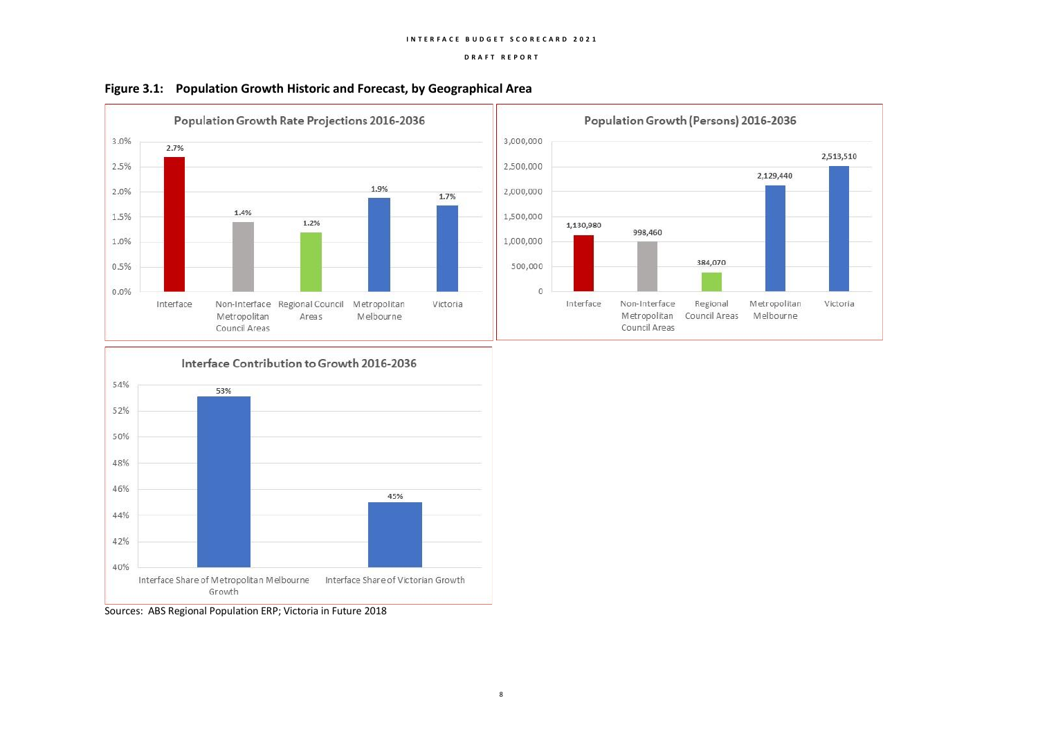**Figure 3.1: Population Growth Historic and Forecast, by Geographical Area**

**Population Growth Rate Projections 2016-2036**

| Area | Growth Rate |
|---|---|
| Interface | 2.7% |
| Non-Interface Metropolitan Council Areas | 1.4% |
| Regional Council Areas | 1.2% |
| Metropolitan Melbourne | 1.9% |
| Victoria | 1.7% |

**Population Growth (Persons) 2016-2036**

| Area | Persons |
|---|---|
| Interface | 1,130,980 |
| Non-Interface Metropolitan Council Areas | 998,460 |
| Regional Council Areas | 384,070 |
| Metropolitan Melbourne | 2,129,440 |
| Victoria | 2,513,510 |

**Interface Contribution to Growth 2016-2036**

| Measure | Share |
|---|---|
| Interface Share of Metropolitan Melbourne Growth | 53% |
| Interface Share of Victorian Growth | 45% |

Sources: ABS Regional Population ERP; Victoria in Future 2018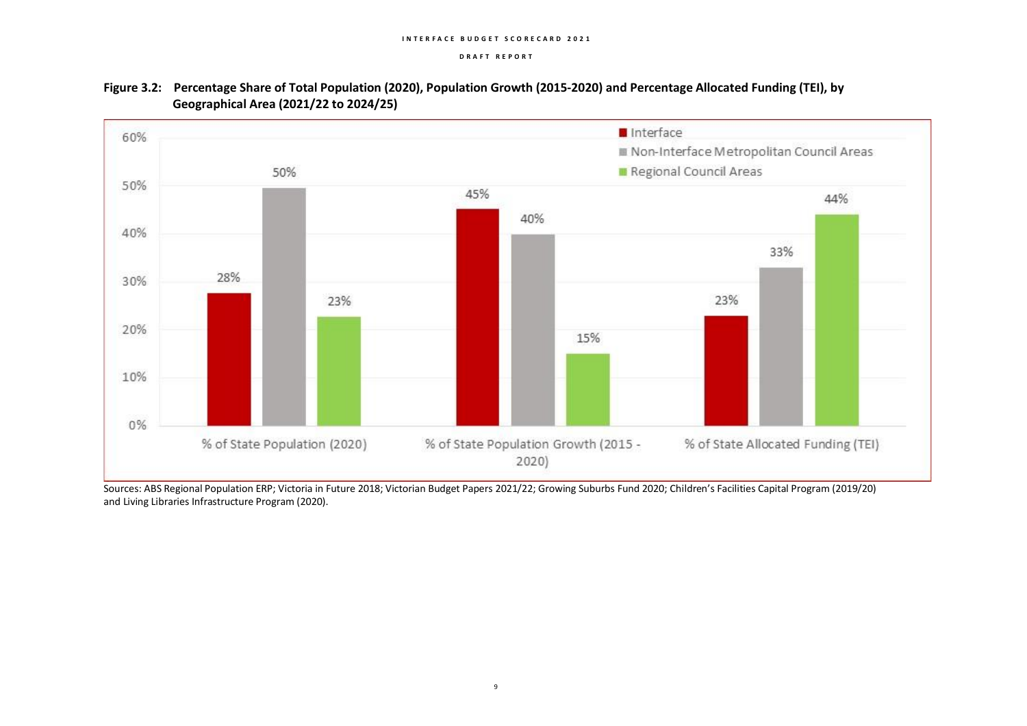**Figure 3.2: Percentage Share of Total Population (2020), Population Growth (2015-2020) and Percentage Allocated Funding (TEI), by Geographical Area (2021/22 to 2024/25)**

| | Interface | Non-Interface Metropolitan Council Areas | Regional Council Areas |
|---|---|---|---|
| % of State Population (2020) | 28% | 50% | 23% |
| % of State Population Growth (2015 - 2020) | 45% | 40% | 15% |
| % of State Allocated Funding (TEI) | 23% | 33% | 44% |

Sources: ABS Regional Population ERP; Victoria in Future 2018; Victorian Budget Papers 2021/22; Growing Suburbs Fund 2020; Children's Facilities Capital Program (2019/20) and Living Libraries Infrastructure Program (2020).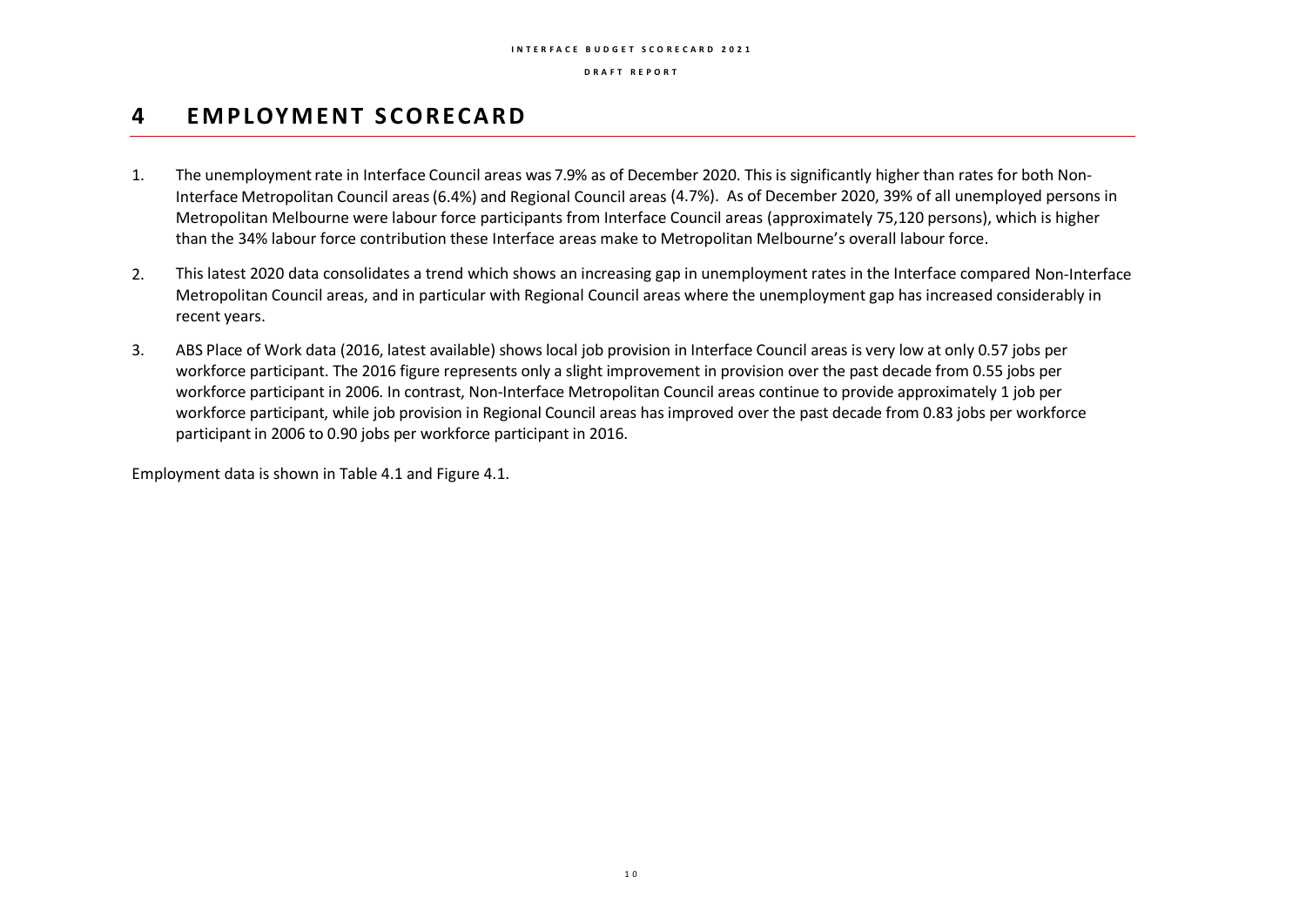# 4 EMPLOYMENT SCORECARD

1. The unemployment rate in Interface Council areas was 7.9% as of December 2020. This is significantly higher than rates for both Non-Interface Metropolitan Council areas (6.4%) and Regional Council areas (4.7%). As of December 2020, 39% of all unemployed persons in Metropolitan Melbourne were labour force participants from Interface Council areas (approximately 75,120 persons), which is higher than the 34% labour force contribution these Interface areas make to Metropolitan Melbourne's overall labour force.

2. This latest 2020 data consolidates a trend which shows an increasing gap in unemployment rates in the Interface compared Non-Interface Metropolitan Council areas, and in particular with Regional Council areas where the unemployment gap has increased considerably in recent years.

3. ABS Place of Work data (2016, latest available) shows local job provision in Interface Council areas is very low at only 0.57 jobs per workforce participant. The 2016 figure represents only a slight improvement in provision over the past decade from 0.55 jobs per workforce participant in 2006. In contrast, Non-Interface Metropolitan Council areas continue to provide approximately 1 job per workforce participant, while job provision in Regional Council areas has improved over the past decade from 0.83 jobs per workforce participant in 2006 to 0.90 jobs per workforce participant in 2016.

Employment data is shown in Table 4.1 and Figure 4.1.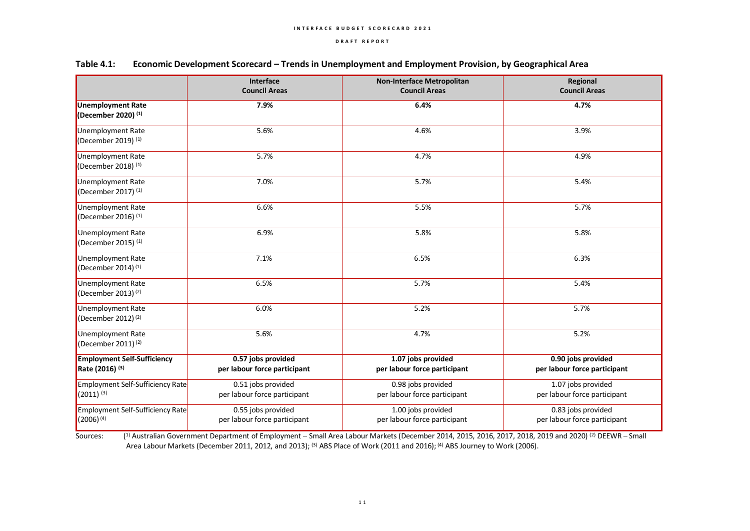### Table 4.1: Economic Development Scorecard – Trends in Unemployment and Employment Provision, by Geographical Area

| | Interface Council Areas | Non-Interface Metropolitan Council Areas | Regional Council Areas |
|---|---|---|---|
| **Unemployment Rate (December 2020)** [1] | **7.9%** | **6.4%** | **4.7%** |
| Unemployment Rate (December 2019) [1] | 5.6% | 4.6% | 3.9% |
| Unemployment Rate (December 2018) [1] | 5.7% | 4.7% | 4.9% |
| Unemployment Rate (December 2017) [1] | 7.0% | 5.7% | 5.4% |
| Unemployment Rate (December 2016) [1] | 6.6% | 5.5% | 5.7% |
| Unemployment Rate (December 2015) [1] | 6.9% | 5.8% | 5.8% |
| Unemployment Rate (December 2014) [1] | 7.1% | 6.5% | 6.3% |
| Unemployment Rate (December 2013) [2] | 6.5% | 5.7% | 5.4% |
| Unemployment Rate (December 2012) [2] | 6.0% | 5.2% | 5.7% |
| Unemployment Rate (December 2011) [2] | 5.6% | 4.7% | 5.2% |
| **Employment Self-Sufficiency Rate (2016)** [3] | **0.57 jobs provided per labour force participant** | **1.07 jobs provided per labour force participant** | **0.90 jobs provided per labour force participant** |
| Employment Self-Sufficiency Rate (2011) [3] | 0.51 jobs provided per labour force participant | 0.98 jobs provided per labour force participant | 1.07 jobs provided per labour force participant |
| Employment Self-Sufficiency Rate (2006) [4] | 0.55 jobs provided per labour force participant | 1.00 jobs provided per labour force participant | 0.83 jobs provided per labour force participant |

Sources: [1] Australian Government Department of Employment – Small Area Labour Markets (December 2014, 2015, 2016, 2017, 2018, 2019 and 2020) [2] DEEWR – Small Area Labour Markets (December 2011, 2012, and 2013); [3] ABS Place of Work (2011 and 2016); [4] ABS Journey to Work (2006).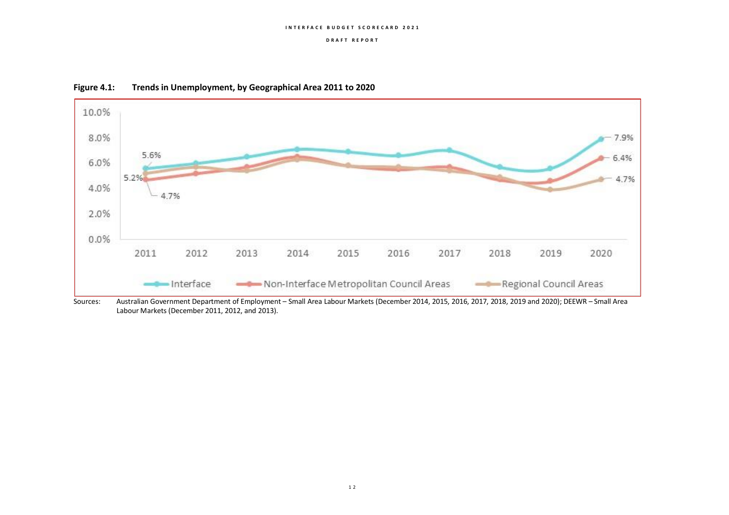**Figure 4.1: Trends in Unemployment, by Geographical Area 2011 to 2020**

Sources: Australian Government Department of Employment – Small Area Labour Markets (December 2014, 2015, 2016, 2017, 2018, 2019 and 2020); DEEWR – Small Area Labour Markets (December 2011, 2012, and 2013).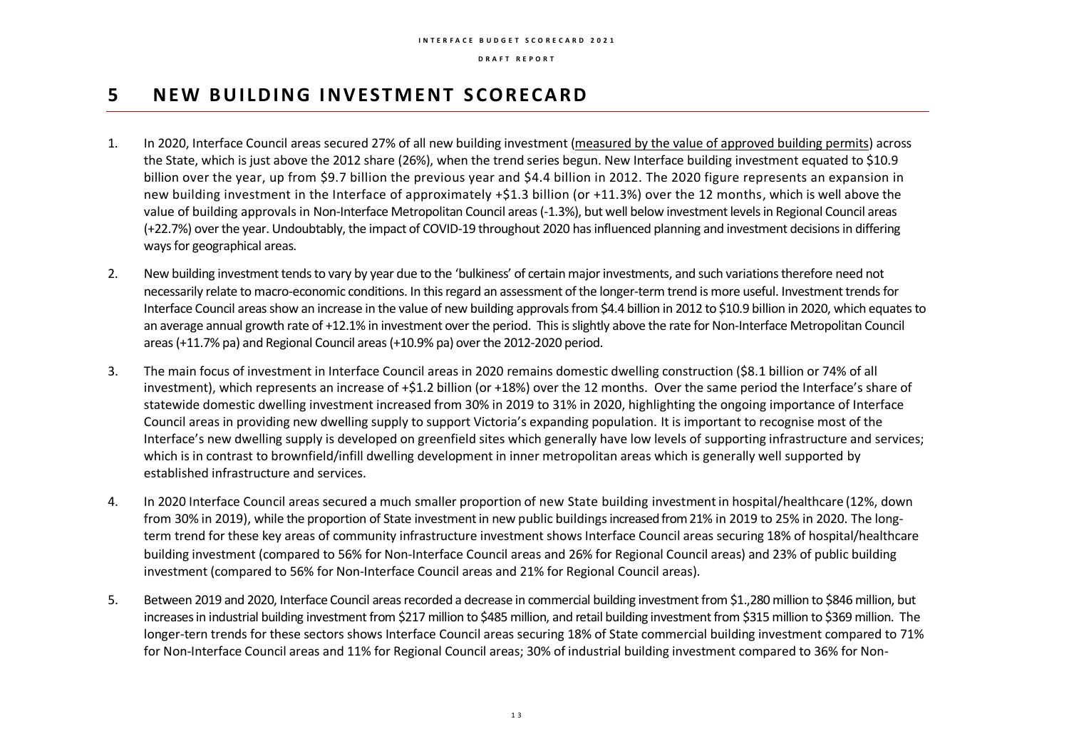# 5 NEW BUILDING INVESTMENT SCORECARD

1. In 2020, Interface Council areas secured 27% of all new building investment (measured by the value of approved building permits) across the State, which is just above the 2012 share (26%), when the trend series begun. New Interface building investment equated to $10.9 billion over the year, up from $9.7 billion the previous year and $4.4 billion in 2012. The 2020 figure represents an expansion in new building investment in the Interface of approximately +$1.3 billion (or +11.3%) over the 12 months, which is well above the value of building approvals in Non-Interface Metropolitan Council areas (-1.3%), but well below investment levels in Regional Council areas (+22.7%) over the year. Undoubtably, the impact of COVID-19 throughout 2020 has influenced planning and investment decisions in differing ways for geographical areas.

2. New building investment tends to vary by year due to the 'bulkiness' of certain major investments, and such variations therefore need not necessarily relate to macro-economic conditions. In this regard an assessment of the longer-term trend is more useful. Investment trends for Interface Council areas show an increase in the value of new building approvals from $4.4 billion in 2012 to $10.9 billion in 2020, which equates to an average annual growth rate of +12.1% in investment over the period. This is slightly above the rate for Non-Interface Metropolitan Council areas (+11.7% pa) and Regional Council areas (+10.9% pa) over the 2012-2020 period.

3. The main focus of investment in Interface Council areas in 2020 remains domestic dwelling construction ($8.1 billion or 74% of all investment), which represents an increase of +$1.2 billion (or +18%) over the 12 months. Over the same period the Interface's share of statewide domestic dwelling investment increased from 30% in 2019 to 31% in 2020, highlighting the ongoing importance of Interface Council areas in providing new dwelling supply to support Victoria's expanding population. It is important to recognise most of the Interface's new dwelling supply is developed on greenfield sites which generally have low levels of supporting infrastructure and services; which is in contrast to brownfield/infill dwelling development in inner metropolitan areas which is generally well supported by established infrastructure and services.

4. In 2020 Interface Council areas secured a much smaller proportion of new State building investment in hospital/healthcare (12%, down from 30% in 2019), while the proportion of State investment in new public buildings increased from 21% in 2019 to 25% in 2020. The long-term trend for these key areas of community infrastructure investment shows Interface Council areas securing 18% of hospital/healthcare building investment (compared to 56% for Non-Interface Council areas and 26% for Regional Council areas) and 23% of public building investment (compared to 56% for Non-Interface Council areas and 21% for Regional Council areas).

5. Between 2019 and 2020, Interface Council areas recorded a decrease in commercial building investment from $1.,280 million to $846 million, but increases in industrial building investment from $217 million to $485 million, and retail building investment from $315 million to $369 million. The longer-tern trends for these sectors shows Interface Council areas securing 18% of State commercial building investment compared to 71% for Non-Interface Council areas and 11% for Regional Council areas; 30% of industrial building investment compared to 36% for Non-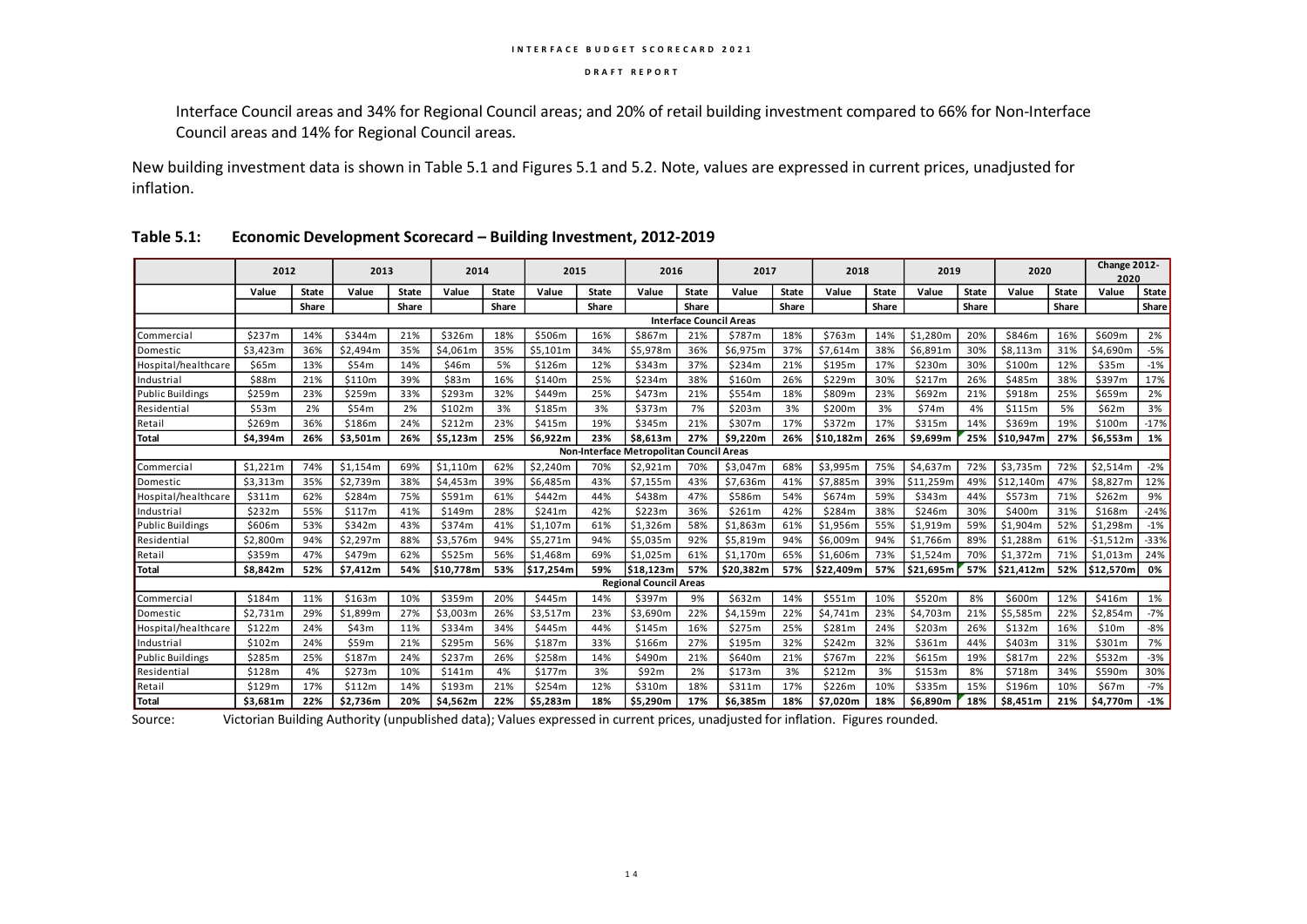Interface Council areas and 34% for Regional Council areas; and 20% of retail building investment compared to 66% for Non-Interface Council areas and 14% for Regional Council areas.

New building investment data is shown in Table 5.1 and Figures 5.1 and 5.2. Note, values are expressed in current prices, unadjusted for inflation.

**Table 5.1: Economic Development Scorecard – Building Investment, 2012-2019**

| | 2012 | | 2013 | | 2014 | | 2015 | | 2016 | | 2017 | | 2018 | | 2019 | | 2020 | | Change 2012-2020 | |
|---|---|---|---|---|---|---|---|---|---|---|---|---|---|---|---|---|---|---|---|---|
| | Value | State Share | Value | State Share | Value | State Share | Value | State Share | Value | State Share | Value | State Share | Value | State Share | Value | State Share | Value | State Share | Value | State Share |
| **Interface Council Areas** | | | | | | | | | | | | | | | | | | | | |
| Commercial | $237m | 14% | $344m | 21% | $326m | 18% | $506m | 16% | $867m | 21% | $787m | 18% | $763m | 14% | $1,280m | 20% | $846m | 16% | $609m | 2% |
| Domestic | $3,423m | 36% | $2,494m | 35% | $4,061m | 35% | $5,101m | 34% | $5,978m | 36% | $6,975m | 37% | $7,614m | 38% | $6,891m | 30% | $8,113m | 31% | $4,690m | -5% |
| Hospital/healthcare | $65m | 13% | $54m | 14% | $46m | 5% | $126m | 12% | $343m | 37% | $234m | 21% | $195m | 17% | $230m | 30% | $100m | 12% | $35m | -1% |
| Industrial | $88m | 21% | $110m | 39% | $83m | 16% | $140m | 25% | $234m | 38% | $160m | 26% | $229m | 30% | $217m | 26% | $485m | 38% | $397m | 17% |
| Public Buildings | $259m | 23% | $259m | 33% | $293m | 32% | $449m | 25% | $473m | 21% | $554m | 18% | $809m | 23% | $692m | 21% | $918m | 25% | $659m | 2% |
| Residential | $53m | 2% | $54m | 2% | $102m | 3% | $185m | 3% | $373m | 7% | $203m | 3% | $200m | 3% | $74m | 4% | $115m | 5% | $62m | 3% |
| Retail | $269m | 36% | $186m | 24% | $212m | 23% | $415m | 19% | $345m | 21% | $307m | 17% | $372m | 17% | $315m | 14% | $369m | 19% | $100m | -17% |
| **Total** | **$4,394m** | **26%** | **$3,501m** | **26%** | **$5,123m** | **25%** | **$6,922m** | **23%** | **$8,613m** | **27%** | **$9,220m** | **26%** | **$10,182m** | **26%** | **$9,699m** | **25%** | **$10,947m** | **27%** | **$6,553m** | **1%** |
| **Non-Interface Metropolitan Council Areas** | | | | | | | | | | | | | | | | | | | | |
| Commercial | $1,221m | 74% | $1,154m | 69% | $1,110m | 62% | $2,240m | 70% | $2,921m | 70% | $3,047m | 68% | $3,995m | 75% | $4,637m | 72% | $3,735m | 72% | $2,514m | -2% |
| Domestic | $3,313m | 35% | $2,739m | 38% | $4,453m | 39% | $6,485m | 43% | $7,155m | 43% | $7,636m | 41% | $7,885m | 39% | $11,259m | 49% | $12,140m | 47% | $8,827m | 12% |
| Hospital/healthcare | $311m | 62% | $284m | 75% | $591m | 61% | $442m | 44% | $438m | 47% | $586m | 54% | $674m | 59% | $343m | 44% | $573m | 71% | $262m | 9% |
| Industrial | $232m | 55% | $117m | 41% | $149m | 28% | $241m | 42% | $223m | 36% | $261m | 42% | $284m | 38% | $246m | 30% | $400m | 31% | $168m | -24% |
| Public Buildings | $606m | 53% | $342m | 43% | $374m | 41% | $1,107m | 61% | $1,326m | 58% | $1,863m | 61% | $1,956m | 55% | $1,919m | 59% | $1,904m | 52% | $1,298m | -1% |
| Residential | $2,800m | 94% | $2,297m | 88% | $3,576m | 94% | $5,271m | 94% | $5,035m | 92% | $5,819m | 94% | $6,009m | 94% | $1,766m | 89% | $1,288m | 61% | -$1,512m | -33% |
| Retail | $359m | 47% | $479m | 62% | $525m | 56% | $1,468m | 69% | $1,025m | 61% | $1,170m | 65% | $1,606m | 73% | $1,524m | 70% | $1,372m | 71% | $1,013m | 24% |
| **Total** | **$8,842m** | **52%** | **$7,412m** | **54%** | **$10,778m** | **53%** | **$17,254m** | **59%** | **$18,123m** | **57%** | **$20,382m** | **57%** | **$22,409m** | **57%** | **$21,695m** | **57%** | **$21,412m** | **52%** | **$12,570m** | **0%** |
| **Regional Council Areas** | | | | | | | | | | | | | | | | | | | | |
| Commercial | $184m | 11% | $163m | 10% | $359m | 20% | $445m | 14% | $397m | 9% | $632m | 14% | $551m | 10% | $520m | 8% | $600m | 12% | $416m | 1% |
| Domestic | $2,731m | 29% | $1,899m | 27% | $3,003m | 26% | $3,517m | 23% | $3,690m | 22% | $4,159m | 22% | $4,741m | 23% | $4,703m | 21% | $5,585m | 22% | $2,854m | -7% |
| Hospital/healthcare | $122m | 24% | $43m | 11% | $334m | 34% | $445m | 44% | $145m | 16% | $275m | 25% | $281m | 24% | $203m | 26% | $132m | 16% | $10m | -8% |
| Industrial | $102m | 24% | $59m | 21% | $295m | 56% | $187m | 33% | $166m | 27% | $195m | 32% | $242m | 32% | $361m | 44% | $403m | 31% | $301m | 7% |
| Public Buildings | $285m | 25% | $187m | 24% | $237m | 26% | $258m | 14% | $490m | 21% | $640m | 21% | $767m | 22% | $615m | 19% | $817m | 22% | $532m | -3% |
| Residential | $128m | 4% | $273m | 10% | $141m | 4% | $177m | 3% | $92m | 2% | $173m | 3% | $212m | 3% | $153m | 8% | $718m | 34% | $590m | 30% |
| Retail | $129m | 17% | $112m | 14% | $193m | 21% | $254m | 12% | $310m | 18% | $311m | 17% | $226m | 10% | $335m | 15% | $196m | 10% | $67m | -7% |
| **Total** | **$3,681m** | **22%** | **$2,736m** | **20%** | **$4,562m** | **22%** | **$5,283m** | **18%** | **$5,290m** | **17%** | **$6,385m** | **18%** | **$7,020m** | **18%** | **$6,890m** | **18%** | **$8,451m** | **21%** | **$4,770m** | **-1%** |

Source: Victorian Building Authority (unpublished data); Values expressed in current prices, unadjusted for inflation. Figures rounded.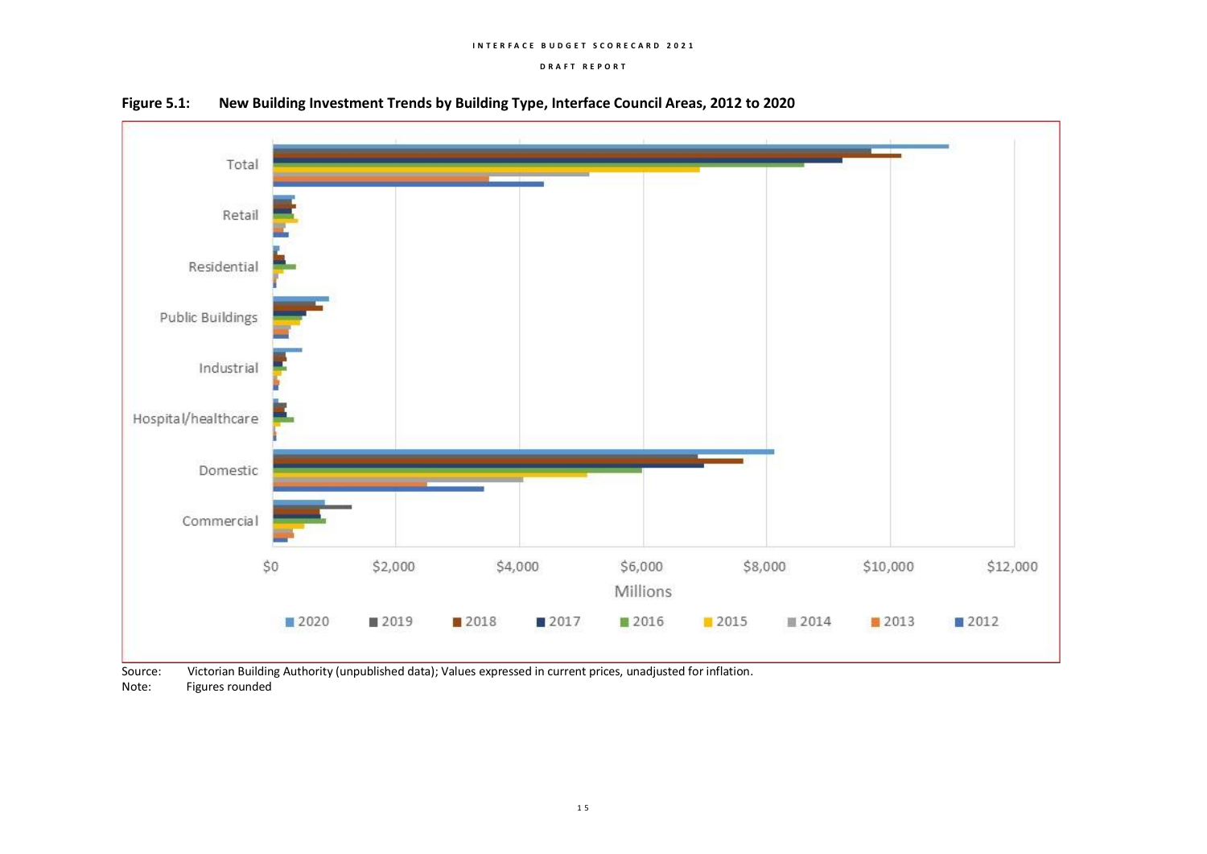**Figure 5.1: New Building Investment Trends by Building Type, Interface Council Areas, 2012 to 2020**

Source: Victorian Building Authority (unpublished data); Values expressed in current prices, unadjusted for inflation.
Note: Figures rounded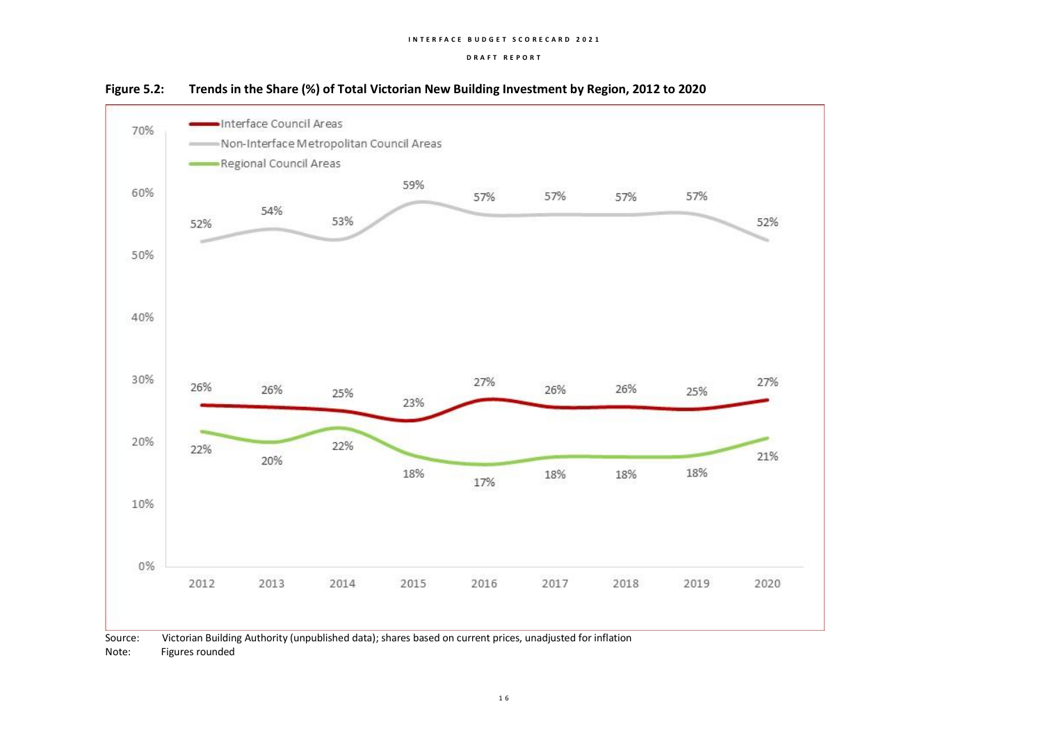**Figure 5.2: Trends in the Share (%) of Total Victorian New Building Investment by Region, 2012 to 2020**

| Region | 2012 | 2013 | 2014 | 2015 | 2016 | 2017 | 2018 | 2019 | 2020 |
|---|---|---|---|---|---|---|---|---|---|
| Interface Council Areas | 26% | 26% | 25% | 23% | 27% | 26% | 26% | 25% | 27% |
| Non-Interface Metropolitan Council Areas | 52% | 54% | 53% | 59% | 57% | 57% | 57% | 57% | 52% |
| Regional Council Areas | 22% | 20% | 22% | 18% | 17% | 18% | 18% | 18% | 21% |

Source: Victorian Building Authority (unpublished data); shares based on current prices, unadjusted for inflation

Note: Figures rounded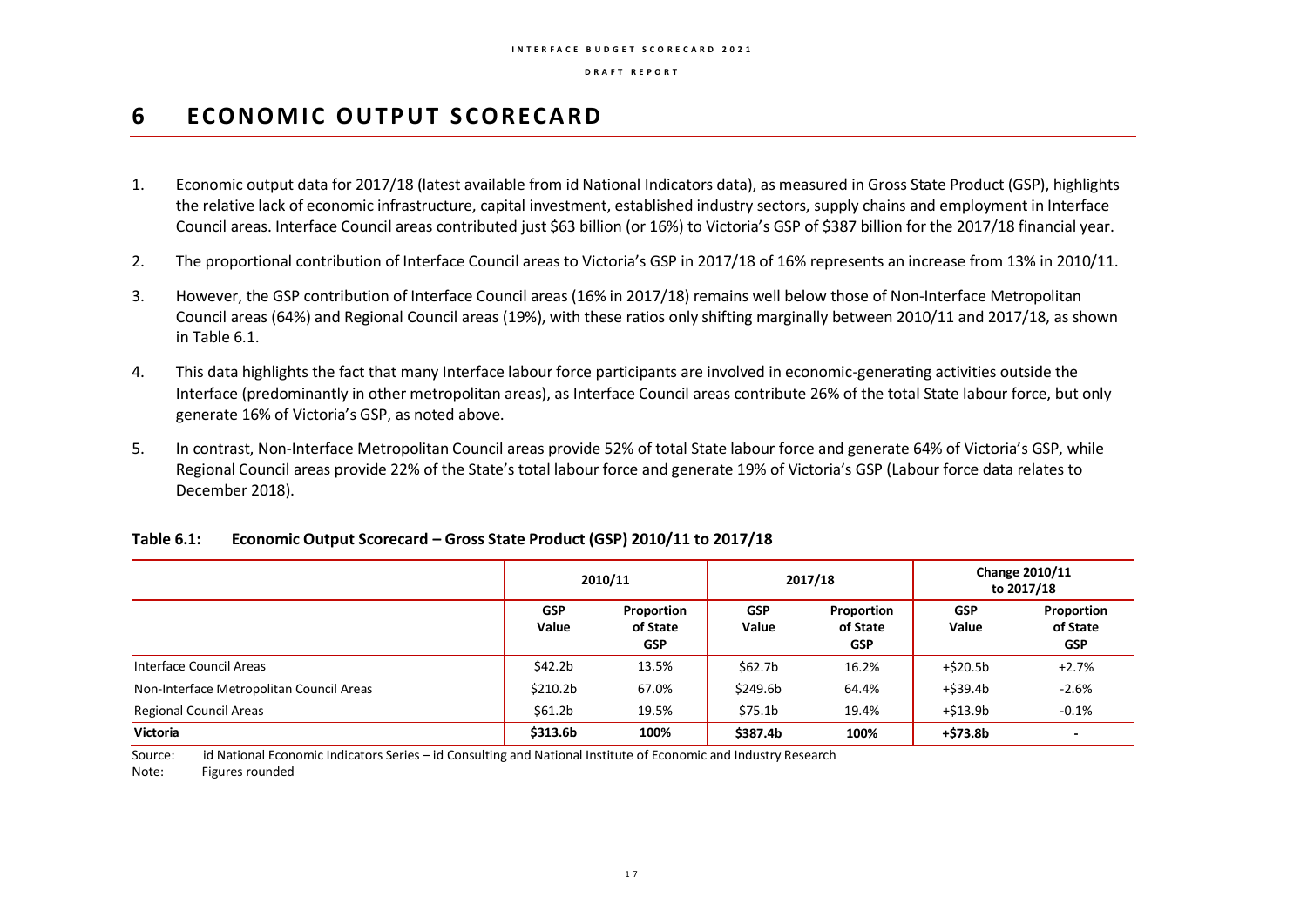# 6 ECONOMIC OUTPUT SCORECARD

1. Economic output data for 2017/18 (latest available from id National Indicators data), as measured in Gross State Product (GSP), highlights the relative lack of economic infrastructure, capital investment, established industry sectors, supply chains and employment in Interface Council areas. Interface Council areas contributed just $63 billion (or 16%) to Victoria's GSP of $387 billion for the 2017/18 financial year.

2. The proportional contribution of Interface Council areas to Victoria's GSP in 2017/18 of 16% represents an increase from 13% in 2010/11.

3. However, the GSP contribution of Interface Council areas (16% in 2017/18) remains well below those of Non-Interface Metropolitan Council areas (64%) and Regional Council areas (19%), with these ratios only shifting marginally between 2010/11 and 2017/18, as shown in Table 6.1.

4. This data highlights the fact that many Interface labour force participants are involved in economic-generating activities outside the Interface (predominantly in other metropolitan areas), as Interface Council areas contribute 26% of the total State labour force, but only generate 16% of Victoria's GSP, as noted above.

5. In contrast, Non-Interface Metropolitan Council areas provide 52% of total State labour force and generate 64% of Victoria's GSP, while Regional Council areas provide 22% of the State's total labour force and generate 19% of Victoria's GSP (Labour force data relates to December 2018).

**Table 6.1: Economic Output Scorecard – Gross State Product (GSP) 2010/11 to 2017/18**

| | 2010/11 | | 2017/18 | | Change 2010/11 to 2017/18 | |
|---|---|---|---|---|---|---|
| | GSP Value | Proportion of State GSP | GSP Value | Proportion of State GSP | GSP Value | Proportion of State GSP |
| Interface Council Areas | $42.2b | 13.5% | $62.7b | 16.2% | +$20.5b | +2.7% |
| Non-Interface Metropolitan Council Areas | $210.2b | 67.0% | $249.6b | 64.4% | +$39.4b | -2.6% |
| Regional Council Areas | $61.2b | 19.5% | $75.1b | 19.4% | +$13.9b | -0.1% |
| **Victoria** | **$313.6b** | **100%** | **$387.4b** | **100%** | **+$73.8b** | **-** |

Source: id National Economic Indicators Series – id Consulting and National Institute of Economic and Industry Research

Note: Figures rounded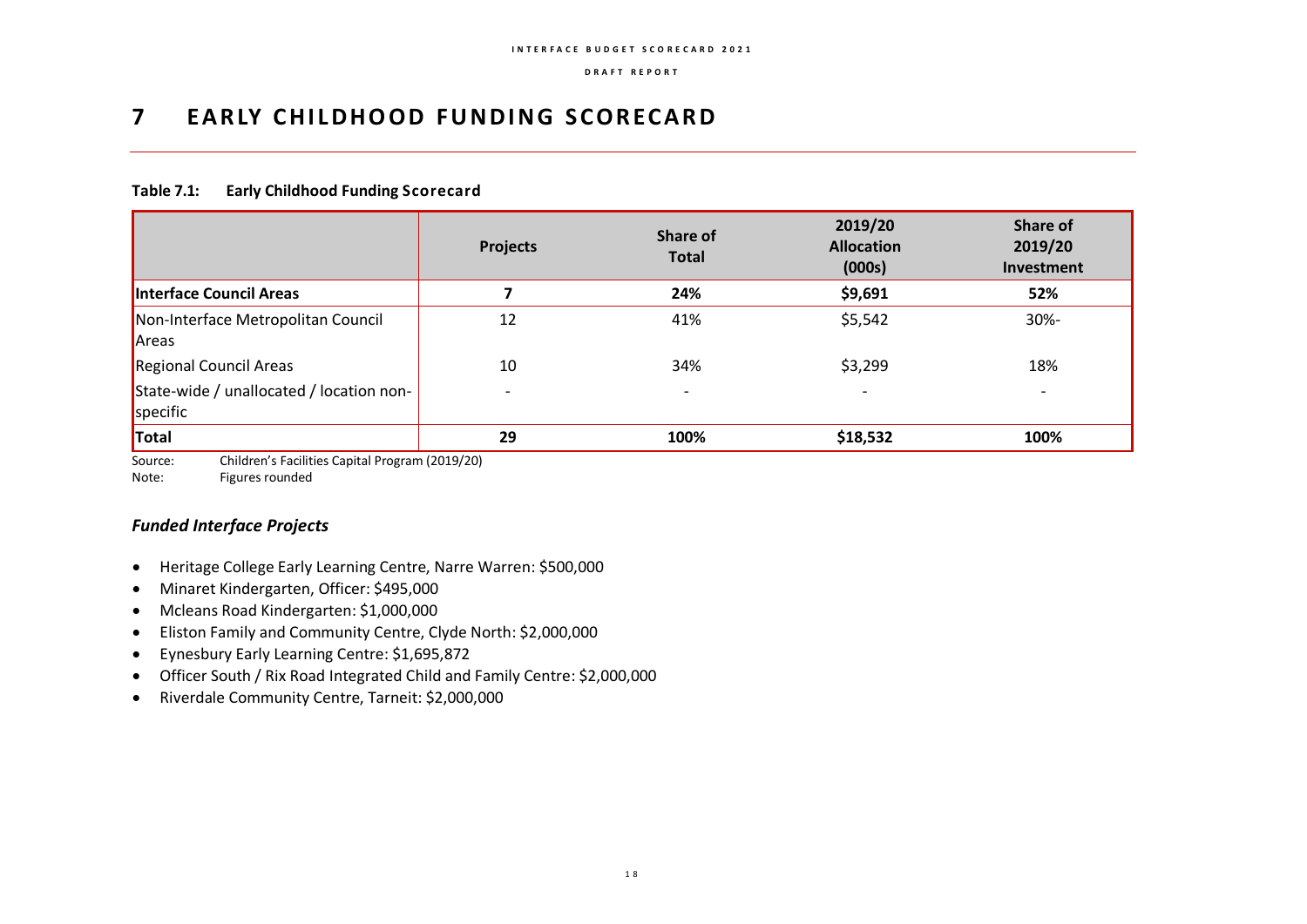# 7 EARLY CHILDHOOD FUNDING SCORECARD

**Table 7.1: Early Childhood Funding Scorecard**

| | Projects | Share of Total | 2019/20 Allocation (000s) | Share of 2019/20 Investment |
|---|---|---|---|---|
| **Interface Council Areas** | **7** | **24%** | **$9,691** | **52%** |
| Non-Interface Metropolitan Council Areas | 12 | 41% | $5,542 | 30%- |
| Regional Council Areas | 10 | 34% | $3,299 | 18% |
| State-wide / unallocated / location non-specific | - | - | - | - |
| **Total** | **29** | **100%** | **$18,532** | **100%** |

Source: Children's Facilities Capital Program (2019/20)
Note: Figures rounded

### *Funded Interface Projects*

- Heritage College Early Learning Centre, Narre Warren: $500,000
- Minaret Kindergarten, Officer: $495,000
- Mcleans Road Kindergarten: $1,000,000
- Eliston Family and Community Centre, Clyde North: $2,000,000
- Eynesbury Early Learning Centre: $1,695,872
- Officer South / Rix Road Integrated Child and Family Centre: $2,000,000
- Riverdale Community Centre, Tarneit: $2,000,000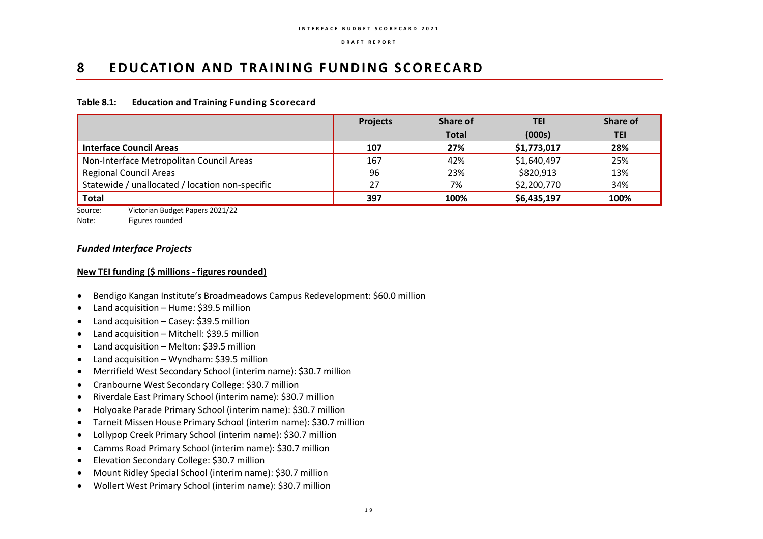# 8 EDUCATION AND TRAINING FUNDING SCORECARD

**Table 8.1: Education and Training Funding Scorecard**

| | Projects | Share of Total | TEI (000s) | Share of TEI |
|---|---|---|---|---|
| **Interface Council Areas** | **107** | **27%** | **$1,773,017** | **28%** |
| Non-Interface Metropolitan Council Areas | 167 | 42% | $1,640,497 | 25% |
| Regional Council Areas | 96 | 23% | $820,913 | 13% |
| Statewide / unallocated / location non-specific | 27 | 7% | $2,200,770 | 34% |
| **Total** | **397** | **100%** | **$6,435,197** | **100%** |

Source: Victorian Budget Papers 2021/22
Note: Figures rounded

## *Funded Interface Projects*

**New TEI funding ($ millions - figures rounded)**

- Bendigo Kangan Institute's Broadmeadows Campus Redevelopment: $60.0 million
- Land acquisition – Hume: $39.5 million
- Land acquisition – Casey: $39.5 million
- Land acquisition – Mitchell: $39.5 million
- Land acquisition – Melton: $39.5 million
- Land acquisition – Wyndham: $39.5 million
- Merrifield West Secondary School (interim name): $30.7 million
- Cranbourne West Secondary College: $30.7 million
- Riverdale East Primary School (interim name): $30.7 million
- Holyoake Parade Primary School (interim name): $30.7 million
- Tarneit Missen House Primary School (interim name): $30.7 million
- Lollypop Creek Primary School (interim name): $30.7 million
- Camms Road Primary School (interim name): $30.7 million
- Elevation Secondary College: $30.7 million
- Mount Ridley Special School (interim name): $30.7 million
- Wollert West Primary School (interim name): $30.7 million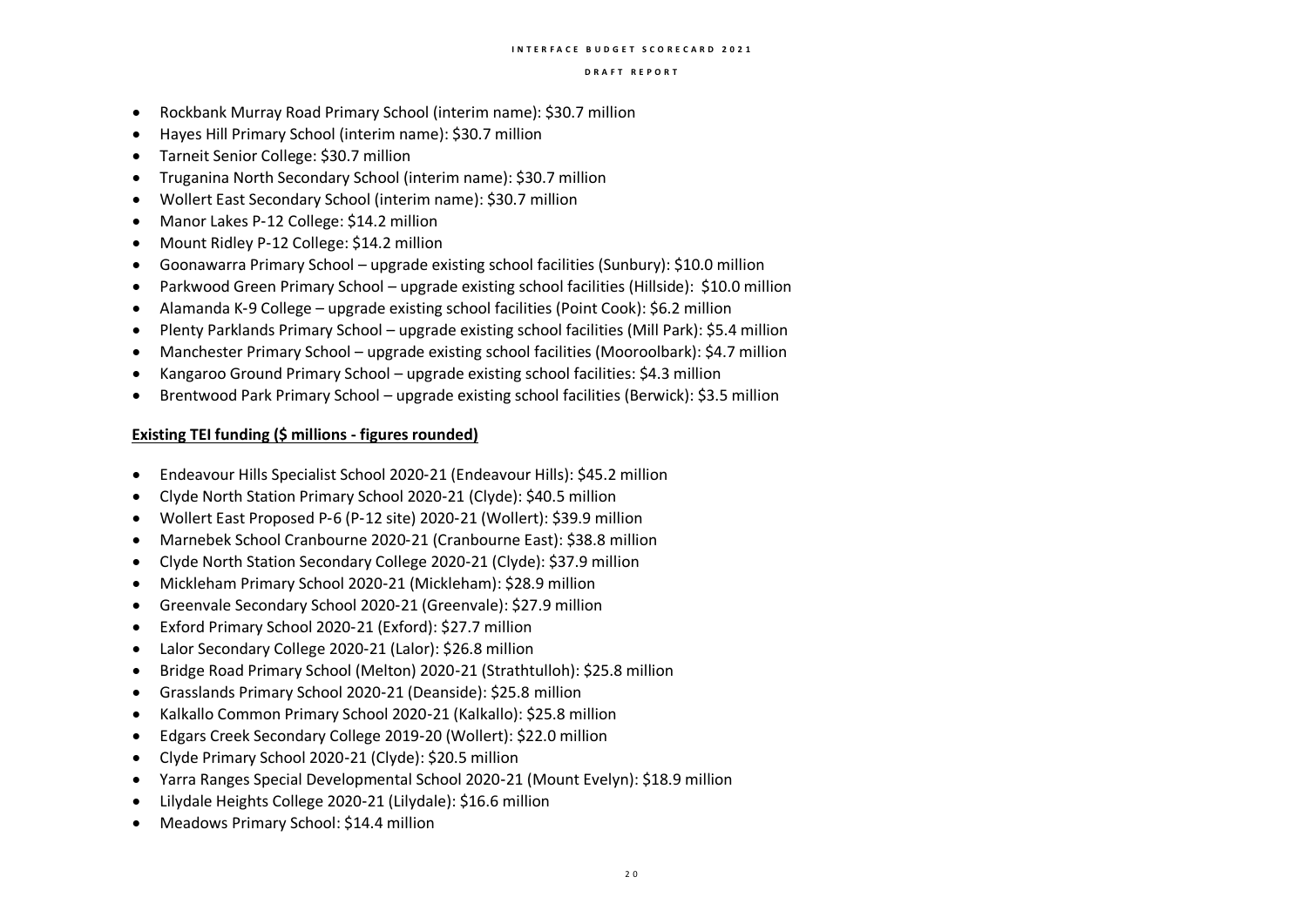- Rockbank Murray Road Primary School (interim name): $30.7 million
- Hayes Hill Primary School (interim name): $30.7 million
- Tarneit Senior College: $30.7 million
- Truganina North Secondary School (interim name): $30.7 million
- Wollert East Secondary School (interim name): $30.7 million
- Manor Lakes P-12 College: $14.2 million
- Mount Ridley P-12 College: $14.2 million
- Goonawarra Primary School – upgrade existing school facilities (Sunbury): $10.0 million
- Parkwood Green Primary School – upgrade existing school facilities (Hillside): $10.0 million
- Alamanda K-9 College – upgrade existing school facilities (Point Cook): $6.2 million
- Plenty Parklands Primary School – upgrade existing school facilities (Mill Park): $5.4 million
- Manchester Primary School – upgrade existing school facilities (Mooroolbark): $4.7 million
- Kangaroo Ground Primary School – upgrade existing school facilities: $4.3 million
- Brentwood Park Primary School – upgrade existing school facilities (Berwick): $3.5 million

**Existing TEI funding ($ millions - figures rounded)**

- Endeavour Hills Specialist School 2020-21 (Endeavour Hills): $45.2 million
- Clyde North Station Primary School 2020-21 (Clyde): $40.5 million
- Wollert East Proposed P-6 (P-12 site) 2020-21 (Wollert): $39.9 million
- Marnebek School Cranbourne 2020-21 (Cranbourne East): $38.8 million
- Clyde North Station Secondary College 2020-21 (Clyde): $37.9 million
- Mickleham Primary School 2020-21 (Mickleham): $28.9 million
- Greenvale Secondary School 2020-21 (Greenvale): $27.9 million
- Exford Primary School 2020-21 (Exford): $27.7 million
- Lalor Secondary College 2020-21 (Lalor): $26.8 million
- Bridge Road Primary School (Melton) 2020-21 (Strathtulloh): $25.8 million
- Grasslands Primary School 2020-21 (Deanside): $25.8 million
- Kalkallo Common Primary School 2020-21 (Kalkallo): $25.8 million
- Edgars Creek Secondary College 2019-20 (Wollert): $22.0 million
- Clyde Primary School 2020-21 (Clyde): $20.5 million
- Yarra Ranges Special Developmental School 2020-21 (Mount Evelyn): $18.9 million
- Lilydale Heights College 2020-21 (Lilydale): $16.6 million
- Meadows Primary School: $14.4 million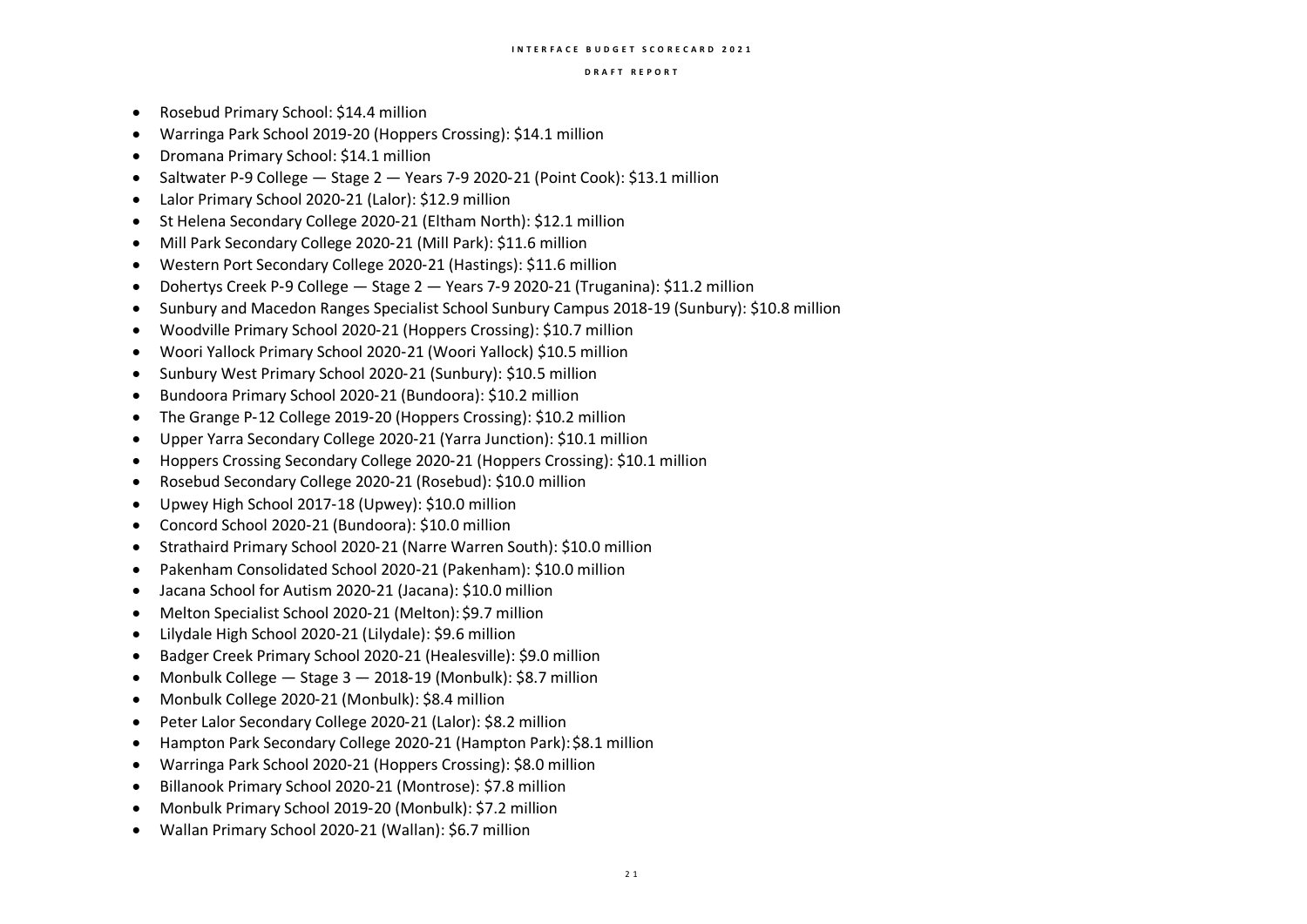- Rosebud Primary School: $14.4 million
- Warringa Park School 2019-20 (Hoppers Crossing): $14.1 million
- Dromana Primary School: $14.1 million
- Saltwater P-9 College — Stage 2 — Years 7-9 2020-21 (Point Cook): $13.1 million
- Lalor Primary School 2020-21 (Lalor): $12.9 million
- St Helena Secondary College 2020-21 (Eltham North): $12.1 million
- Mill Park Secondary College 2020-21 (Mill Park): $11.6 million
- Western Port Secondary College 2020-21 (Hastings): $11.6 million
- Dohertys Creek P-9 College — Stage 2 — Years 7-9 2020-21 (Truganina): $11.2 million
- Sunbury and Macedon Ranges Specialist School Sunbury Campus 2018-19 (Sunbury): $10.8 million
- Woodville Primary School 2020-21 (Hoppers Crossing): $10.7 million
- Woori Yallock Primary School 2020-21 (Woori Yallock) $10.5 million
- Sunbury West Primary School 2020-21 (Sunbury): $10.5 million
- Bundoora Primary School 2020-21 (Bundoora): $10.2 million
- The Grange P-12 College 2019-20 (Hoppers Crossing): $10.2 million
- Upper Yarra Secondary College 2020-21 (Yarra Junction): $10.1 million
- Hoppers Crossing Secondary College 2020-21 (Hoppers Crossing): $10.1 million
- Rosebud Secondary College 2020-21 (Rosebud): $10.0 million
- Upwey High School 2017-18 (Upwey): $10.0 million
- Concord School 2020-21 (Bundoora): $10.0 million
- Strathaird Primary School 2020-21 (Narre Warren South): $10.0 million
- Pakenham Consolidated School 2020-21 (Pakenham): $10.0 million
- Jacana School for Autism 2020-21 (Jacana): $10.0 million
- Melton Specialist School 2020-21 (Melton): $9.7 million
- Lilydale High School 2020-21 (Lilydale): $9.6 million
- Badger Creek Primary School 2020-21 (Healesville): $9.0 million
- Monbulk College — Stage 3 — 2018-19 (Monbulk): $8.7 million
- Monbulk College 2020-21 (Monbulk): $8.4 million
- Peter Lalor Secondary College 2020-21 (Lalor): $8.2 million
- Hampton Park Secondary College 2020-21 (Hampton Park): $8.1 million
- Warringa Park School 2020-21 (Hoppers Crossing): $8.0 million
- Billanook Primary School 2020-21 (Montrose): $7.8 million
- Monbulk Primary School 2019-20 (Monbulk): $7.2 million
- Wallan Primary School 2020-21 (Wallan): $6.7 million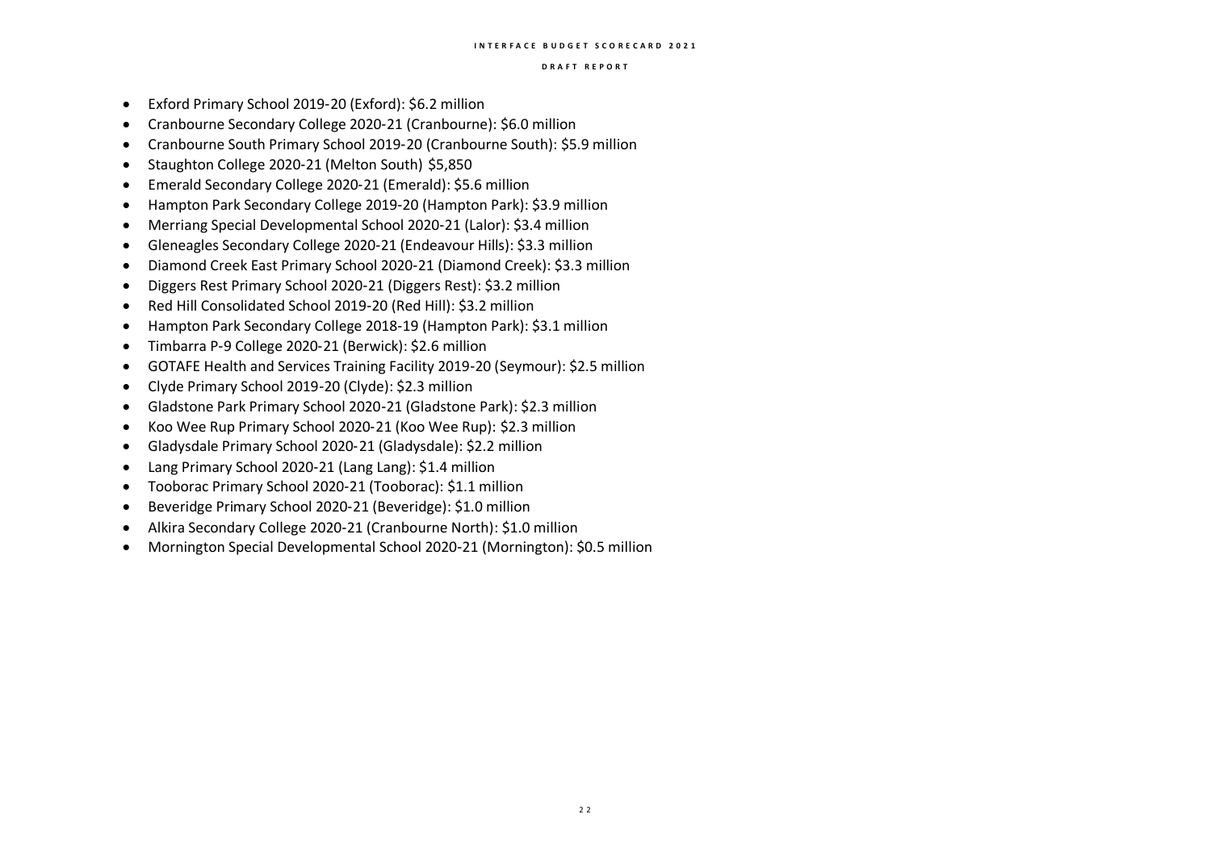- Exford Primary School 2019-20 (Exford): $6.2 million
- Cranbourne Secondary College 2020-21 (Cranbourne): $6.0 million
- Cranbourne South Primary School 2019-20 (Cranbourne South): $5.9 million
- Staughton College 2020-21 (Melton South) $5,850
- Emerald Secondary College 2020-21 (Emerald): $5.6 million
- Hampton Park Secondary College 2019-20 (Hampton Park): $3.9 million
- Merriang Special Developmental School 2020-21 (Lalor): $3.4 million
- Gleneagles Secondary College 2020-21 (Endeavour Hills): $3.3 million
- Diamond Creek East Primary School 2020-21 (Diamond Creek): $3.3 million
- Diggers Rest Primary School 2020-21 (Diggers Rest): $3.2 million
- Red Hill Consolidated School 2019-20 (Red Hill): $3.2 million
- Hampton Park Secondary College 2018-19 (Hampton Park): $3.1 million
- Timbarra P-9 College 2020-21 (Berwick): $2.6 million
- GOTAFE Health and Services Training Facility 2019-20 (Seymour): $2.5 million
- Clyde Primary School 2019-20 (Clyde): $2.3 million
- Gladstone Park Primary School 2020-21 (Gladstone Park): $2.3 million
- Koo Wee Rup Primary School 2020-21 (Koo Wee Rup): $2.3 million
- Gladysdale Primary School 2020-21 (Gladysdale): $2.2 million
- Lang Primary School 2020-21 (Lang Lang): $1.4 million
- Tooborac Primary School 2020-21 (Tooborac): $1.1 million
- Beveridge Primary School 2020-21 (Beveridge): $1.0 million
- Alkira Secondary College 2020-21 (Cranbourne North): $1.0 million
- Mornington Special Developmental School 2020-21 (Mornington): $0.5 million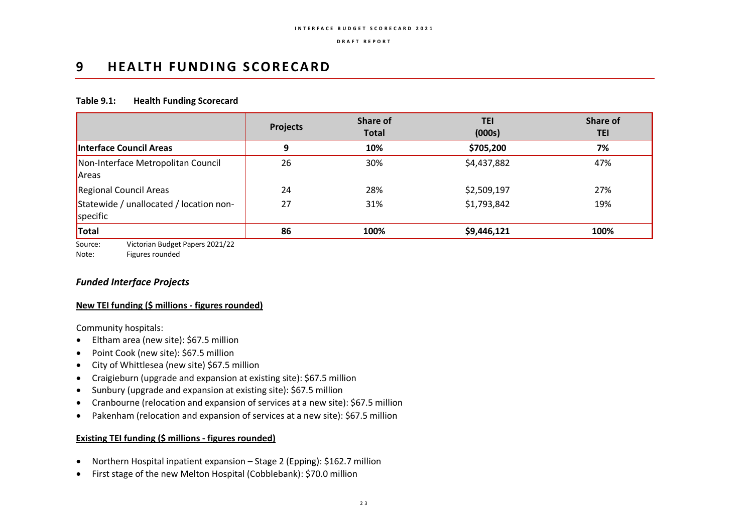# 9 HEALTH FUNDING SCORECARD

**Table 9.1: Health Funding Scorecard**

| | Projects | Share of Total | TEI (000s) | Share of TEI |
|---|---|---|---|---|
| **Interface Council Areas** | **9** | **10%** | **$705,200** | **7%** |
| Non-Interface Metropolitan Council Areas | 26 | 30% | $4,437,882 | 47% |
| Regional Council Areas | 24 | 28% | $2,509,197 | 27% |
| Statewide / unallocated / location non-specific | 27 | 31% | $1,793,842 | 19% |
| **Total** | **86** | **100%** | **$9,446,121** | **100%** |

Source: Victorian Budget Papers 2021/22
Note: Figures rounded

### *Funded Interface Projects*

**New TEI funding ($ millions - figures rounded)**

Community hospitals:

- Eltham area (new site): $67.5 million
- Point Cook (new site): $67.5 million
- City of Whittlesea (new site) $67.5 million
- Craigieburn (upgrade and expansion at existing site): $67.5 million
- Sunbury (upgrade and expansion at existing site): $67.5 million
- Cranbourne (relocation and expansion of services at a new site): $67.5 million
- Pakenham (relocation and expansion of services at a new site): $67.5 million

**Existing TEI funding ($ millions - figures rounded)**

- Northern Hospital inpatient expansion – Stage 2 (Epping): $162.7 million
- First stage of the new Melton Hospital (Cobblebank): $70.0 million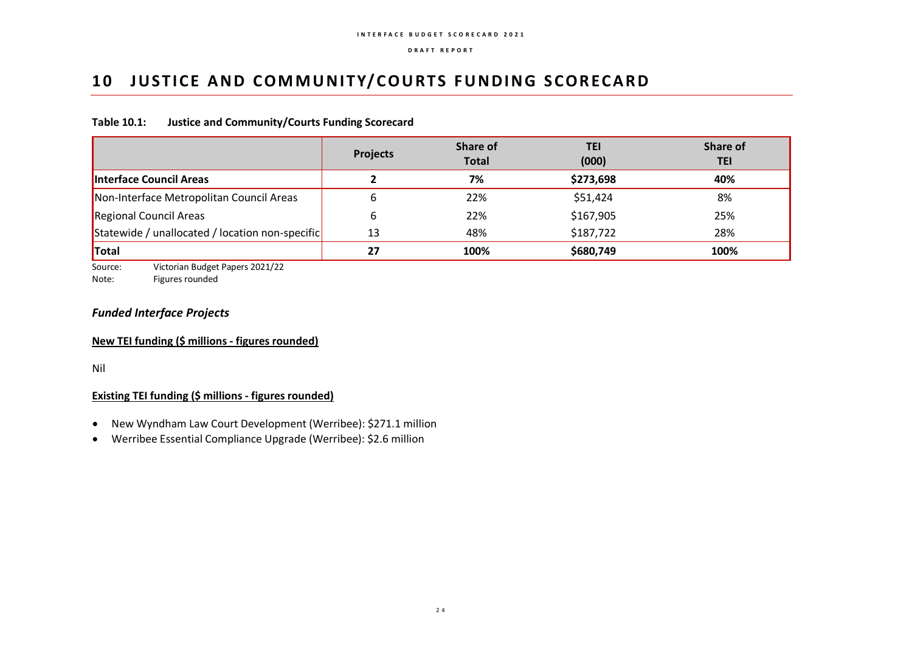# 10 JUSTICE AND COMMUNITY/COURTS FUNDING SCORECARD

**Table 10.1: Justice and Community/Courts Funding Scorecard**

| | Projects | Share of Total | TEI (000) | Share of TEI |
|---|---|---|---|---|
| **Interface Council Areas** | **2** | **7%** | **$273,698** | **40%** |
| Non-Interface Metropolitan Council Areas | 6 | 22% | $51,424 | 8% |
| Regional Council Areas | 6 | 22% | $167,905 | 25% |
| Statewide / unallocated / location non-specific | 13 | 48% | $187,722 | 28% |
| **Total** | **27** | **100%** | **$680,749** | **100%** |

Source: Victorian Budget Papers 2021/22
Note: Figures rounded

### *Funded Interface Projects*

**New TEI funding ($ millions - figures rounded)**

Nil

**Existing TEI funding ($ millions - figures rounded)**

- New Wyndham Law Court Development (Werribee): $271.1 million
- Werribee Essential Compliance Upgrade (Werribee): $2.6 million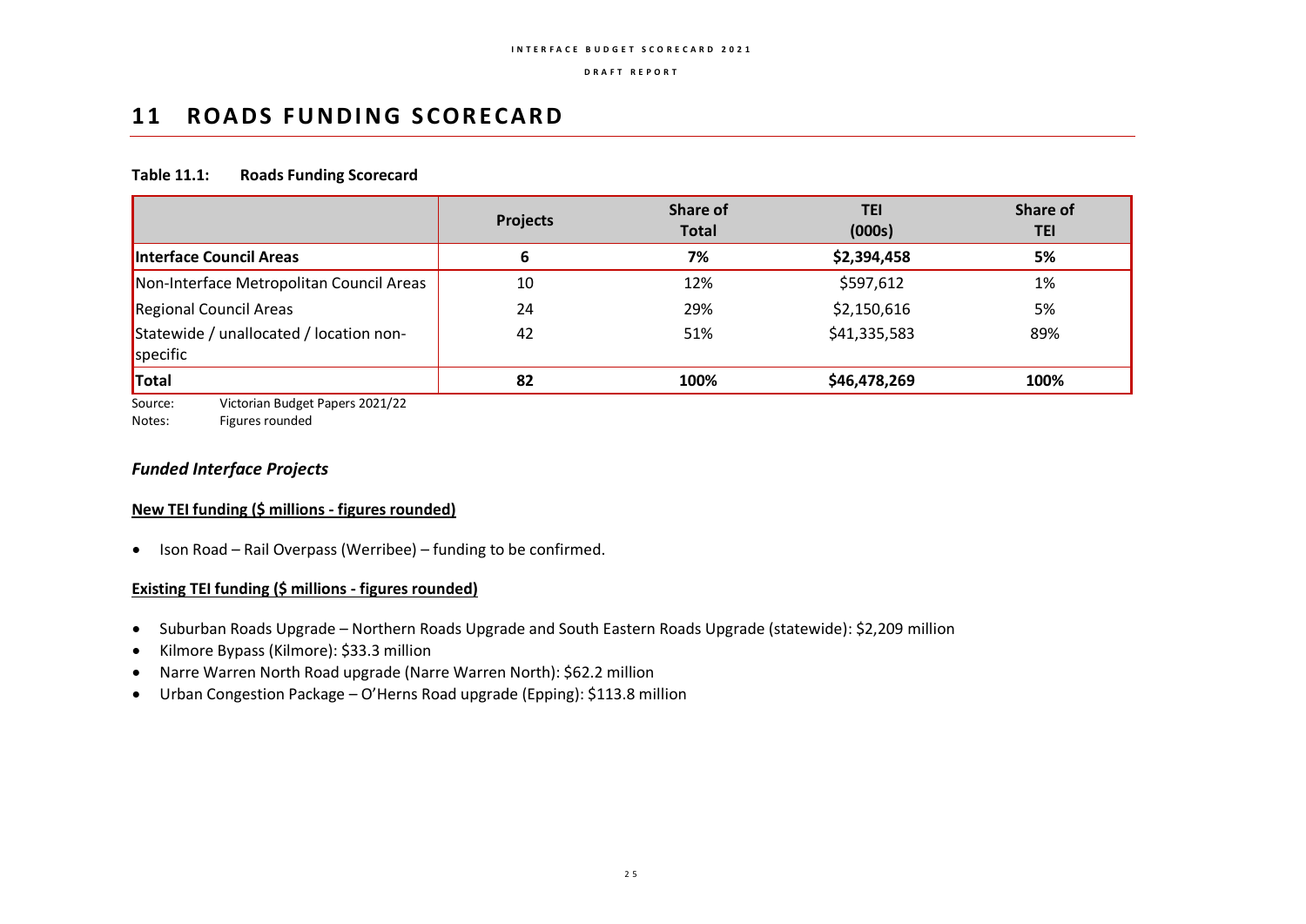# 11 ROADS FUNDING SCORECARD

**Table 11.1: Roads Funding Scorecard**

| | Projects | Share of Total | TEI (000s) | Share of TEI |
|---|---|---|---|---|
| **Interface Council Areas** | **6** | **7%** | **$2,394,458** | **5%** |
| Non-Interface Metropolitan Council Areas | 10 | 12% | $597,612 | 1% |
| Regional Council Areas | 24 | 29% | $2,150,616 | 5% |
| Statewide / unallocated / location non-specific | 42 | 51% | $41,335,583 | 89% |
| **Total** | **82** | **100%** | **$46,478,269** | **100%** |

Source: Victorian Budget Papers 2021/22
Notes: Figures rounded

### *Funded Interface Projects*

**New TEI funding ($ millions - figures rounded)**

- Ison Road – Rail Overpass (Werribee) – funding to be confirmed.

**Existing TEI funding ($ millions - figures rounded)**

- Suburban Roads Upgrade – Northern Roads Upgrade and South Eastern Roads Upgrade (statewide): $2,209 million
- Kilmore Bypass (Kilmore): $33.3 million
- Narre Warren North Road upgrade (Narre Warren North): $62.2 million
- Urban Congestion Package – O'Herns Road upgrade (Epping): $113.8 million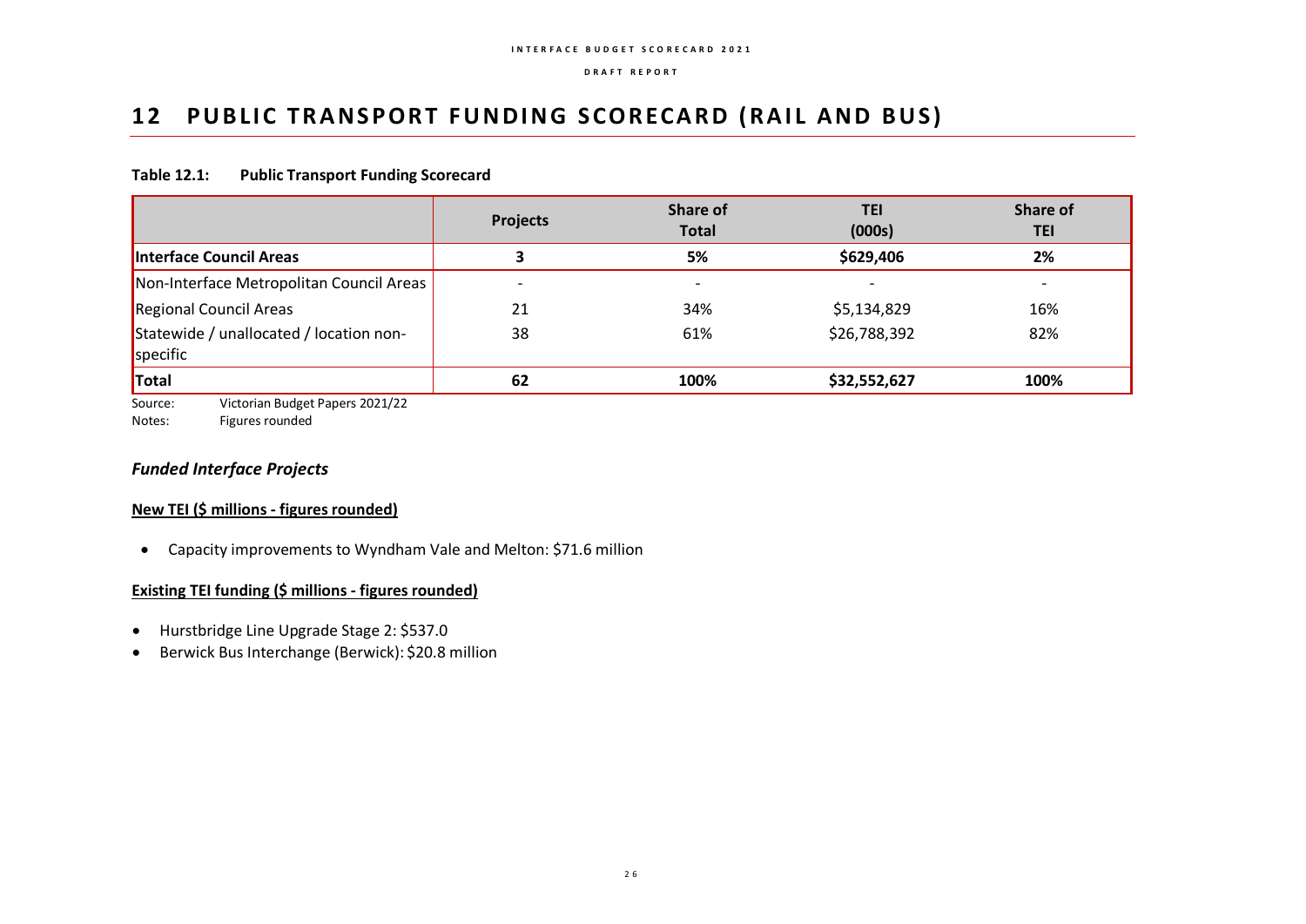# 12 PUBLIC TRANSPORT FUNDING SCORECARD (RAIL AND BUS)

**Table 12.1: Public Transport Funding Scorecard**

| | Projects | Share of Total | TEI (000s) | Share of TEI |
|---|---|---|---|---|
| **Interface Council Areas** | **3** | **5%** | **$629,406** | **2%** |
| Non-Interface Metropolitan Council Areas | - | - | - | - |
| Regional Council Areas | 21 | 34% | $5,134,829 | 16% |
| Statewide / unallocated / location non-specific | 38 | 61% | $26,788,392 | 82% |
| **Total** | **62** | **100%** | **$32,552,627** | **100%** |

Source: Victorian Budget Papers 2021/22
Notes: Figures rounded

### *Funded Interface Projects*

**New TEI ($ millions - figures rounded)**

- Capacity improvements to Wyndham Vale and Melton: $71.6 million

**Existing TEI funding ($ millions - figures rounded)**

- Hurstbridge Line Upgrade Stage 2: $537.0
- Berwick Bus Interchange (Berwick): $20.8 million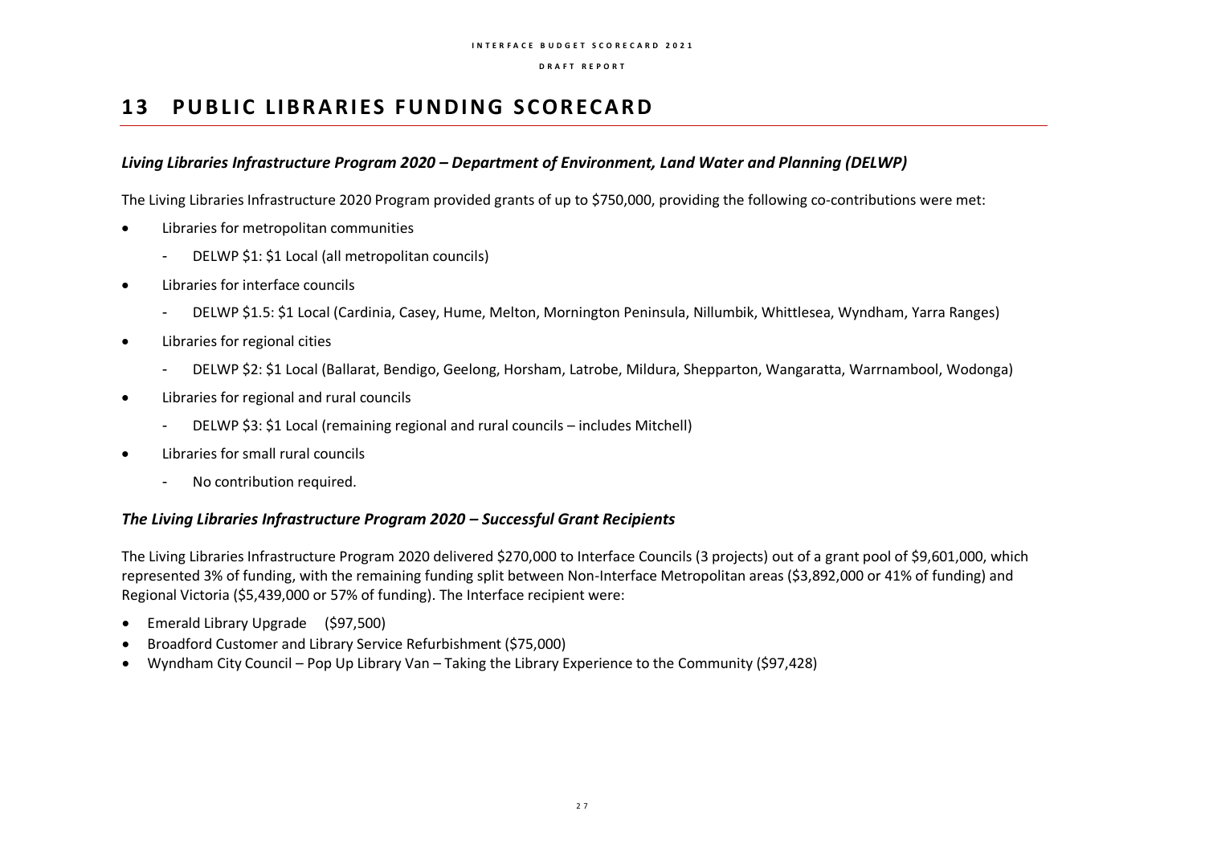# 13 PUBLIC LIBRARIES FUNDING SCORECARD

### *Living Libraries Infrastructure Program 2020 – Department of Environment, Land Water and Planning (DELWP)*

The Living Libraries Infrastructure 2020 Program provided grants of up to $750,000, providing the following co-contributions were met:

- Libraries for metropolitan communities
  - DELWP $1: $1 Local (all metropolitan councils)
- Libraries for interface councils
  - DELWP $1.5: $1 Local (Cardinia, Casey, Hume, Melton, Mornington Peninsula, Nillumbik, Whittlesea, Wyndham, Yarra Ranges)
- Libraries for regional cities
  - DELWP $2: $1 Local (Ballarat, Bendigo, Geelong, Horsham, Latrobe, Mildura, Shepparton, Wangaratta, Warrnambool, Wodonga)
- Libraries for regional and rural councils
  - DELWP $3: $1 Local (remaining regional and rural councils – includes Mitchell)
- Libraries for small rural councils
  - No contribution required.

### *The Living Libraries Infrastructure Program 2020 – Successful Grant Recipients*

The Living Libraries Infrastructure Program 2020 delivered $270,000 to Interface Councils (3 projects) out of a grant pool of $9,601,000, which represented 3% of funding, with the remaining funding split between Non-Interface Metropolitan areas ($3,892,000 or 41% of funding) and Regional Victoria ($5,439,000 or 57% of funding). The Interface recipient were:

- Emerald Library Upgrade ($97,500)
- Broadford Customer and Library Service Refurbishment ($75,000)
- Wyndham City Council – Pop Up Library Van – Taking the Library Experience to the Community ($97,428)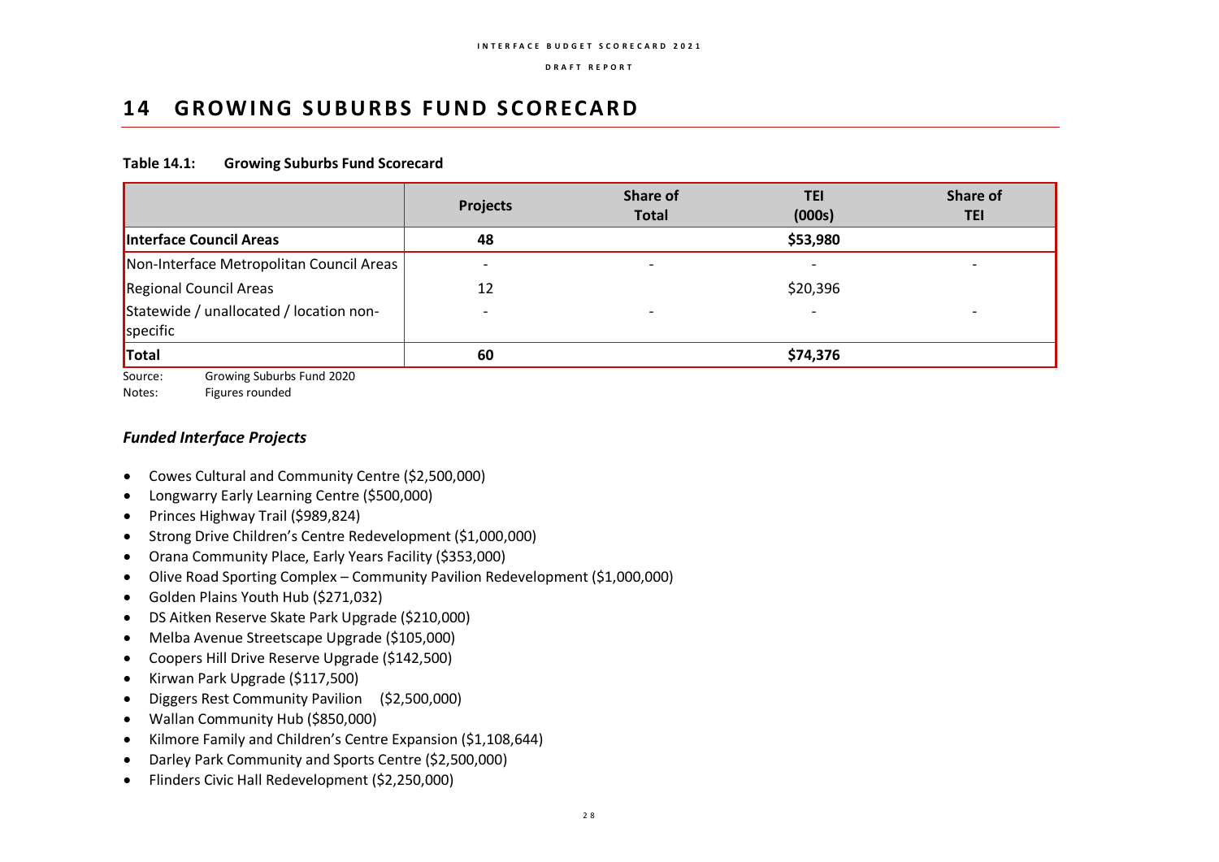// Interface Budget Scorecard 2021 — Draft Report (running header omitted)

# 14 GROWING SUBURBS FUND SCORECARD

**Table 14.1: Growing Suburbs Fund Scorecard**

| | Projects | Share of Total | TEI (000s) | Share of TEI |
|---|---|---|---|---|
| **Interface Council Areas** | **48** | | **$53,980** | |
| Non-Interface Metropolitan Council Areas | - | - | - | - |
| Regional Council Areas | 12 | | $20,396 | |
| Statewide / unallocated / location non-specific | - | - | - | - |
| **Total** | **60** | | **$74,376** | |

Source: Growing Suburbs Fund 2020

Notes: Figures rounded

### *Funded Interface Projects*

- Cowes Cultural and Community Centre ($2,500,000)
- Longwarry Early Learning Centre ($500,000)
- Princes Highway Trail ($989,824)
- Strong Drive Children's Centre Redevelopment ($1,000,000)
- Orana Community Place, Early Years Facility ($353,000)
- Olive Road Sporting Complex – Community Pavilion Redevelopment ($1,000,000)
- Golden Plains Youth Hub ($271,032)
- DS Aitken Reserve Skate Park Upgrade ($210,000)
- Melba Avenue Streetscape Upgrade ($105,000)
- Coopers Hill Drive Reserve Upgrade ($142,500)
- Kirwan Park Upgrade ($117,500)
- Diggers Rest Community Pavilion ($2,500,000)
- Wallan Community Hub ($850,000)
- Kilmore Family and Children's Centre Expansion ($1,108,644)
- Darley Park Community and Sports Centre ($2,500,000)
- Flinders Civic Hall Redevelopment ($2,250,000)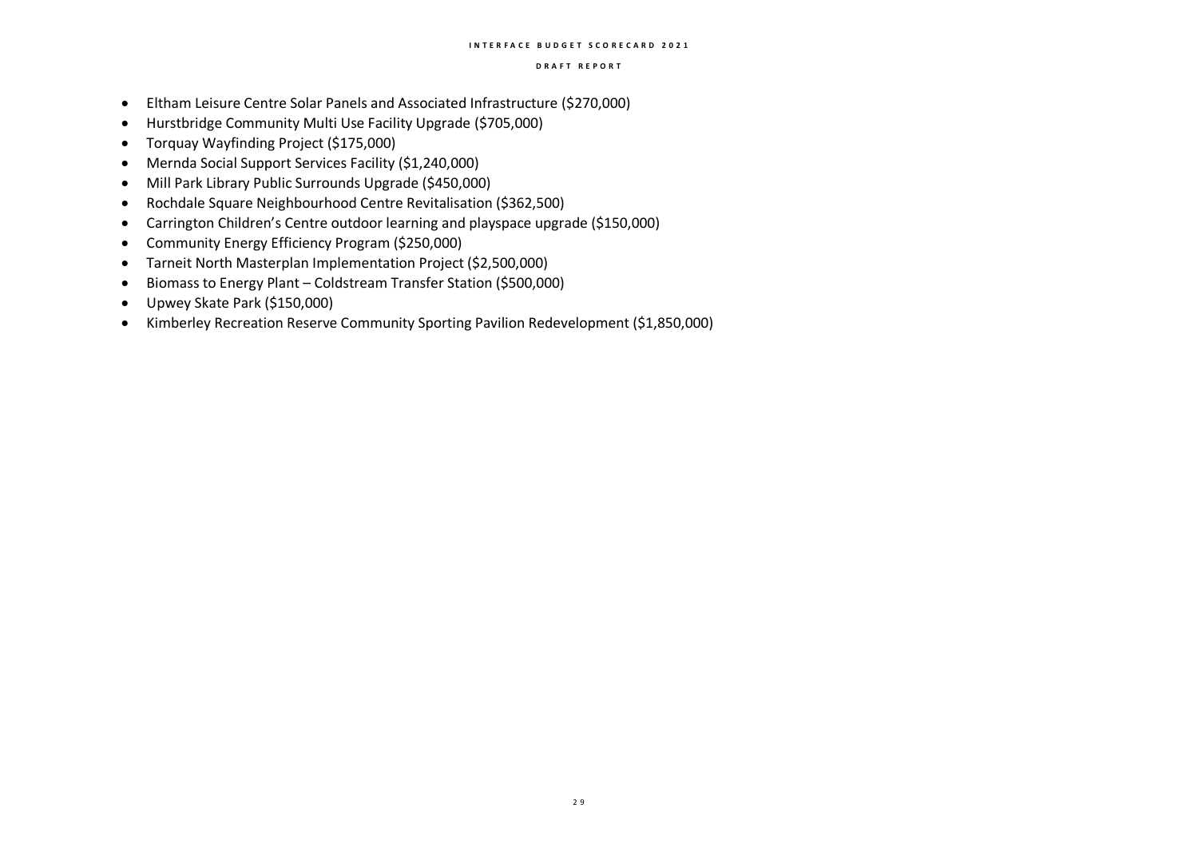- Eltham Leisure Centre Solar Panels and Associated Infrastructure ($270,000)
- Hurstbridge Community Multi Use Facility Upgrade ($705,000)
- Torquay Wayfinding Project ($175,000)
- Mernda Social Support Services Facility ($1,240,000)
- Mill Park Library Public Surrounds Upgrade ($450,000)
- Rochdale Square Neighbourhood Centre Revitalisation ($362,500)
- Carrington Children's Centre outdoor learning and playspace upgrade ($150,000)
- Community Energy Efficiency Program ($250,000)
- Tarneit North Masterplan Implementation Project ($2,500,000)
- Biomass to Energy Plant – Coldstream Transfer Station ($500,000)
- Upwey Skate Park ($150,000)
- Kimberley Recreation Reserve Community Sporting Pavilion Redevelopment ($1,850,000)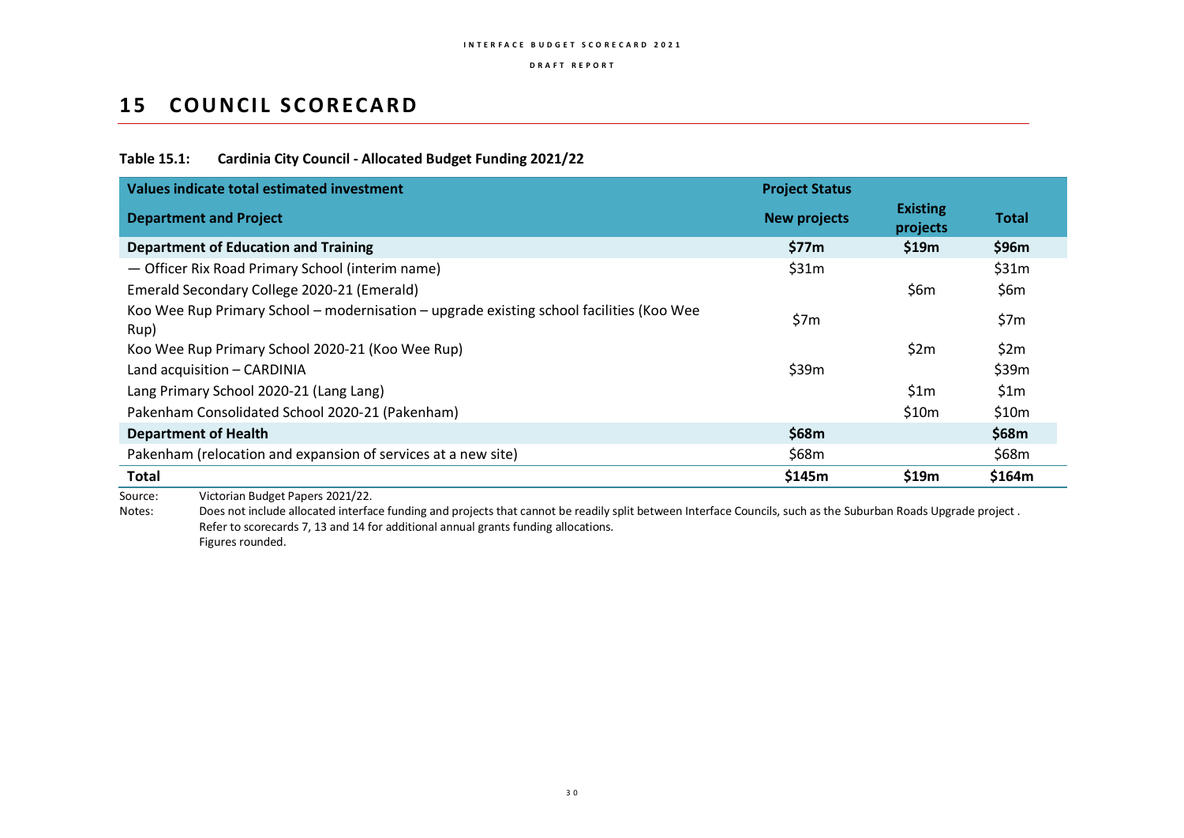# 15 COUNCIL SCORECARD

**Table 15.1: Cardinia City Council - Allocated Budget Funding 2021/22**

| Values indicate total estimated investment | Project Status | | |
|---|---|---|---|
| **Department and Project** | **New projects** | **Existing projects** | **Total** |
| **Department of Education and Training** | **$77m** | **$19m** | **$96m** |
| — Officer Rix Road Primary School (interim name) | $31m | | $31m |
| Emerald Secondary College 2020-21 (Emerald) | | $6m | $6m |
| Koo Wee Rup Primary School – modernisation – upgrade existing school facilities (Koo Wee Rup) | $7m | | $7m |
| Koo Wee Rup Primary School 2020-21 (Koo Wee Rup) | | $2m | $2m |
| Land acquisition – CARDINIA | $39m | | $39m |
| Lang Primary School 2020-21 (Lang Lang) | | $1m | $1m |
| Pakenham Consolidated School 2020-21 (Pakenham) | | $10m | $10m |
| **Department of Health** | **$68m** | | **$68m** |
| Pakenham (relocation and expansion of services at a new site) | $68m | | $68m |
| **Total** | **$145m** | **$19m** | **$164m** |

Source: Victorian Budget Papers 2021/22.

Notes: Does not include allocated interface funding and projects that cannot be readily split between Interface Councils, such as the Suburban Roads Upgrade project . Refer to scorecards 7, 13 and 14 for additional annual grants funding allocations.
Figures rounded.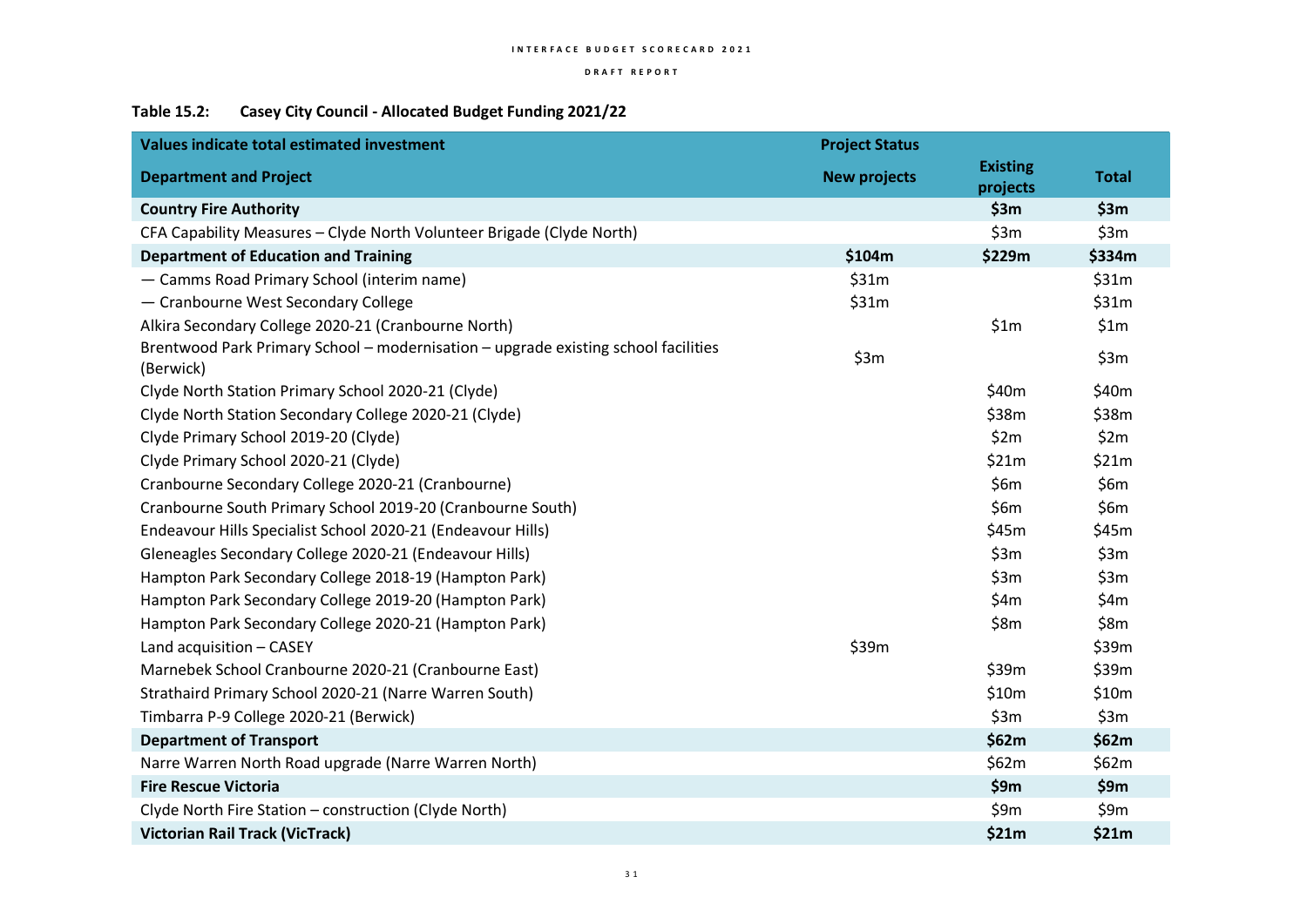**Table 15.2: Casey City Council - Allocated Budget Funding 2021/22**

| Values indicate total estimated investment | Project Status | | |
|---|---|---|---|
| **Department and Project** | **New projects** | **Existing projects** | **Total** |
| **Country Fire Authority** | | **$3m** | **$3m** |
| CFA Capability Measures – Clyde North Volunteer Brigade (Clyde North) | | $3m | $3m |
| **Department of Education and Training** | **$104m** | **$229m** | **$334m** |
| — Camms Road Primary School (interim name) | $31m | | $31m |
| — Cranbourne West Secondary College | $31m | | $31m |
| Alkira Secondary College 2020-21 (Cranbourne North) | | $1m | $1m |
| Brentwood Park Primary School – modernisation – upgrade existing school facilities (Berwick) | $3m | | $3m |
| Clyde North Station Primary School 2020-21 (Clyde) | | $40m | $40m |
| Clyde North Station Secondary College 2020-21 (Clyde) | | $38m | $38m |
| Clyde Primary School 2019-20 (Clyde) | | $2m | $2m |
| Clyde Primary School 2020-21 (Clyde) | | $21m | $21m |
| Cranbourne Secondary College 2020-21 (Cranbourne) | | $6m | $6m |
| Cranbourne South Primary School 2019-20 (Cranbourne South) | | $6m | $6m |
| Endeavour Hills Specialist School 2020-21 (Endeavour Hills) | | $45m | $45m |
| Gleneagles Secondary College 2020-21 (Endeavour Hills) | | $3m | $3m |
| Hampton Park Secondary College 2018-19 (Hampton Park) | | $3m | $3m |
| Hampton Park Secondary College 2019-20 (Hampton Park) | | $4m | $4m |
| Hampton Park Secondary College 2020-21 (Hampton Park) | | $8m | $8m |
| Land acquisition – CASEY | $39m | | $39m |
| Marnebek School Cranbourne 2020-21 (Cranbourne East) | | $39m | $39m |
| Strathaird Primary School 2020-21 (Narre Warren South) | | $10m | $10m |
| Timbarra P-9 College 2020-21 (Berwick) | | $3m | $3m |
| **Department of Transport** | | **$62m** | **$62m** |
| Narre Warren North Road upgrade (Narre Warren North) | | $62m | $62m |
| **Fire Rescue Victoria** | | **$9m** | **$9m** |
| Clyde North Fire Station – construction (Clyde North) | | $9m | $9m |
| **Victorian Rail Track (VicTrack)** | | **$21m** | **$21m** |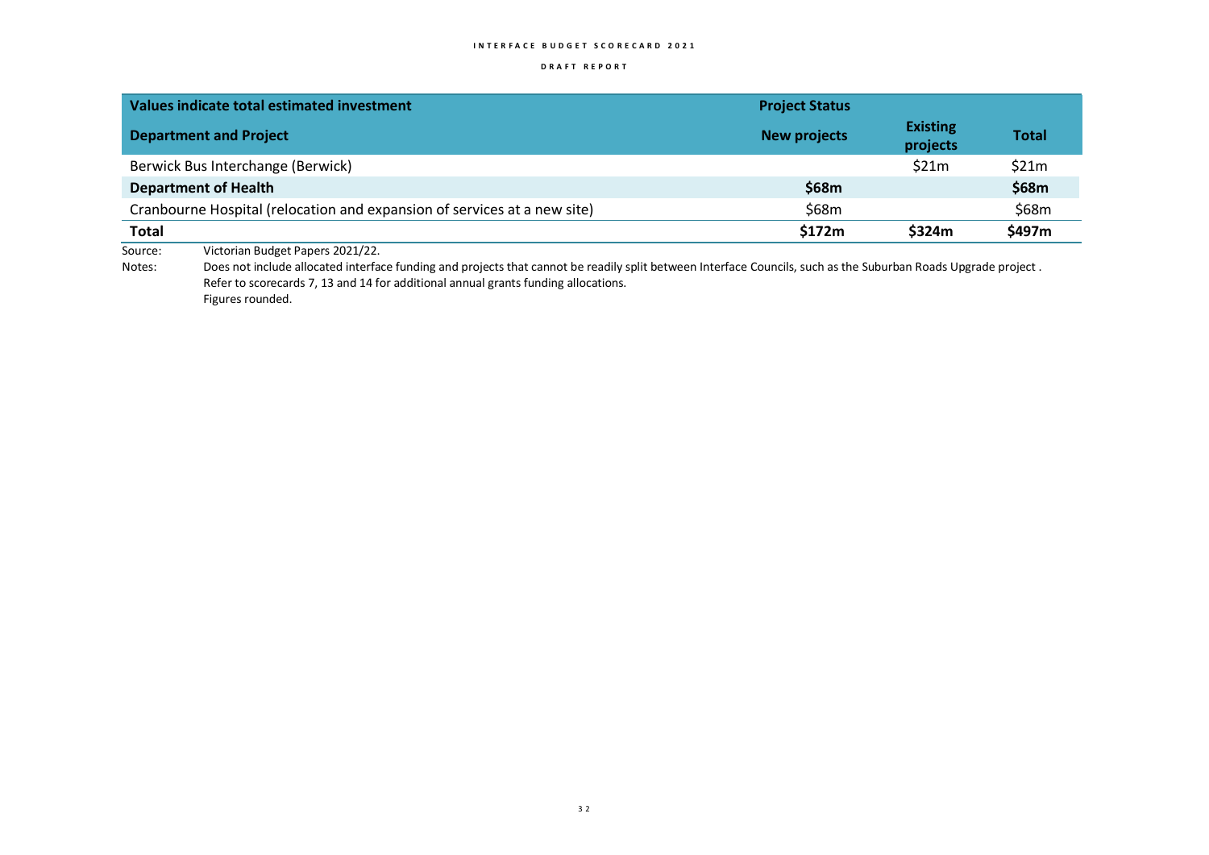| Values indicate total estimated investment | Project Status | | |
|---|---|---|---|
| **Department and Project** | **New projects** | **Existing projects** | **Total** |
| Berwick Bus Interchange (Berwick) | | $21m | $21m |
| **Department of Health** | **$68m** | | **$68m** |
| Cranbourne Hospital (relocation and expansion of services at a new site) | $68m | | $68m |
| **Total** | **$172m** | **$324m** | **$497m** |

Source: Victorian Budget Papers 2021/22.

Notes: Does not include allocated interface funding and projects that cannot be readily split between Interface Councils, such as the Suburban Roads Upgrade project . Refer to scorecards 7, 13 and 14 for additional annual grants funding allocations. Figures rounded.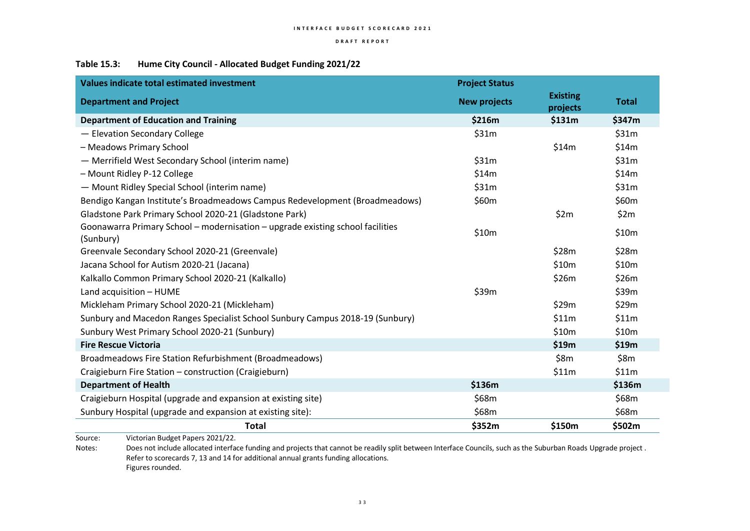**Table 15.3: Hume City Council - Allocated Budget Funding 2021/22**

| Values indicate total estimated investment | Project Status | | |
|---|---|---|---|
| **Department and Project** | **New projects** | **Existing projects** | **Total** |
| **Department of Education and Training** | **$216m** | **$131m** | **$347m** |
| — Elevation Secondary College | $31m | | $31m |
| – Meadows Primary School | | $14m | $14m |
| — Merrifield West Secondary School (interim name) | $31m | | $31m |
| – Mount Ridley P-12 College | $14m | | $14m |
| — Mount Ridley Special School (interim name) | $31m | | $31m |
| Bendigo Kangan Institute's Broadmeadows Campus Redevelopment (Broadmeadows) | $60m | | $60m |
| Gladstone Park Primary School 2020-21 (Gladstone Park) | | $2m | $2m |
| Goonawarra Primary School – modernisation – upgrade existing school facilities (Sunbury) | $10m | | $10m |
| Greenvale Secondary School 2020-21 (Greenvale) | | $28m | $28m |
| Jacana School for Autism 2020-21 (Jacana) | | $10m | $10m |
| Kalkallo Common Primary School 2020-21 (Kalkallo) | | $26m | $26m |
| Land acquisition – HUME | $39m | | $39m |
| Mickleham Primary School 2020-21 (Mickleham) | | $29m | $29m |
| Sunbury and Macedon Ranges Specialist School Sunbury Campus 2018-19 (Sunbury) | | $11m | $11m |
| Sunbury West Primary School 2020-21 (Sunbury) | | $10m | $10m |
| **Fire Rescue Victoria** | | **$19m** | **$19m** |
| Broadmeadows Fire Station Refurbishment (Broadmeadows) | | $8m | $8m |
| Craigieburn Fire Station – construction (Craigieburn) | | $11m | $11m |
| **Department of Health** | **$136m** | | **$136m** |
| Craigieburn Hospital (upgrade and expansion at existing site) | $68m | | $68m |
| Sunbury Hospital (upgrade and expansion at existing site): | $68m | | $68m |
| **Total** | **$352m** | **$150m** | **$502m** |

Source: Victorian Budget Papers 2021/22.

Notes: Does not include allocated interface funding and projects that cannot be readily split between Interface Councils, such as the Suburban Roads Upgrade project. Refer to scorecards 7, 13 and 14 for additional annual grants funding allocations. Figures rounded.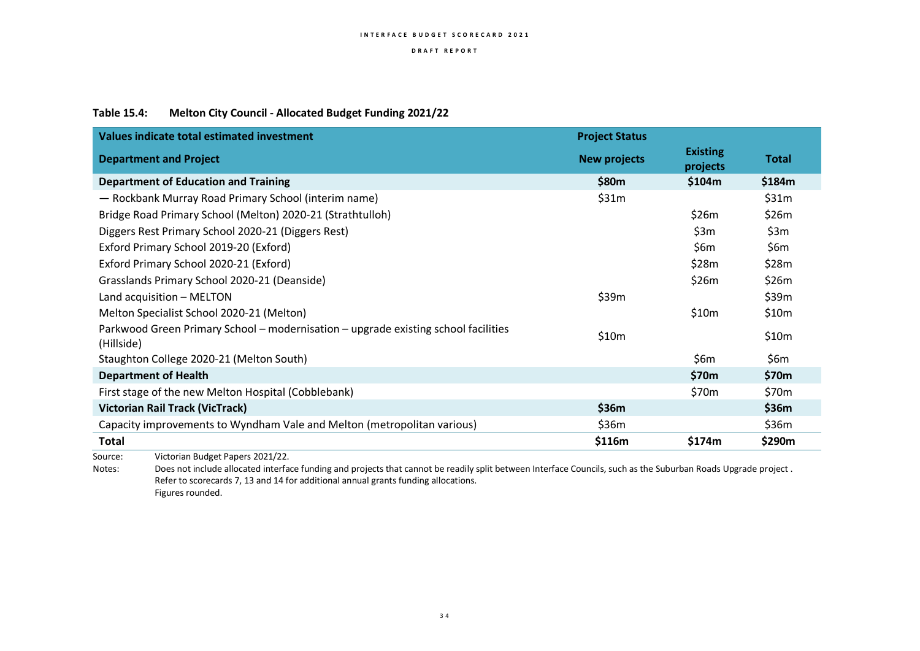**Table 15.4: Melton City Council - Allocated Budget Funding 2021/22**

| Values indicate total estimated investment | Project Status | | |
|---|---|---|---|
| **Department and Project** | **New projects** | **Existing projects** | **Total** |
| **Department of Education and Training** | **$80m** | **$104m** | **$184m** |
| — Rockbank Murray Road Primary School (interim name) | $31m | | $31m |
| Bridge Road Primary School (Melton) 2020-21 (Strathtulloh) | | $26m | $26m |
| Diggers Rest Primary School 2020-21 (Diggers Rest) | | $3m | $3m |
| Exford Primary School 2019-20 (Exford) | | $6m | $6m |
| Exford Primary School 2020-21 (Exford) | | $28m | $28m |
| Grasslands Primary School 2020-21 (Deanside) | | $26m | $26m |
| Land acquisition – MELTON | $39m | | $39m |
| Melton Specialist School 2020-21 (Melton) | | $10m | $10m |
| Parkwood Green Primary School – modernisation – upgrade existing school facilities (Hillside) | $10m | | $10m |
| Staughton College 2020-21 (Melton South) | | $6m | $6m |
| **Department of Health** | | **$70m** | **$70m** |
| First stage of the new Melton Hospital (Cobblebank) | | $70m | $70m |
| **Victorian Rail Track (VicTrack)** | **$36m** | | **$36m** |
| Capacity improvements to Wyndham Vale and Melton (metropolitan various) | $36m | | $36m |
| **Total** | **$116m** | **$174m** | **$290m** |

Source: Victorian Budget Papers 2021/22.

Notes: Does not include allocated interface funding and projects that cannot be readily split between Interface Councils, such as the Suburban Roads Upgrade project. Refer to scorecards 7, 13 and 14 for additional annual grants funding allocations. Figures rounded.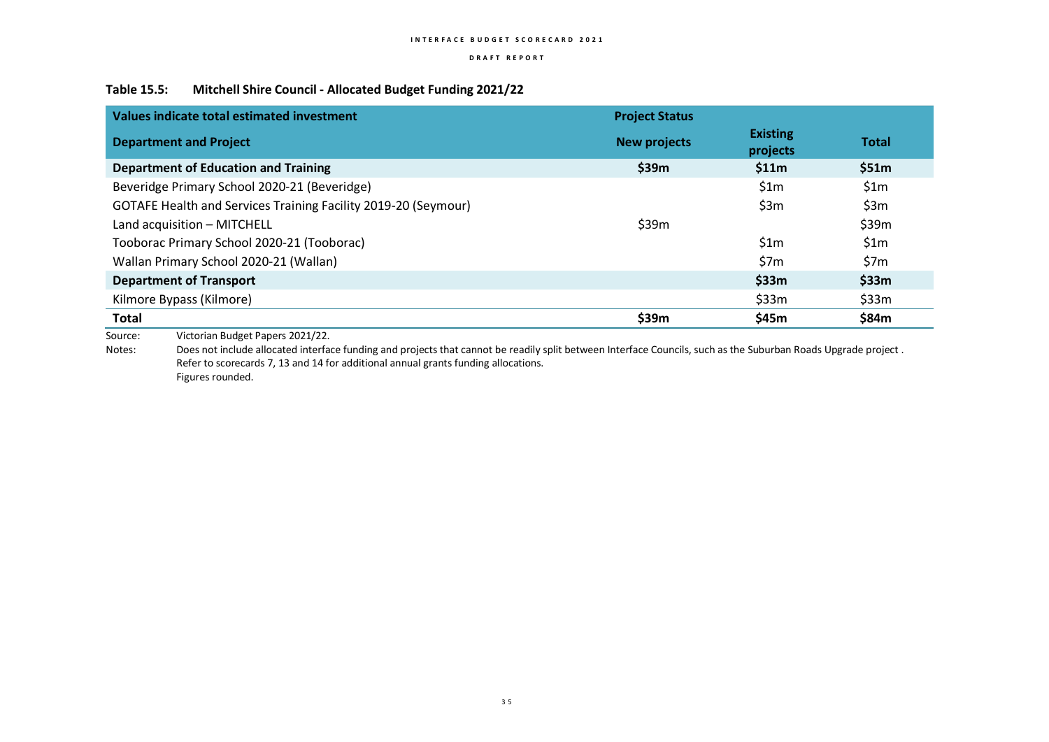**Table 15.5: Mitchell Shire Council - Allocated Budget Funding 2021/22**

| Values indicate total estimated investment | Project Status | | |
|---|---|---|---|
| **Department and Project** | **New projects** | **Existing projects** | **Total** |
| **Department of Education and Training** | **$39m** | **$11m** | **$51m** |
| Beveridge Primary School 2020-21 (Beveridge) | | $1m | $1m |
| GOTAFE Health and Services Training Facility 2019-20 (Seymour) | | $3m | $3m |
| Land acquisition – MITCHELL | $39m | | $39m |
| Tooborac Primary School 2020-21 (Tooborac) | | $1m | $1m |
| Wallan Primary School 2020-21 (Wallan) | | $7m | $7m |
| **Department of Transport** | | **$33m** | **$33m** |
| Kilmore Bypass (Kilmore) | | $33m | $33m |
| **Total** | **$39m** | **$45m** | **$84m** |

Source: Victorian Budget Papers 2021/22.

Notes: Does not include allocated interface funding and projects that cannot be readily split between Interface Councils, such as the Suburban Roads Upgrade project. Refer to scorecards 7, 13 and 14 for additional annual grants funding allocations. Figures rounded.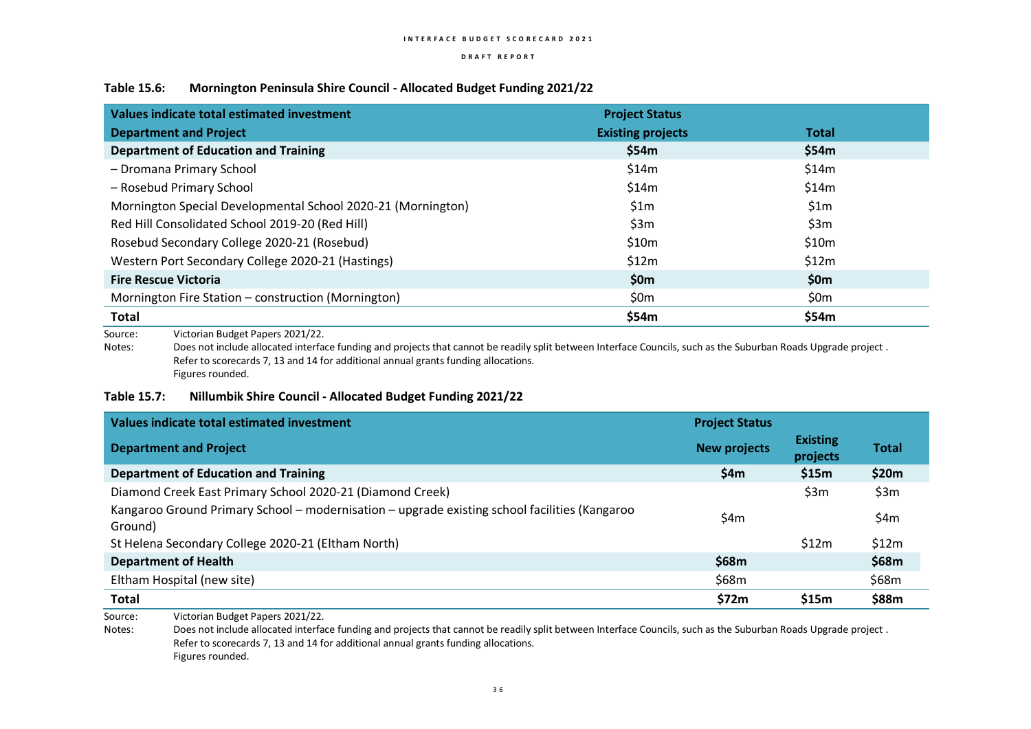**Table 15.6: Mornington Peninsula Shire Council - Allocated Budget Funding 2021/22**

| Values indicate total estimated investment | Project Status | |
|---|---|---|
| **Department and Project** | **Existing projects** | **Total** |
| **Department of Education and Training** | **$54m** | **$54m** |
| – Dromana Primary School | $14m | $14m |
| – Rosebud Primary School | $14m | $14m |
| Mornington Special Developmental School 2020-21 (Mornington) | $1m | $1m |
| Red Hill Consolidated School 2019-20 (Red Hill) | $3m | $3m |
| Rosebud Secondary College 2020-21 (Rosebud) | $10m | $10m |
| Western Port Secondary College 2020-21 (Hastings) | $12m | $12m |
| **Fire Rescue Victoria** | **$0m** | **$0m** |
| Mornington Fire Station – construction (Mornington) | $0m | $0m |
| **Total** | **$54m** | **$54m** |

Source: Victorian Budget Papers 2021/22.

Notes: Does not include allocated interface funding and projects that cannot be readily split between Interface Councils, such as the Suburban Roads Upgrade project . Refer to scorecards 7, 13 and 14 for additional annual grants funding allocations. Figures rounded.

**Table 15.7: Nillumbik Shire Council - Allocated Budget Funding 2021/22**

| Values indicate total estimated investment | Project Status | | |
|---|---|---|---|
| **Department and Project** | **New projects** | **Existing projects** | **Total** |
| **Department of Education and Training** | **$4m** | **$15m** | **$20m** |
| Diamond Creek East Primary School 2020-21 (Diamond Creek) | | $3m | $3m |
| Kangaroo Ground Primary School – modernisation – upgrade existing school facilities (Kangaroo Ground) | $4m | | $4m |
| St Helena Secondary College 2020-21 (Eltham North) | | $12m | $12m |
| **Department of Health** | **$68m** | | **$68m** |
| Eltham Hospital (new site) | $68m | | $68m |
| **Total** | **$72m** | **$15m** | **$88m** |

Source: Victorian Budget Papers 2021/22.

Notes: Does not include allocated interface funding and projects that cannot be readily split between Interface Councils, such as the Suburban Roads Upgrade project . Refer to scorecards 7, 13 and 14 for additional annual grants funding allocations. Figures rounded.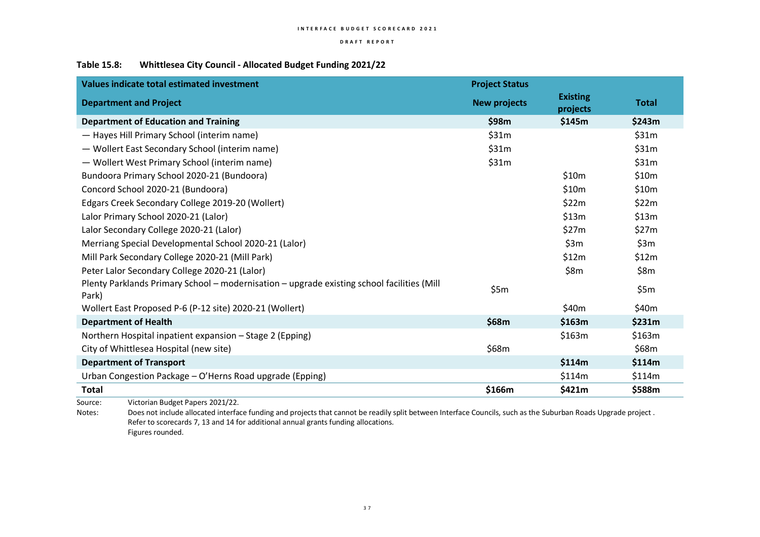**Table 15.8: Whittlesea City Council - Allocated Budget Funding 2021/22**

| Values indicate total estimated investment | Project Status | | |
|---|---|---|---|
| **Department and Project** | **New projects** | **Existing projects** | **Total** |
| **Department of Education and Training** | **$98m** | **$145m** | **$243m** |
| — Hayes Hill Primary School (interim name) | $31m | | $31m |
| — Wollert East Secondary School (interim name) | $31m | | $31m |
| — Wollert West Primary School (interim name) | $31m | | $31m |
| Bundoora Primary School 2020-21 (Bundoora) | | $10m | $10m |
| Concord School 2020-21 (Bundoora) | | $10m | $10m |
| Edgars Creek Secondary College 2019-20 (Wollert) | | $22m | $22m |
| Lalor Primary School 2020-21 (Lalor) | | $13m | $13m |
| Lalor Secondary College 2020-21 (Lalor) | | $27m | $27m |
| Merriang Special Developmental School 2020-21 (Lalor) | | $3m | $3m |
| Mill Park Secondary College 2020-21 (Mill Park) | | $12m | $12m |
| Peter Lalor Secondary College 2020-21 (Lalor) | | $8m | $8m |
| Plenty Parklands Primary School – modernisation – upgrade existing school facilities (Mill Park) | $5m | | $5m |
| Wollert East Proposed P-6 (P-12 site) 2020-21 (Wollert) | | $40m | $40m |
| **Department of Health** | **$68m** | **$163m** | **$231m** |
| Northern Hospital inpatient expansion – Stage 2 (Epping) | | $163m | $163m |
| City of Whittlesea Hospital (new site) | $68m | | $68m |
| **Department of Transport** | | **$114m** | **$114m** |
| Urban Congestion Package – O'Herns Road upgrade (Epping) | | $114m | $114m |
| **Total** | **$166m** | **$421m** | **$588m** |

Source: Victorian Budget Papers 2021/22.

Notes: Does not include allocated interface funding and projects that cannot be readily split between Interface Councils, such as the Suburban Roads Upgrade project . Refer to scorecards 7, 13 and 14 for additional annual grants funding allocations.
Figures rounded.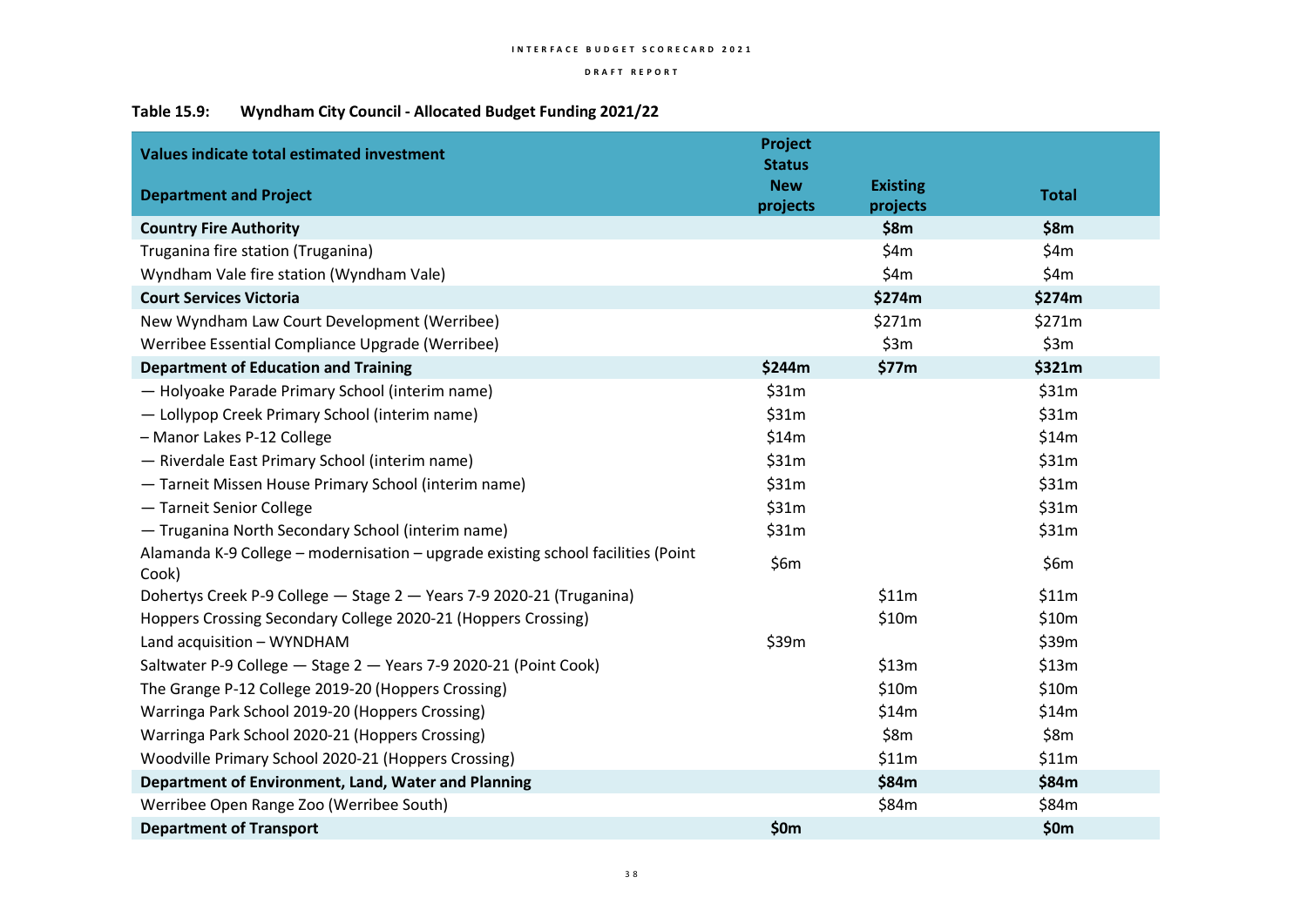**Table 15.9: Wyndham City Council - Allocated Budget Funding 2021/22**

| Values indicate total estimated investment<br><br>Department and Project | Project Status<br>New projects | Existing projects | Total |
|---|---|---|---|
| **Country Fire Authority** | | **$8m** | **$8m** |
| Truganina fire station (Truganina) | | $4m | $4m |
| Wyndham Vale fire station (Wyndham Vale) | | $4m | $4m |
| **Court Services Victoria** | | **$274m** | **$274m** |
| New Wyndham Law Court Development (Werribee) | | $271m | $271m |
| Werribee Essential Compliance Upgrade (Werribee) | | $3m | $3m |
| **Department of Education and Training** | **$244m** | **$77m** | **$321m** |
| — Holyoake Parade Primary School (interim name) | $31m | | $31m |
| — Lollypop Creek Primary School (interim name) | $31m | | $31m |
| – Manor Lakes P-12 College | $14m | | $14m |
| — Riverdale East Primary School (interim name) | $31m | | $31m |
| — Tarneit Missen House Primary School (interim name) | $31m | | $31m |
| — Tarneit Senior College | $31m | | $31m |
| — Truganina North Secondary School (interim name) | $31m | | $31m |
| Alamanda K-9 College – modernisation – upgrade existing school facilities (Point Cook) | $6m | | $6m |
| Dohertys Creek P-9 College — Stage 2 — Years 7-9 2020-21 (Truganina) | | $11m | $11m |
| Hoppers Crossing Secondary College 2020-21 (Hoppers Crossing) | | $10m | $10m |
| Land acquisition – WYNDHAM | $39m | | $39m |
| Saltwater P-9 College — Stage 2 — Years 7-9 2020-21 (Point Cook) | | $13m | $13m |
| The Grange P-12 College 2019-20 (Hoppers Crossing) | | $10m | $10m |
| Warringa Park School 2019-20 (Hoppers Crossing) | | $14m | $14m |
| Warringa Park School 2020-21 (Hoppers Crossing) | | $8m | $8m |
| Woodville Primary School 2020-21 (Hoppers Crossing) | | $11m | $11m |
| **Department of Environment, Land, Water and Planning** | | **$84m** | **$84m** |
| Werribee Open Range Zoo (Werribee South) | | $84m | $84m |
| **Department of Transport** | **$0m** | | **$0m** |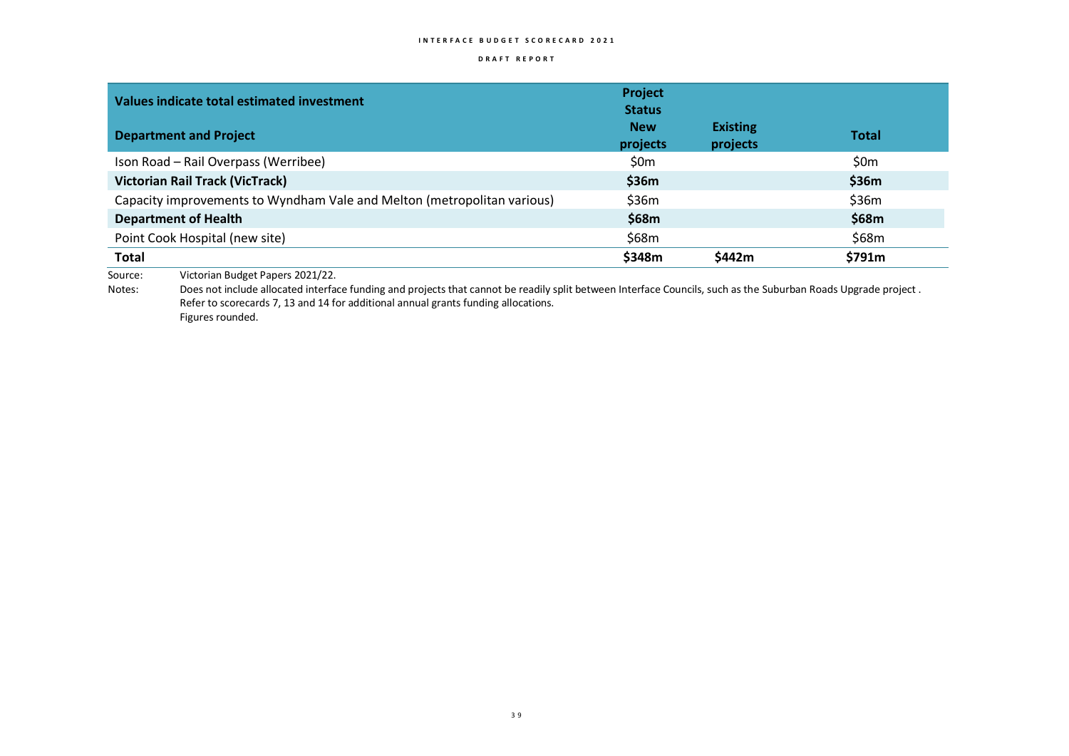| Values indicate total estimated investment | Project Status | | |
|---|---|---|---|
| **Department and Project** | **New projects** | **Existing projects** | **Total** |
| Ison Road – Rail Overpass (Werribee) | $0m | | $0m |
| **Victorian Rail Track (VicTrack)** | **$36m** | | **$36m** |
| Capacity improvements to Wyndham Vale and Melton (metropolitan various) | $36m | | $36m |
| **Department of Health** | **$68m** | | **$68m** |
| Point Cook Hospital (new site) | $68m | | $68m |
| **Total** | **$348m** | **$442m** | **$791m** |

Source: Victorian Budget Papers 2021/22.

Notes: Does not include allocated interface funding and projects that cannot be readily split between Interface Councils, such as the Suburban Roads Upgrade project . Refer to scorecards 7, 13 and 14 for additional annual grants funding allocations.
Figures rounded.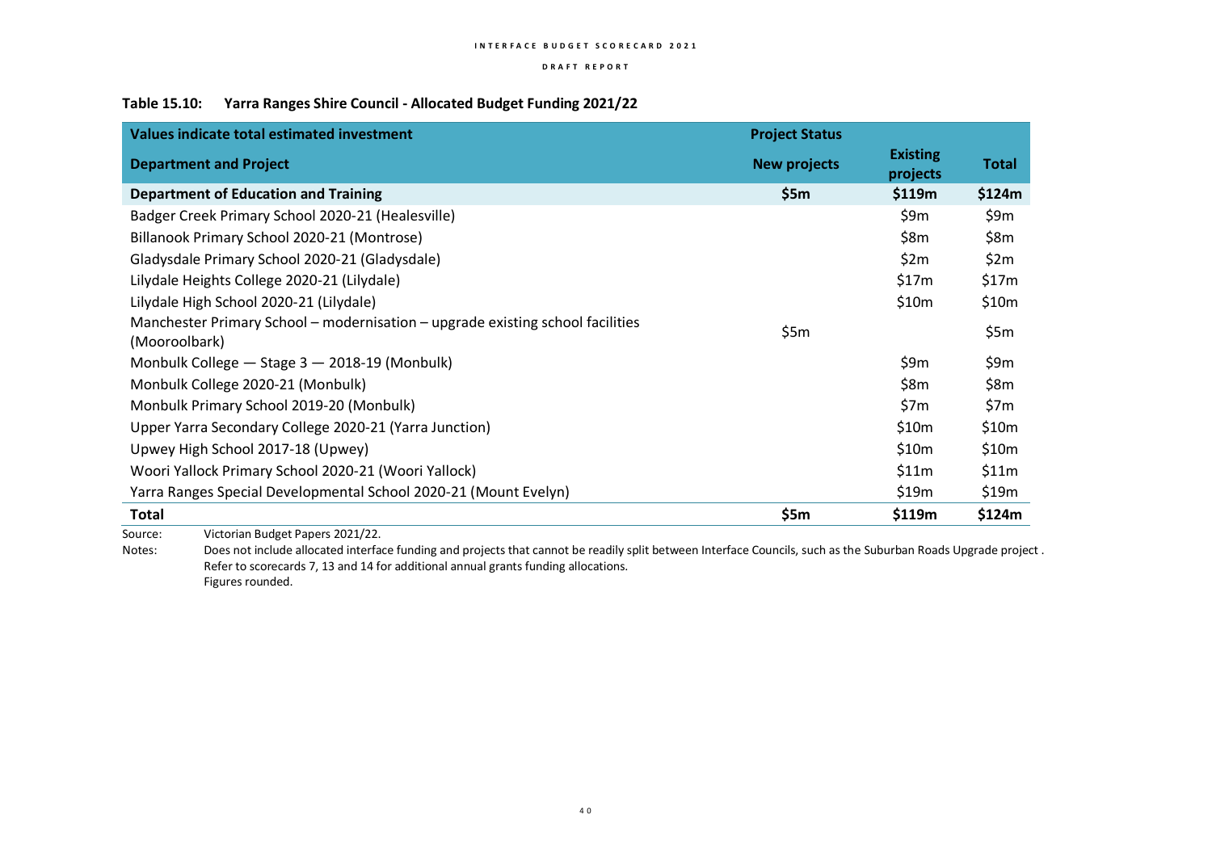### Table 15.10: Yarra Ranges Shire Council - Allocated Budget Funding 2021/22

| Values indicate total estimated investment | Project Status | | |
|---|---|---|---|
| **Department and Project** | **New projects** | **Existing projects** | **Total** |
| **Department of Education and Training** | **$5m** | **$119m** | **$124m** |
| Badger Creek Primary School 2020-21 (Healesville) | | $9m | $9m |
| Billanook Primary School 2020-21 (Montrose) | | $8m | $8m |
| Gladysdale Primary School 2020-21 (Gladysdale) | | $2m | $2m |
| Lilydale Heights College 2020-21 (Lilydale) | | $17m | $17m |
| Lilydale High School 2020-21 (Lilydale) | | $10m | $10m |
| Manchester Primary School – modernisation – upgrade existing school facilities (Mooroolbark) | $5m | | $5m |
| Monbulk College — Stage 3 — 2018-19 (Monbulk) | | $9m | $9m |
| Monbulk College 2020-21 (Monbulk) | | $8m | $8m |
| Monbulk Primary School 2019-20 (Monbulk) | | $7m | $7m |
| Upper Yarra Secondary College 2020-21 (Yarra Junction) | | $10m | $10m |
| Upwey High School 2017-18 (Upwey) | | $10m | $10m |
| Woori Yallock Primary School 2020-21 (Woori Yallock) | | $11m | $11m |
| Yarra Ranges Special Developmental School 2020-21 (Mount Evelyn) | | $19m | $19m |
| **Total** | **$5m** | **$119m** | **$124m** |

Source: Victorian Budget Papers 2021/22.

Notes: Does not include allocated interface funding and projects that cannot be readily split between Interface Councils, such as the Suburban Roads Upgrade project. Refer to scorecards 7, 13 and 14 for additional annual grants funding allocations. Figures rounded.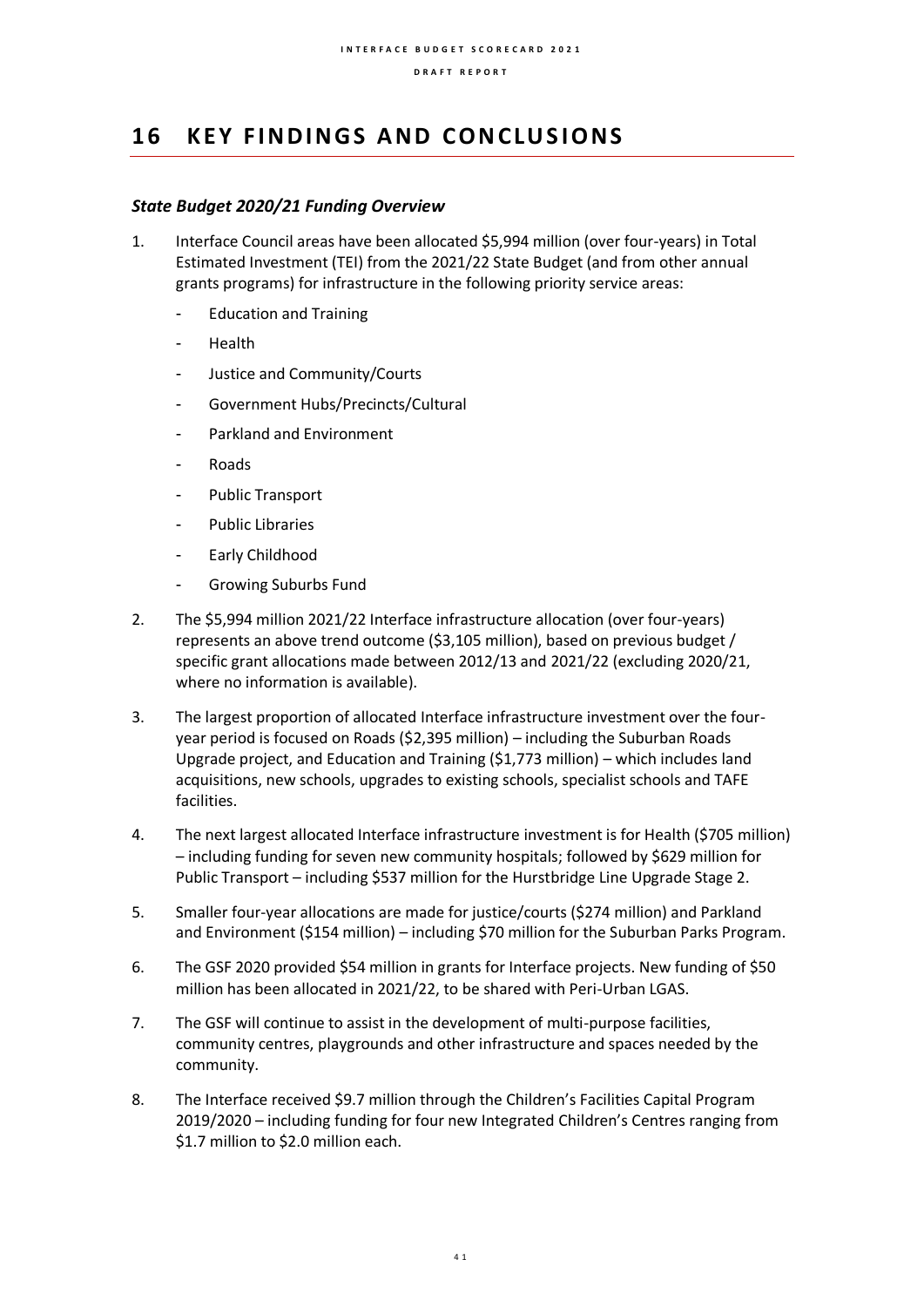# 16 KEY FINDINGS AND CONCLUSIONS

### *State Budget 2020/21 Funding Overview*

1. Interface Council areas have been allocated $5,994 million (over four-years) in Total Estimated Investment (TEI) from the 2021/22 State Budget (and from other annual grants programs) for infrastructure in the following priority service areas:
   - Education and Training
   - Health
   - Justice and Community/Courts
   - Government Hubs/Precincts/Cultural
   - Parkland and Environment
   - Roads
   - Public Transport
   - Public Libraries
   - Early Childhood
   - Growing Suburbs Fund

2. The $5,994 million 2021/22 Interface infrastructure allocation (over four-years) represents an above trend outcome ($3,105 million), based on previous budget / specific grant allocations made between 2012/13 and 2021/22 (excluding 2020/21, where no information is available).

3. The largest proportion of allocated Interface infrastructure investment over the four-year period is focused on Roads ($2,395 million) – including the Suburban Roads Upgrade project, and Education and Training ($1,773 million) – which includes land acquisitions, new schools, upgrades to existing schools, specialist schools and TAFE facilities.

4. The next largest allocated Interface infrastructure investment is for Health ($705 million) – including funding for seven new community hospitals; followed by $629 million for Public Transport – including $537 million for the Hurstbridge Line Upgrade Stage 2.

5. Smaller four-year allocations are made for justice/courts ($274 million) and Parkland and Environment ($154 million) – including $70 million for the Suburban Parks Program.

6. The GSF 2020 provided $54 million in grants for Interface projects. New funding of $50 million has been allocated in 2021/22, to be shared with Peri-Urban LGAS.

7. The GSF will continue to assist in the development of multi-purpose facilities, community centres, playgrounds and other infrastructure and spaces needed by the community.

8. The Interface received $9.7 million through the Children's Facilities Capital Program 2019/2020 – including funding for four new Integrated Children's Centres ranging from $1.7 million to $2.0 million each.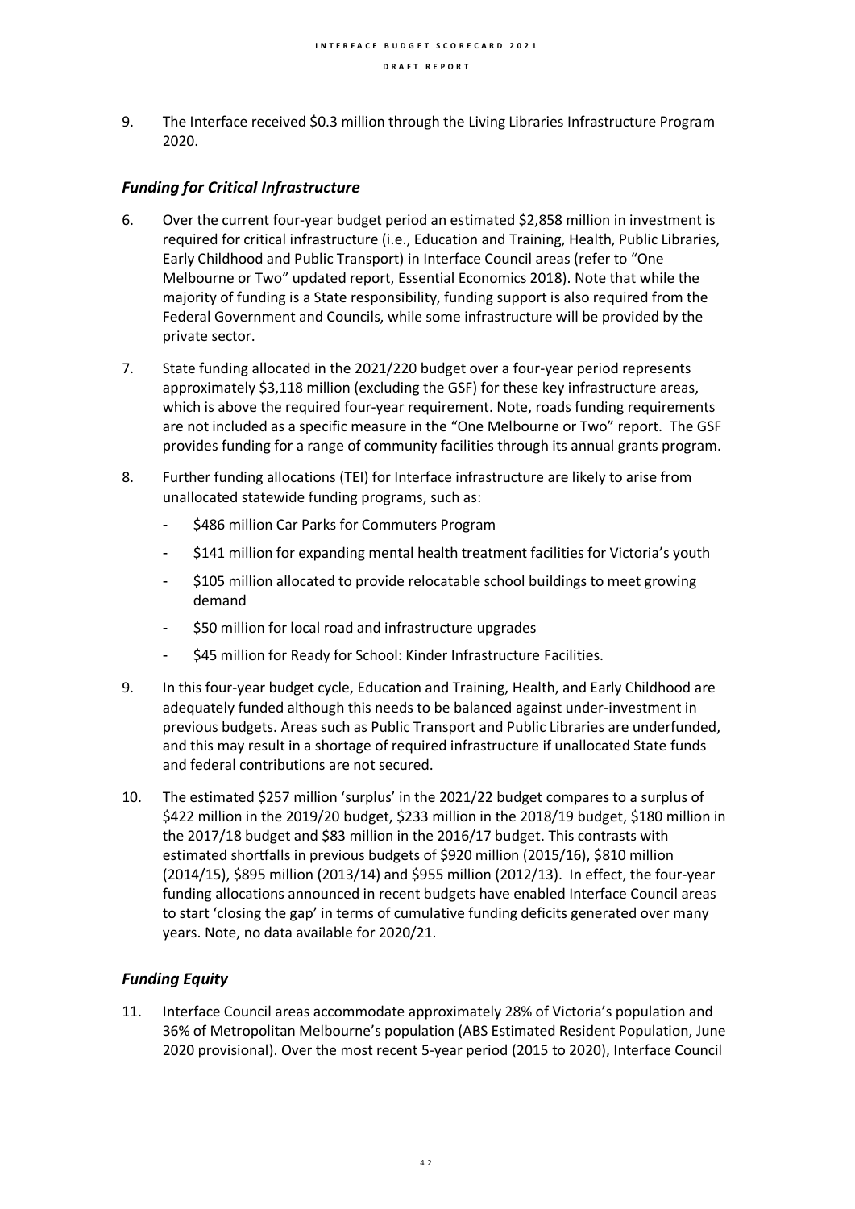9. The Interface received $0.3 million through the Living Libraries Infrastructure Program 2020.

### *Funding for Critical Infrastructure*

6. Over the current four-year budget period an estimated $2,858 million in investment is required for critical infrastructure (i.e., Education and Training, Health, Public Libraries, Early Childhood and Public Transport) in Interface Council areas (refer to "One Melbourne or Two" updated report, Essential Economics 2018). Note that while the majority of funding is a State responsibility, funding support is also required from the Federal Government and Councils, while some infrastructure will be provided by the private sector.

7. State funding allocated in the 2021/220 budget over a four-year period represents approximately $3,118 million (excluding the GSF) for these key infrastructure areas, which is above the required four-year requirement. Note, roads funding requirements are not included as a specific measure in the "One Melbourne or Two" report. The GSF provides funding for a range of community facilities through its annual grants program.

8. Further funding allocations (TEI) for Interface infrastructure are likely to arise from unallocated statewide funding programs, such as:
   - $486 million Car Parks for Commuters Program
   - $141 million for expanding mental health treatment facilities for Victoria's youth
   - $105 million allocated to provide relocatable school buildings to meet growing demand
   - $50 million for local road and infrastructure upgrades
   - $45 million for Ready for School: Kinder Infrastructure Facilities.

9. In this four-year budget cycle, Education and Training, Health, and Early Childhood are adequately funded although this needs to be balanced against under-investment in previous budgets. Areas such as Public Transport and Public Libraries are underfunded, and this may result in a shortage of required infrastructure if unallocated State funds and federal contributions are not secured.

10. The estimated $257 million 'surplus' in the 2021/22 budget compares to a surplus of $422 million in the 2019/20 budget, $233 million in the 2018/19 budget, $180 million in the 2017/18 budget and $83 million in the 2016/17 budget. This contrasts with estimated shortfalls in previous budgets of $920 million (2015/16), $810 million (2014/15), $895 million (2013/14) and $955 million (2012/13). In effect, the four-year funding allocations announced in recent budgets have enabled Interface Council areas to start 'closing the gap' in terms of cumulative funding deficits generated over many years. Note, no data available for 2020/21.

### *Funding Equity*

11. Interface Council areas accommodate approximately 28% of Victoria's population and 36% of Metropolitan Melbourne's population (ABS Estimated Resident Population, June 2020 provisional). Over the most recent 5-year period (2015 to 2020), Interface Council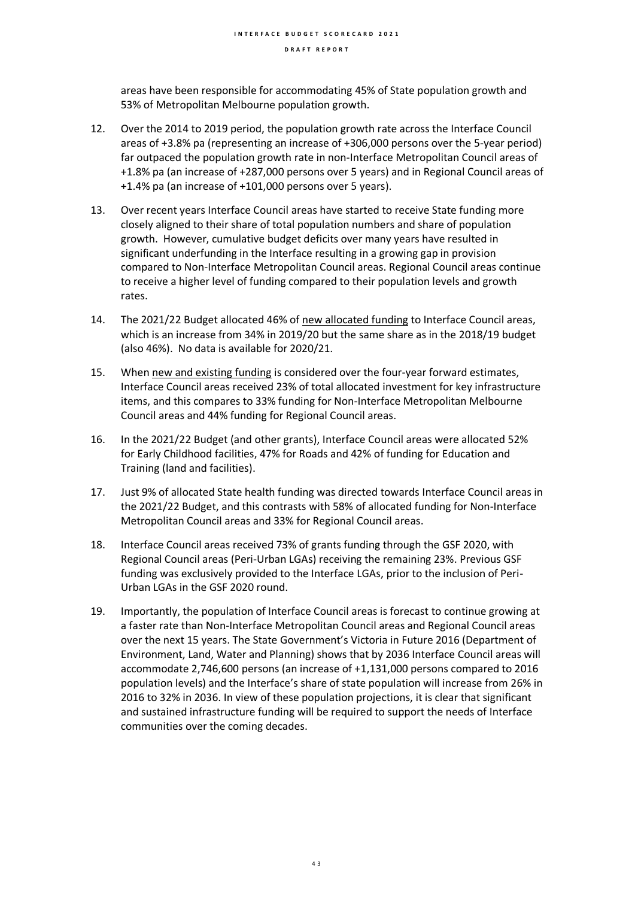areas have been responsible for accommodating 45% of State population growth and 53% of Metropolitan Melbourne population growth.

12. Over the 2014 to 2019 period, the population growth rate across the Interface Council areas of +3.8% pa (representing an increase of +306,000 persons over the 5-year period) far outpaced the population growth rate in non-Interface Metropolitan Council areas of +1.8% pa (an increase of +287,000 persons over 5 years) and in Regional Council areas of +1.4% pa (an increase of +101,000 persons over 5 years).

13. Over recent years Interface Council areas have started to receive State funding more closely aligned to their share of total population numbers and share of population growth. However, cumulative budget deficits over many years have resulted in significant underfunding in the Interface resulting in a growing gap in provision compared to Non-Interface Metropolitan Council areas. Regional Council areas continue to receive a higher level of funding compared to their population levels and growth rates.

14. The 2021/22 Budget allocated 46% of new allocated funding to Interface Council areas, which is an increase from 34% in 2019/20 but the same share as in the 2018/19 budget (also 46%). No data is available for 2020/21.

15. When new and existing funding is considered over the four-year forward estimates, Interface Council areas received 23% of total allocated investment for key infrastructure items, and this compares to 33% funding for Non-Interface Metropolitan Melbourne Council areas and 44% funding for Regional Council areas.

16. In the 2021/22 Budget (and other grants), Interface Council areas were allocated 52% for Early Childhood facilities, 47% for Roads and 42% of funding for Education and Training (land and facilities).

17. Just 9% of allocated State health funding was directed towards Interface Council areas in the 2021/22 Budget, and this contrasts with 58% of allocated funding for Non-Interface Metropolitan Council areas and 33% for Regional Council areas.

18. Interface Council areas received 73% of grants funding through the GSF 2020, with Regional Council areas (Peri-Urban LGAs) receiving the remaining 23%. Previous GSF funding was exclusively provided to the Interface LGAs, prior to the inclusion of Peri-Urban LGAs in the GSF 2020 round.

19. Importantly, the population of Interface Council areas is forecast to continue growing at a faster rate than Non-Interface Metropolitan Council areas and Regional Council areas over the next 15 years. The State Government's Victoria in Future 2016 (Department of Environment, Land, Water and Planning) shows that by 2036 Interface Council areas will accommodate 2,746,600 persons (an increase of +1,131,000 persons compared to 2016 population levels) and the Interface's share of state population will increase from 26% in 2016 to 32% in 2036. In view of these population projections, it is clear that significant and sustained infrastructure funding will be required to support the needs of Interface communities over the coming decades.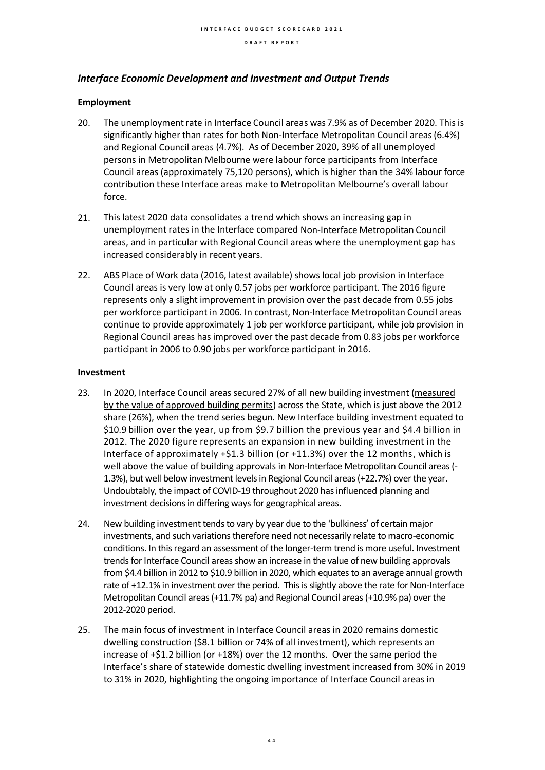### *Interface Economic Development and Investment and Output Trends*

**Employment**

20. The unemployment rate in Interface Council areas was 7.9% as of December 2020. This is significantly higher than rates for both Non-Interface Metropolitan Council areas (6.4%) and Regional Council areas (4.7%). As of December 2020, 39% of all unemployed persons in Metropolitan Melbourne were labour force participants from Interface Council areas (approximately 75,120 persons), which is higher than the 34% labour force contribution these Interface areas make to Metropolitan Melbourne's overall labour force.

21. This latest 2020 data consolidates a trend which shows an increasing gap in unemployment rates in the Interface compared Non-Interface Metropolitan Council areas, and in particular with Regional Council areas where the unemployment gap has increased considerably in recent years.

22. ABS Place of Work data (2016, latest available) shows local job provision in Interface Council areas is very low at only 0.57 jobs per workforce participant. The 2016 figure represents only a slight improvement in provision over the past decade from 0.55 jobs per workforce participant in 2006. In contrast, Non-Interface Metropolitan Council areas continue to provide approximately 1 job per workforce participant, while job provision in Regional Council areas has improved over the past decade from 0.83 jobs per workforce participant in 2006 to 0.90 jobs per workforce participant in 2016.

**Investment**

23. In 2020, Interface Council areas secured 27% of all new building investment (measured by the value of approved building permits) across the State, which is just above the 2012 share (26%), when the trend series begun. New Interface building investment equated to $10.9 billion over the year, up from $9.7 billion the previous year and $4.4 billion in 2012. The 2020 figure represents an expansion in new building investment in the Interface of approximately +$1.3 billion (or +11.3%) over the 12 months, which is well above the value of building approvals in Non-Interface Metropolitan Council areas (-1.3%), but well below investment levels in Regional Council areas (+22.7%) over the year. Undoubtably, the impact of COVID-19 throughout 2020 has influenced planning and investment decisions in differing ways for geographical areas.

24. New building investment tends to vary by year due to the 'bulkiness' of certain major investments, and such variations therefore need not necessarily relate to macro-economic conditions. In this regard an assessment of the longer-term trend is more useful. Investment trends for Interface Council areas show an increase in the value of new building approvals from $4.4 billion in 2012 to $10.9 billion in 2020, which equates to an average annual growth rate of +12.1% in investment over the period. This is slightly above the rate for Non-Interface Metropolitan Council areas (+11.7% pa) and Regional Council areas (+10.9% pa) over the 2012-2020 period.

25. The main focus of investment in Interface Council areas in 2020 remains domestic dwelling construction ($8.1 billion or 74% of all investment), which represents an increase of +$1.2 billion (or +18%) over the 12 months. Over the same period the Interface's share of statewide domestic dwelling investment increased from 30% in 2019 to 31% in 2020, highlighting the ongoing importance of Interface Council areas in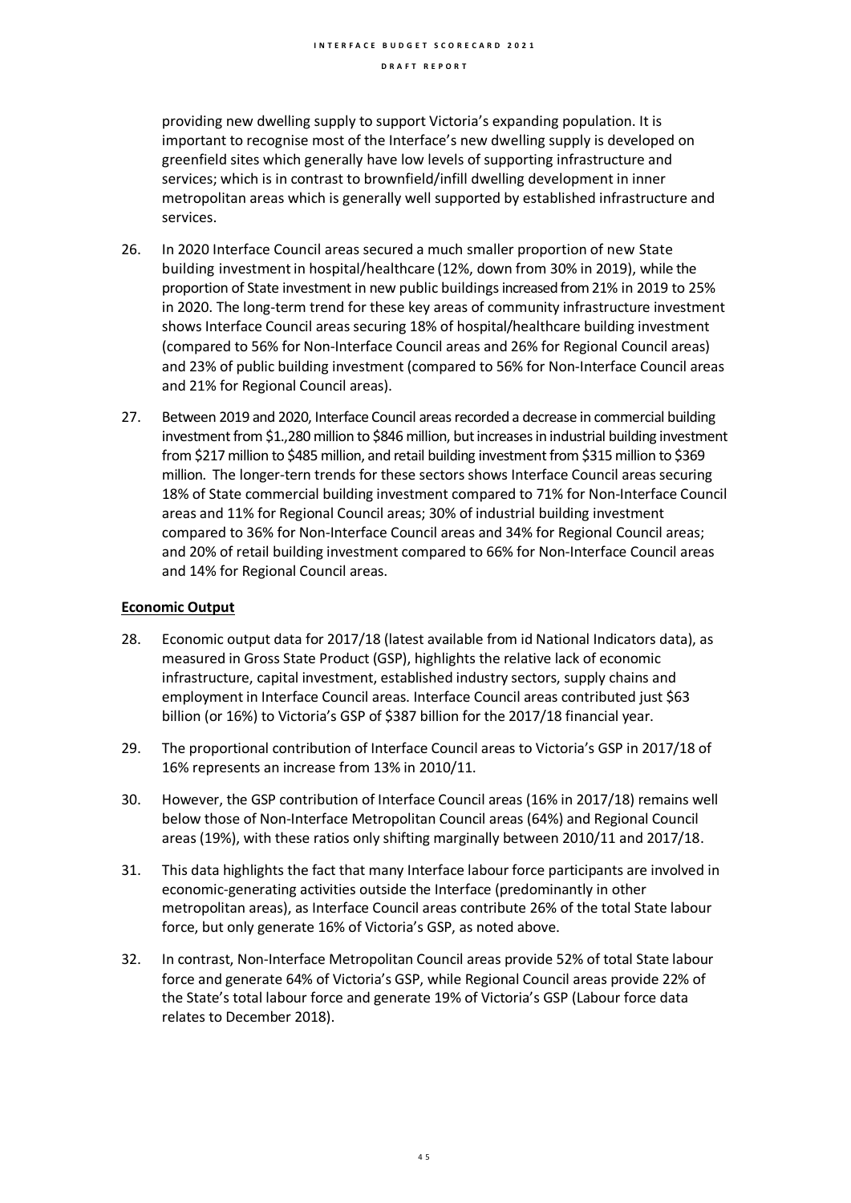providing new dwelling supply to support Victoria's expanding population. It is important to recognise most of the Interface's new dwelling supply is developed on greenfield sites which generally have low levels of supporting infrastructure and services; which is in contrast to brownfield/infill dwelling development in inner metropolitan areas which is generally well supported by established infrastructure and services.

26. In 2020 Interface Council areas secured a much smaller proportion of new State building investment in hospital/healthcare (12%, down from 30% in 2019), while the proportion of State investment in new public buildings increased from 21% in 2019 to 25% in 2020. The long-term trend for these key areas of community infrastructure investment shows Interface Council areas securing 18% of hospital/healthcare building investment (compared to 56% for Non-Interface Council areas and 26% for Regional Council areas) and 23% of public building investment (compared to 56% for Non-Interface Council areas and 21% for Regional Council areas).

27. Between 2019 and 2020, Interface Council areas recorded a decrease in commercial building investment from $1.,280 million to $846 million, but increases in industrial building investment from $217 million to $485 million, and retail building investment from $315 million to $369 million. The longer-tern trends for these sectors shows Interface Council areas securing 18% of State commercial building investment compared to 71% for Non-Interface Council areas and 11% for Regional Council areas; 30% of industrial building investment compared to 36% for Non-Interface Council areas and 34% for Regional Council areas; and 20% of retail building investment compared to 66% for Non-Interface Council areas and 14% for Regional Council areas.

**Economic Output**

28. Economic output data for 2017/18 (latest available from id National Indicators data), as measured in Gross State Product (GSP), highlights the relative lack of economic infrastructure, capital investment, established industry sectors, supply chains and employment in Interface Council areas. Interface Council areas contributed just $63 billion (or 16%) to Victoria's GSP of $387 billion for the 2017/18 financial year.

29. The proportional contribution of Interface Council areas to Victoria's GSP in 2017/18 of 16% represents an increase from 13% in 2010/11.

30. However, the GSP contribution of Interface Council areas (16% in 2017/18) remains well below those of Non-Interface Metropolitan Council areas (64%) and Regional Council areas (19%), with these ratios only shifting marginally between 2010/11 and 2017/18.

31. This data highlights the fact that many Interface labour force participants are involved in economic-generating activities outside the Interface (predominantly in other metropolitan areas), as Interface Council areas contribute 26% of the total State labour force, but only generate 16% of Victoria's GSP, as noted above.

32. In contrast, Non-Interface Metropolitan Council areas provide 52% of total State labour force and generate 64% of Victoria's GSP, while Regional Council areas provide 22% of the State's total labour force and generate 19% of Victoria's GSP (Labour force data relates to December 2018).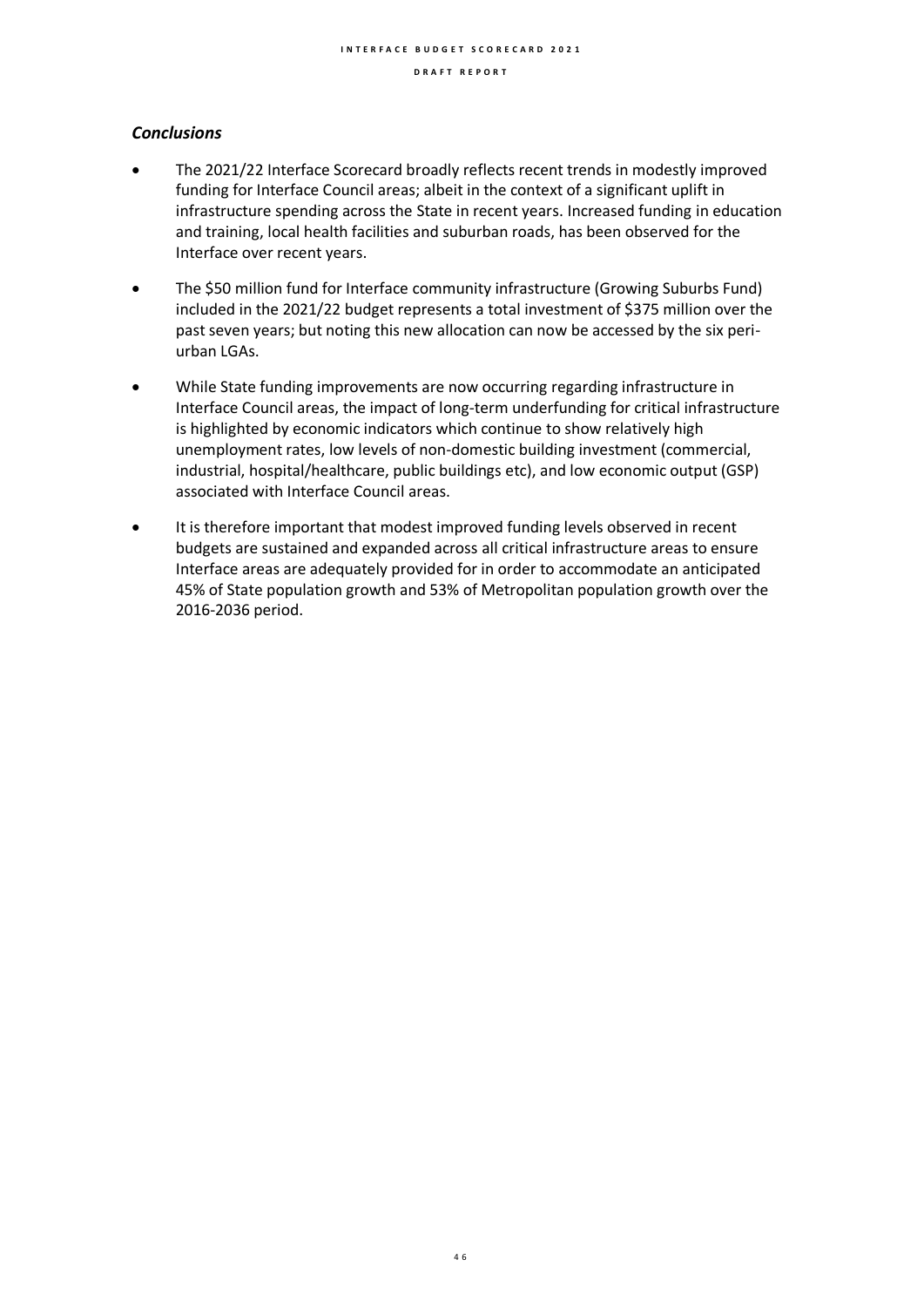### *Conclusions*

- The 2021/22 Interface Scorecard broadly reflects recent trends in modestly improved funding for Interface Council areas; albeit in the context of a significant uplift in infrastructure spending across the State in recent years. Increased funding in education and training, local health facilities and suburban roads, has been observed for the Interface over recent years.
- The $50 million fund for Interface community infrastructure (Growing Suburbs Fund) included in the 2021/22 budget represents a total investment of $375 million over the past seven years; but noting this new allocation can now be accessed by the six peri-urban LGAs.
- While State funding improvements are now occurring regarding infrastructure in Interface Council areas, the impact of long-term underfunding for critical infrastructure is highlighted by economic indicators which continue to show relatively high unemployment rates, low levels of non-domestic building investment (commercial, industrial, hospital/healthcare, public buildings etc), and low economic output (GSP) associated with Interface Council areas.
- It is therefore important that modest improved funding levels observed in recent budgets are sustained and expanded across all critical infrastructure areas to ensure Interface areas are adequately provided for in order to accommodate an anticipated 45% of State population growth and 53% of Metropolitan population growth over the 2016-2036 period.